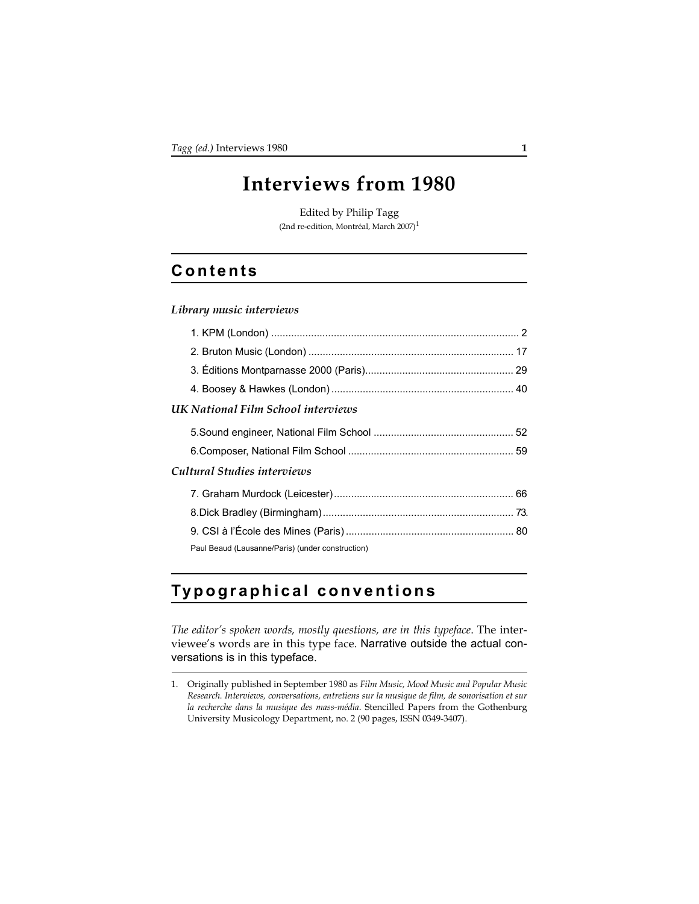# Interviews from 1980

Edited by Philip Tagg
(2nd re-edition, Montréal, March 2007)[1]

## Contents

### *Library music interviews*

1. KPM (London) ....................................................................................... 2
2. Bruton Music (London) ........................................................................ 17
3. Éditions Montparnasse 2000 (Paris).................................................... 29
4. Boosey & Hawkes (London) ................................................................ 40

### *UK National Film School interviews*

5. Sound engineer, National Film School ................................................. 52
6. Composer, National Film School .......................................................... 59

### *Cultural Studies interviews*

7. Graham Murdock (Leicester)............................................................... 66
8. Dick Bradley (Birmingham).................................................................. 73
9. CSI à l'École des Mines (Paris)........................................................... 80

Paul Beaud (Lausanne/Paris) (under construction)

## Typographical conventions

*The editor's spoken words, mostly questions, are in this typeface*. The interviewee's words are in this type face. Narrative outside the actual conversations is in this typeface.

---

1. Originally published in September 1980 as *Film Music, Mood Music and Popular Music Research. Interviews, conversations, entretiens sur la musique de film, de sonorisation et sur la recherche dans la musique des mass-média*. Stencilled Papers from the Gothenburg University Musicology Department, no. 2 (90 pages, ISSN 0349-3407).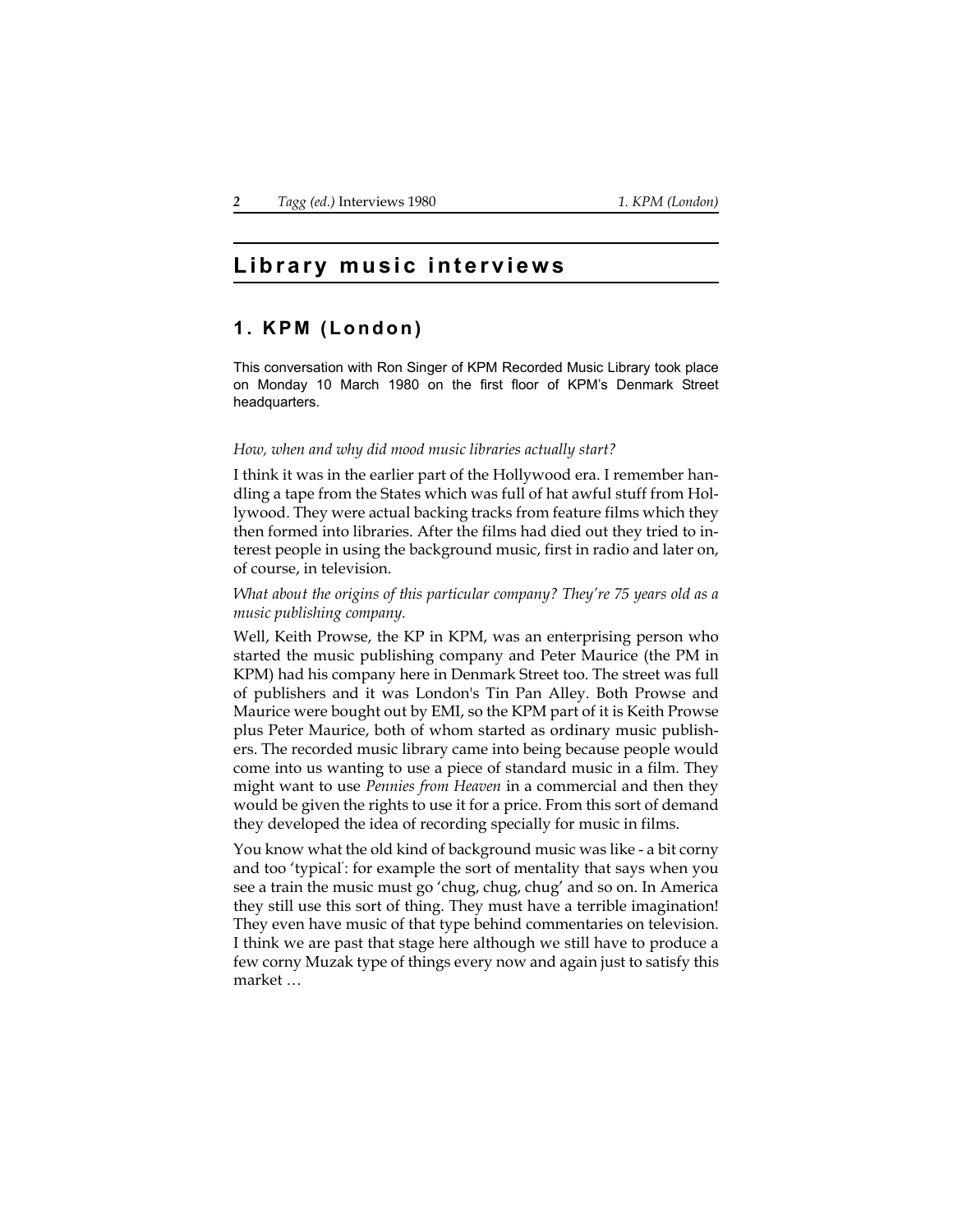# Library music interviews

## 1. KPM (London)

This conversation with Ron Singer of KPM Recorded Music Library took place on Monday 10 March 1980 on the first floor of KPM's Denmark Street headquarters.

*How, when and why did mood music libraries actually start?*

I think it was in the earlier part of the Hollywood era. I remember handling a tape from the States which was full of hat awful stuff from Hollywood. They were actual backing tracks from feature films which they then formed into libraries. After the films had died out they tried to interest people in using the background music, first in radio and later on, of course, in television.

*What about the origins of this particular company? They're 75 years old as a music publishing company.*

Well, Keith Prowse, the KP in KPM, was an enterprising person who started the music publishing company and Peter Maurice (the PM in KPM) had his company here in Denmark Street too. The street was full of publishers and it was London's Tin Pan Alley. Both Prowse and Maurice were bought out by EMI, so the KPM part of it is Keith Prowse plus Peter Maurice, both of whom started as ordinary music publishers. The recorded music library came into being because people would come into us wanting to use a piece of standard music in a film. They might want to use *Pennies from Heaven* in a commercial and then they would be given the rights to use it for a price. From this sort of demand they developed the idea of recording specially for music in films.

You know what the old kind of background music was like - a bit corny and too 'typical': for example the sort of mentality that says when you see a train the music must go 'chug, chug, chug' and so on. In America they still use this sort of thing. They must have a terrible imagination! They even have music of that type behind commentaries on television. I think we are past that stage here although we still have to produce a few corny Muzak type of things every now and again just to satisfy this market …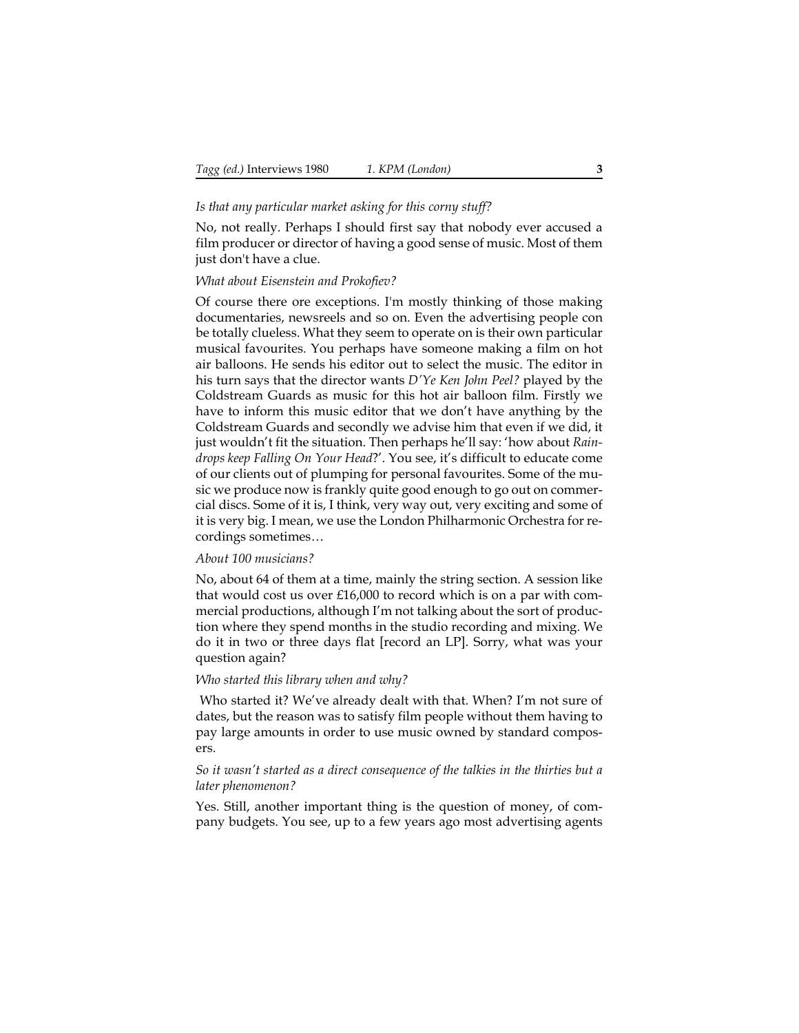*Is that any particular market asking for this corny stuff?*

No, not really. Perhaps I should first say that nobody ever accused a film producer or director of having a good sense of music. Most of them just don't have a clue.

*What about Eisenstein and Prokofiev?*

Of course there ore exceptions. I'm mostly thinking of those making documentaries, newsreels and so on. Even the advertising people con be totally clueless. What they seem to operate on is their own particular musical favourites. You perhaps have someone making a film on hot air balloons. He sends his editor out to select the music. The editor in his turn says that the director wants *D'Ye Ken John Peel?* played by the Coldstream Guards as music for this hot air balloon film. Firstly we have to inform this music editor that we don't have anything by the Coldstream Guards and secondly we advise him that even if we did, it just wouldn't fit the situation. Then perhaps he'll say: 'how about *Raindrops keep Falling On Your Head*?'. You see, it's difficult to educate come of our clients out of plumping for personal favourites. Some of the music we produce now is frankly quite good enough to go out on commercial discs. Some of it is, I think, very way out, very exciting and some of it is very big. I mean, we use the London Philharmonic Orchestra for recordings sometimes…

*About 100 musicians?*

No, about 64 of them at a time, mainly the string section. A session like that would cost us over £16,000 to record which is on a par with commercial productions, although I'm not talking about the sort of production where they spend months in the studio recording and mixing. We do it in two or three days flat [record an LP]. Sorry, what was your question again?

*Who started this library when and why?*

Who started it? We've already dealt with that. When? I'm not sure of dates, but the reason was to satisfy film people without them having to pay large amounts in order to use music owned by standard composers.

*So it wasn't started as a direct consequence of the talkies in the thirties but a later phenomenon?*

Yes. Still, another important thing is the question of money, of company budgets. You see, up to a few years ago most advertising agents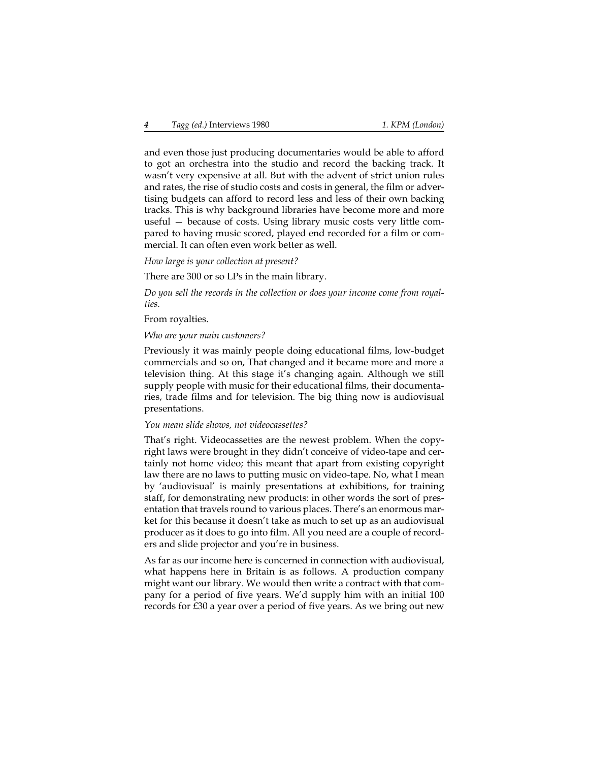and even those just producing documentaries would be able to afford to got an orchestra into the studio and record the backing track. It wasn't very expensive at all. But with the advent of strict union rules and rates, the rise of studio costs and costs in general, the film or advertising budgets can afford to record less and less of their own backing tracks. This is why background libraries have become more and more useful — because of costs. Using library music costs very little compared to having music scored, played end recorded for a film or commercial. It can often even work better as well.

*How large is your collection at present?*

There are 300 or so LPs in the main library.

*Do you sell the records in the collection or does your income come from royalties.*

From royalties.

*Who are your main customers?*

Previously it was mainly people doing educational films, low-budget commercials and so on, That changed and it became more and more a television thing. At this stage it's changing again. Although we still supply people with music for their educational films, their documentaries, trade films and for television. The big thing now is audiovisual presentations.

*You mean slide shows, not videocassettes?*

That's right. Videocassettes are the newest problem. When the copyright laws were brought in they didn't conceive of video-tape and certainly not home video; this meant that apart from existing copyright law there are no laws to putting music on video-tape. No, what I mean by 'audiovisual' is mainly presentations at exhibitions, for training staff, for demonstrating new products: in other words the sort of presentation that travels round to various places. There's an enormous market for this because it doesn't take as much to set up as an audiovisual producer as it does to go into film. All you need are a couple of recorders and slide projector and you're in business.

As far as our income here is concerned in connection with audiovisual, what happens here in Britain is as follows. A production company might want our library. We would then write a contract with that company for a period of five years. We'd supply him with an initial 100 records for £30 a year over a period of five years. As we bring out new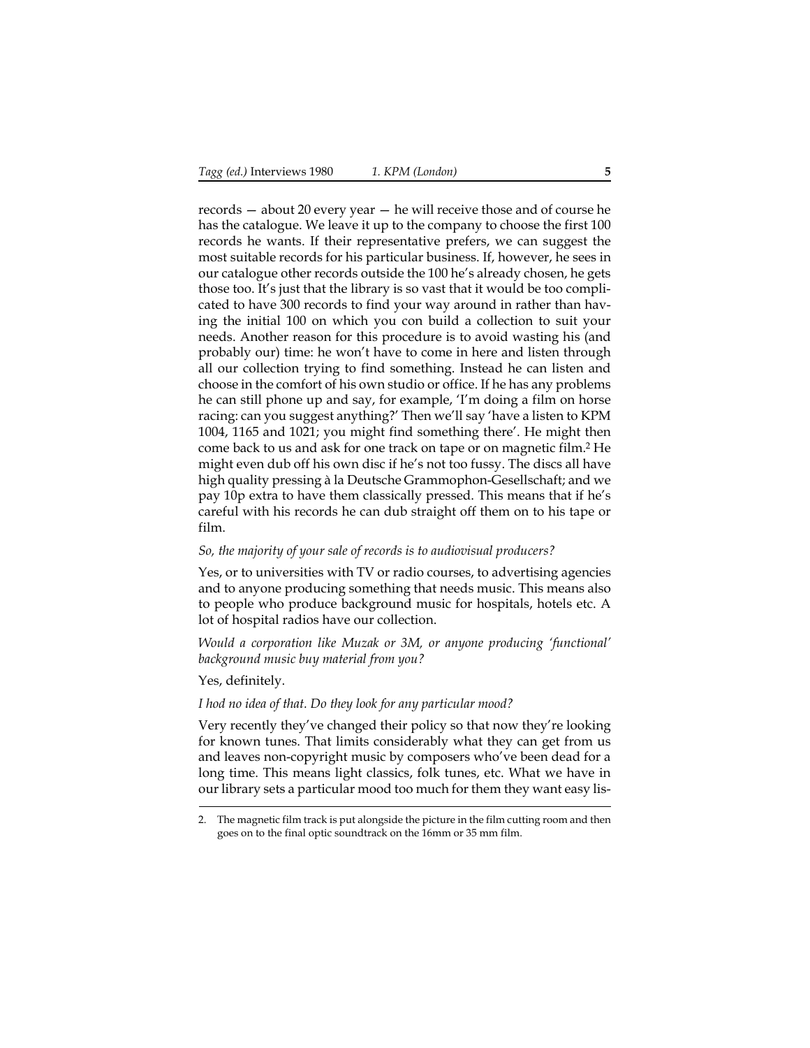records — about 20 every year — he will receive those and of course he has the catalogue. We leave it up to the company to choose the first 100 records he wants. If their representative prefers, we can suggest the most suitable records for his particular business. If, however, he sees in our catalogue other records outside the 100 he's already chosen, he gets those too. It's just that the library is so vast that it would be too complicated to have 300 records to find your way around in rather than having the initial 100 on which you con build a collection to suit your needs. Another reason for this procedure is to avoid wasting his (and probably our) time: he won't have to come in here and listen through all our collection trying to find something. Instead he can listen and choose in the comfort of his own studio or office. If he has any problems he can still phone up and say, for example, 'I'm doing a film on horse racing: can you suggest anything?' Then we'll say 'have a listen to KPM 1004, 1165 and 1021; you might find something there'. He might then come back to us and ask for one track on tape or on magnetic film.[2] He might even dub off his own disc if he's not too fussy. The discs all have high quality pressing à la Deutsche Grammophon-Gesellschaft; and we pay 10p extra to have them classically pressed. This means that if he's careful with his records he can dub straight off them on to his tape or film.

*So, the majority of your sale of records is to audiovisual producers?*

Yes, or to universities with TV or radio courses, to advertising agencies and to anyone producing something that needs music. This means also to people who produce background music for hospitals, hotels etc. A lot of hospital radios have our collection.

*Would a corporation like Muzak or 3M, or anyone producing 'functional' background music buy material from you?*

Yes, definitely.

*I hod no idea of that. Do they look for any particular mood?*

Very recently they've changed their policy so that now they're looking for known tunes. That limits considerably what they can get from us and leaves non-copyright music by composers who've been dead for a long time. This means light classics, folk tunes, etc. What we have in our library sets a particular mood too much for them they want easy lis-

2. The magnetic film track is put alongside the picture in the film cutting room and then goes on to the final optic soundtrack on the 16mm or 35 mm film.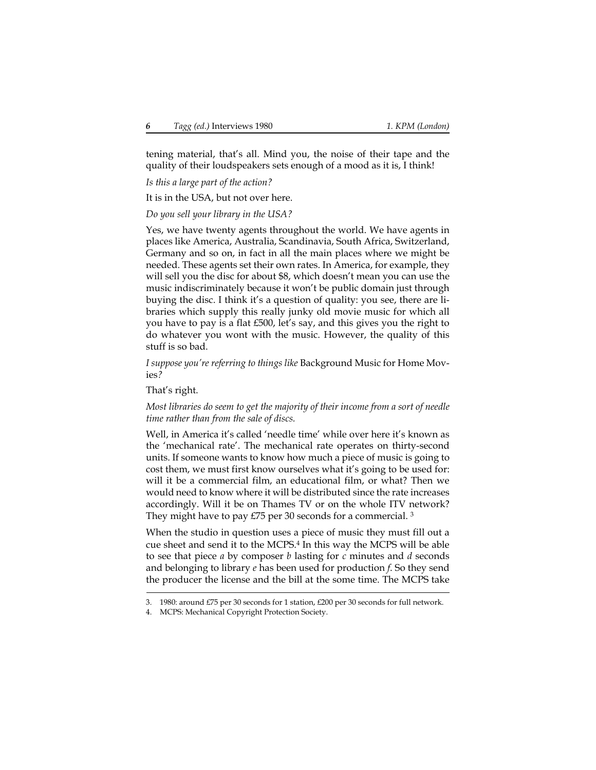tening material, that's all. Mind you, the noise of their tape and the quality of their loudspeakers sets enough of a mood as it is, I think!

*Is this a large part of the action?*

It is in the USA, but not over here.

*Do you sell your library in the USA?*

Yes, we have twenty agents throughout the world. We have agents in places like America, Australia, Scandinavia, South Africa, Switzerland, Germany and so on, in fact in all the main places where we might be needed. These agents set their own rates. In America, for example, they will sell you the disc for about $8, which doesn't mean you can use the music indiscriminately because it won't be public domain just through buying the disc. I think it's a question of quality: you see, there are libraries which supply this really junky old movie music for which all you have to pay is a flat £500, let's say, and this gives you the right to do whatever you wont with the music. However, the quality of this stuff is so bad.

*I suppose you're referring to things like* Background Music for Home Movies*?*

That's right.

*Most libraries do seem to get the majority of their income from a sort of needle time rather than from the sale of discs.*

Well, in America it's called 'needle time' while over here it's known as the 'mechanical rate'. The mechanical rate operates on thirty-second units. If someone wants to know how much a piece of music is going to cost them, we must first know ourselves what it's going to be used for: will it be a commercial film, an educational film, or what? Then we would need to know where it will be distributed since the rate increases accordingly. Will it be on Thames TV or on the whole ITV network? They might have to pay £75 per 30 seconds for a commercial. [3]

When the studio in question uses a piece of music they must fill out a cue sheet and send it to the MCPS.[4] In this way the MCPS will be able to see that piece *a* by composer *b* lasting for *c* minutes and *d* seconds and belonging to library *e* has been used for production *f*. So they send the producer the license and the bill at the some time. The MCPS take

---

3. 1980: around £75 per 30 seconds for 1 station, £200 per 30 seconds for full network.
4. MCPS: Mechanical Copyright Protection Society.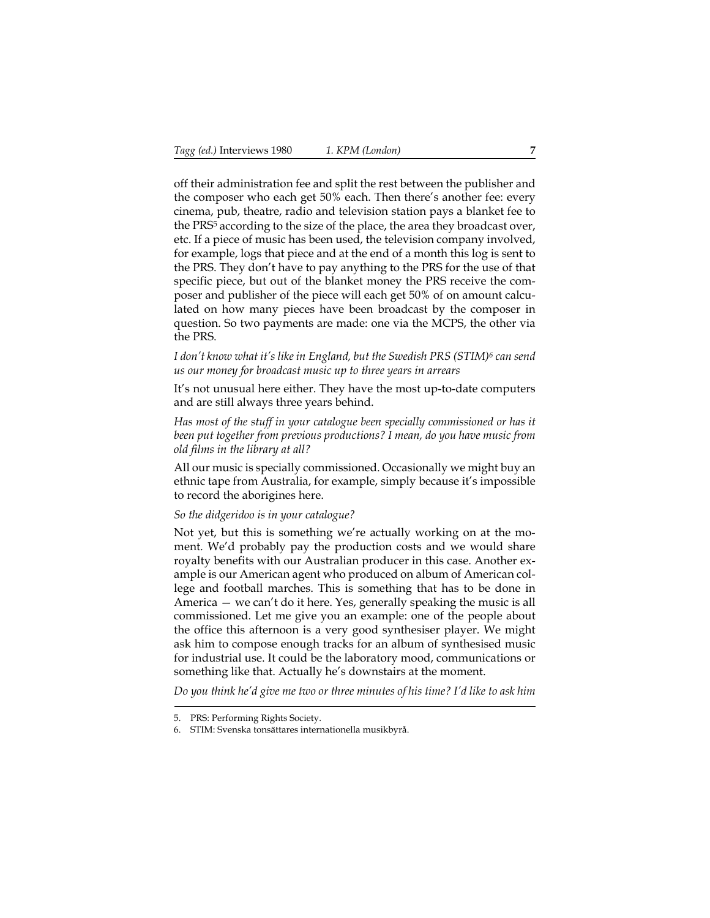off their administration fee and split the rest between the publisher and the composer who each get 50% each. Then there's another fee: every cinema, pub, theatre, radio and television station pays a blanket fee to the PRS[5] according to the size of the place, the area they broadcast over, etc. If a piece of music has been used, the television company involved, for example, logs that piece and at the end of a month this log is sent to the PRS. They don't have to pay anything to the PRS for the use of that specific piece, but out of the blanket money the PRS receive the composer and publisher of the piece will each get 50% of on amount calculated on how many pieces have been broadcast by the composer in question. So two payments are made: one via the MCPS, the other via the PRS.

*I don't know what it's like in England, but the Swedish PRS (STIM)[6] can send us our money for broadcast music up to three years in arrears*

It's not unusual here either. They have the most up-to-date computers and are still always three years behind.

*Has most of the stuff in your catalogue been specially commissioned or has it been put together from previous productions? I mean, do you have music from old films in the library at all?*

All our music is specially commissioned. Occasionally we might buy an ethnic tape from Australia, for example, simply because it's impossible to record the aborigines here.

*So the didgeridoo is in your catalogue?*

Not yet, but this is something we're actually working on at the moment. We'd probably pay the production costs and we would share royalty benefits with our Australian producer in this case. Another example is our American agent who produced on album of American college and football marches. This is something that has to be done in America — we can't do it here. Yes, generally speaking the music is all commissioned. Let me give you an example: one of the people about the office this afternoon is a very good synthesiser player. We might ask him to compose enough tracks for an album of synthesised music for industrial use. It could be the laboratory mood, communications or something like that. Actually he's downstairs at the moment.

*Do you think he'd give me two or three minutes of his time? I'd like to ask him*

---

5. PRS: Performing Rights Society.
6. STIM: Svenska tonsättares internationella musikbyrå.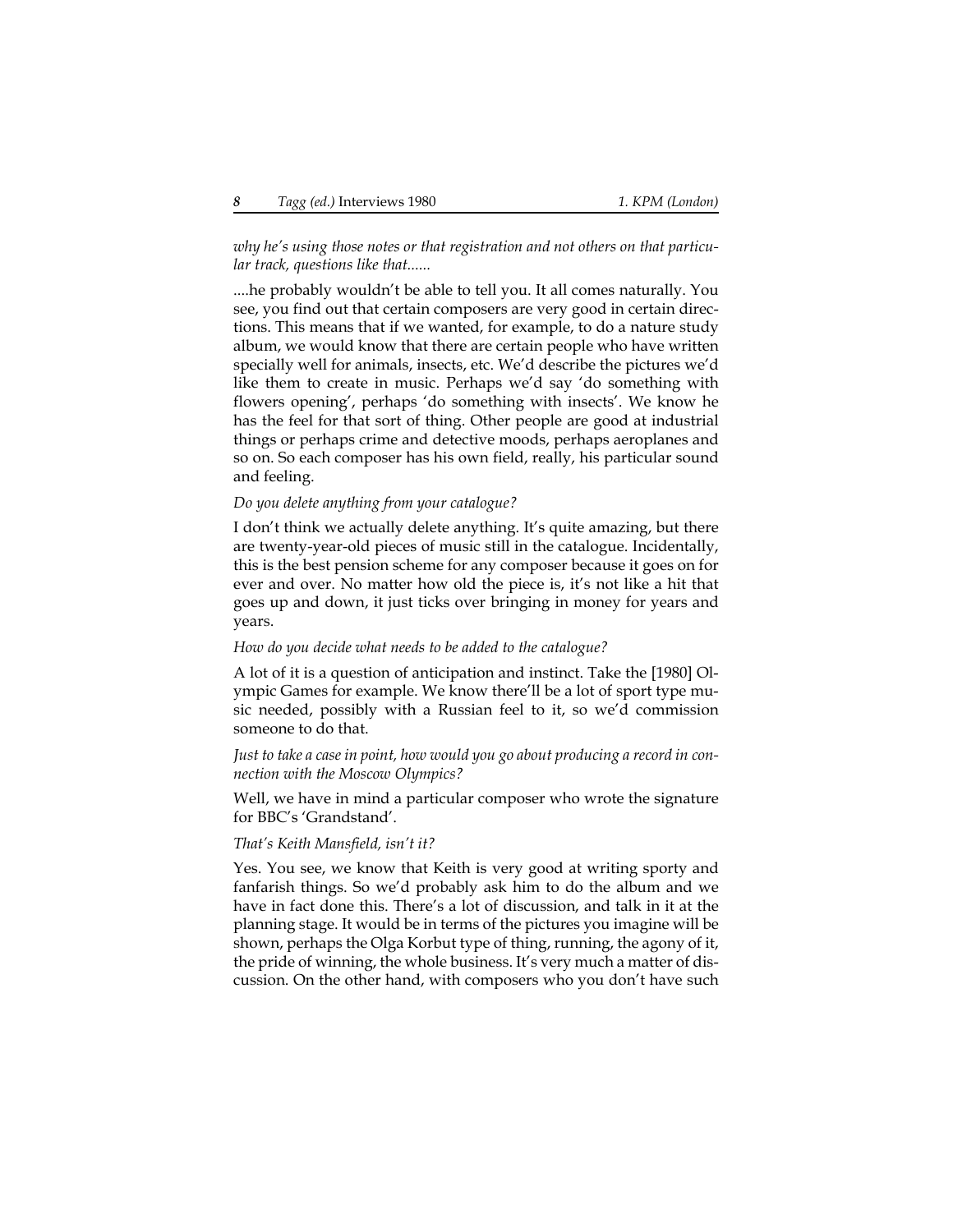*why he's using those notes or that registration and not others on that particular track, questions like that......*

....he probably wouldn't be able to tell you. It all comes naturally. You see, you find out that certain composers are very good in certain directions. This means that if we wanted, for example, to do a nature study album, we would know that there are certain people who have written specially well for animals, insects, etc. We'd describe the pictures we'd like them to create in music. Perhaps we'd say 'do something with flowers opening', perhaps 'do something with insects'. We know he has the feel for that sort of thing. Other people are good at industrial things or perhaps crime and detective moods, perhaps aeroplanes and so on. So each composer has his own field, really, his particular sound and feeling.

*Do you delete anything from your catalogue?*

I don't think we actually delete anything. It's quite amazing, but there are twenty-year-old pieces of music still in the catalogue. Incidentally, this is the best pension scheme for any composer because it goes on for ever and over. No matter how old the piece is, it's not like a hit that goes up and down, it just ticks over bringing in money for years and years.

*How do you decide what needs to be added to the catalogue?*

A lot of it is a question of anticipation and instinct. Take the [1980] Olympic Games for example. We know there'll be a lot of sport type music needed, possibly with a Russian feel to it, so we'd commission someone to do that.

*Just to take a case in point, how would you go about producing a record in connection with the Moscow Olympics?*

Well, we have in mind a particular composer who wrote the signature for BBC's 'Grandstand'.

*That's Keith Mansfield, isn't it?*

Yes. You see, we know that Keith is very good at writing sporty and fanfarish things. So we'd probably ask him to do the album and we have in fact done this. There's a lot of discussion, and talk in it at the planning stage. It would be in terms of the pictures you imagine will be shown, perhaps the Olga Korbut type of thing, running, the agony of it, the pride of winning, the whole business. It's very much a matter of discussion. On the other hand, with composers who you don't have such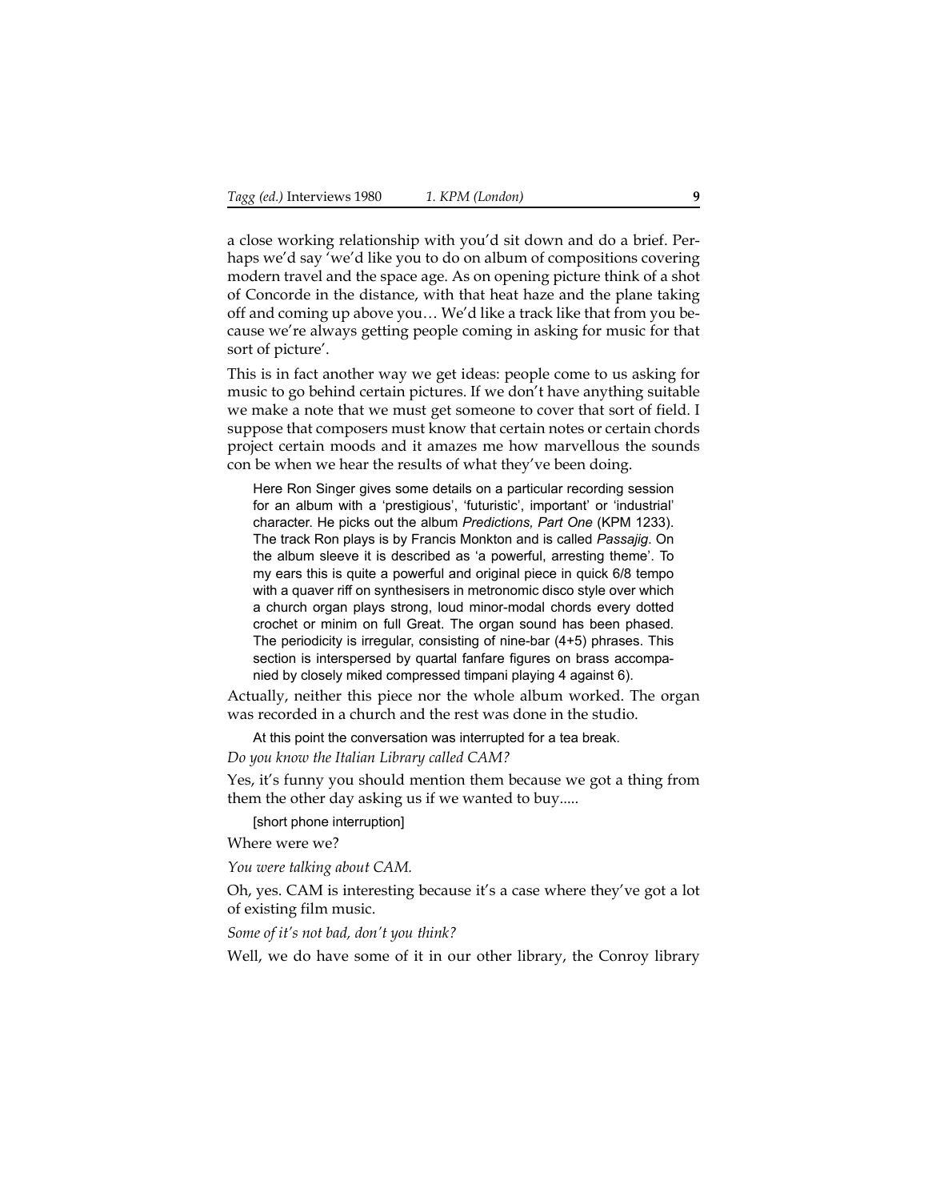a close working relationship with you'd sit down and do a brief. Perhaps we'd say 'we'd like you to do on album of compositions covering modern travel and the space age. As on opening picture think of a shot of Concorde in the distance, with that heat haze and the plane taking off and coming up above you… We'd like a track like that from you because we're always getting people coming in asking for music for that sort of picture'.

This is in fact another way we get ideas: people come to us asking for music to go behind certain pictures. If we don't have anything suitable we make a note that we must get someone to cover that sort of field. I suppose that composers must know that certain notes or certain chords project certain moods and it amazes me how marvellous the sounds con be when we hear the results of what they've been doing.

> Here Ron Singer gives some details on a particular recording session for an album with a 'prestigious', 'futuristic', important' or 'industrial' character. He picks out the album *Predictions, Part One* (KPM 1233). The track Ron plays is by Francis Monkton and is called *Passajig*. On the album sleeve it is described as 'a powerful, arresting theme'. To my ears this is quite a powerful and original piece in quick 6/8 tempo with a quaver riff on synthesisers in metronomic disco style over which a church organ plays strong, loud minor-modal chords every dotted crochet or minim on full Great. The organ sound has been phased. The periodicity is irregular, consisting of nine-bar (4+5) phrases. This section is interspersed by quartal fanfare figures on brass accompanied by closely miked compressed timpani playing 4 against 6).

Actually, neither this piece nor the whole album worked. The organ was recorded in a church and the rest was done in the studio.

> At this point the conversation was interrupted for a tea break.

*Do you know the Italian Library called CAM?*

Yes, it's funny you should mention them because we got a thing from them the other day asking us if we wanted to buy.....

> [short phone interruption]

Where were we?

*You were talking about CAM.*

Oh, yes. CAM is interesting because it's a case where they've got a lot of existing film music.

*Some of it's not bad, don't you think?*

Well, we do have some of it in our other library, the Conroy library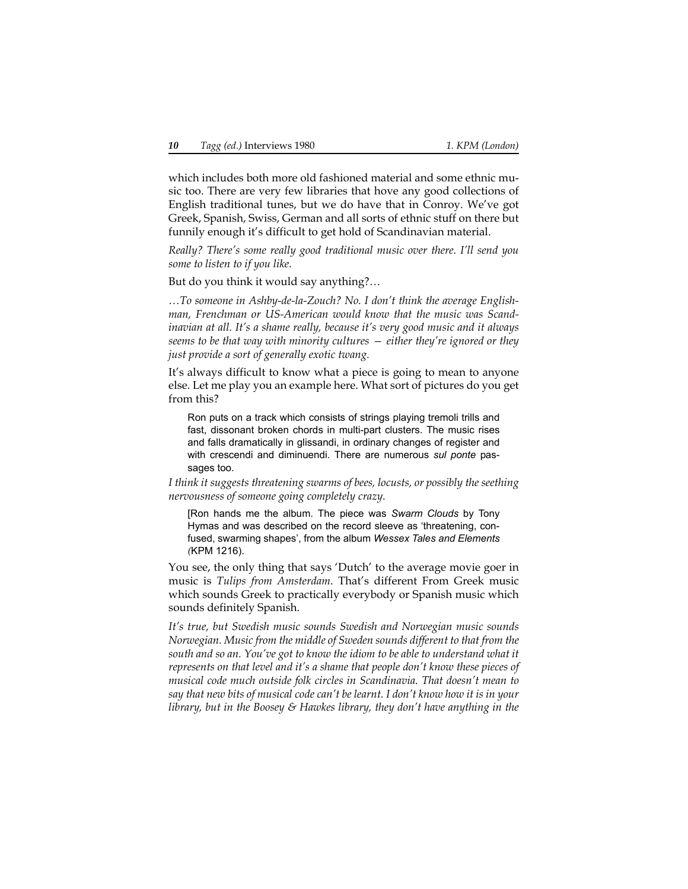which includes both more old fashioned material and some ethnic music too. There are very few libraries that hove any good collections of English traditional tunes, but we do have that in Conroy. We've got Greek, Spanish, Swiss, German and all sorts of ethnic stuff on there but funnily enough it's difficult to get hold of Scandinavian material.

*Really? There's some really good traditional music over there. I'll send you some to listen to if you like.*

But do you think it would say anything?…

*…To someone in Ashby-de-la-Zouch? No. I don't think the average Englishman, Frenchman or US-American would know that the music was Scandinavian at all. It's a shame really, because it's very good music and it always seems to be that way with minority cultures — either they're ignored or they just provide a sort of generally exotic twang.*

It's always difficult to know what a piece is going to mean to anyone else. Let me play you an example here. What sort of pictures do you get from this?

> Ron puts on a track which consists of strings playing tremoli trills and fast, dissonant broken chords in multi-part clusters. The music rises and falls dramatically in glissandi, in ordinary changes of register and with crescendi and diminuendi. There are numerous *sul ponte* passages too.

*I think it suggests threatening swarms of bees, locusts, or possibly the seething nervousness of someone going completely crazy.*

> [Ron hands me the album. The piece was *Swarm Clouds* by Tony Hymas and was described on the record sleeve as 'threatening, confused, swarming shapes', from the album *Wessex Tales and Elements* (KPM 1216).

You see, the only thing that says 'Dutch' to the average movie goer in music is *Tulips from Amsterdam*. That's different From Greek music which sounds Greek to practically everybody or Spanish music which sounds definitely Spanish.

*It's true, but Swedish music sounds Swedish and Norwegian music sounds Norwegian. Music from the middle of Sweden sounds different to that from the south and so an. You've got to know the idiom to be able to understand what it represents on that level and it's a shame that people don't know these pieces of musical code much outside folk circles in Scandinavia. That doesn't mean to say that new bits of musical code can't be learnt. I don't know how it is in your library, but in the Boosey & Hawkes library, they don't have anything in the*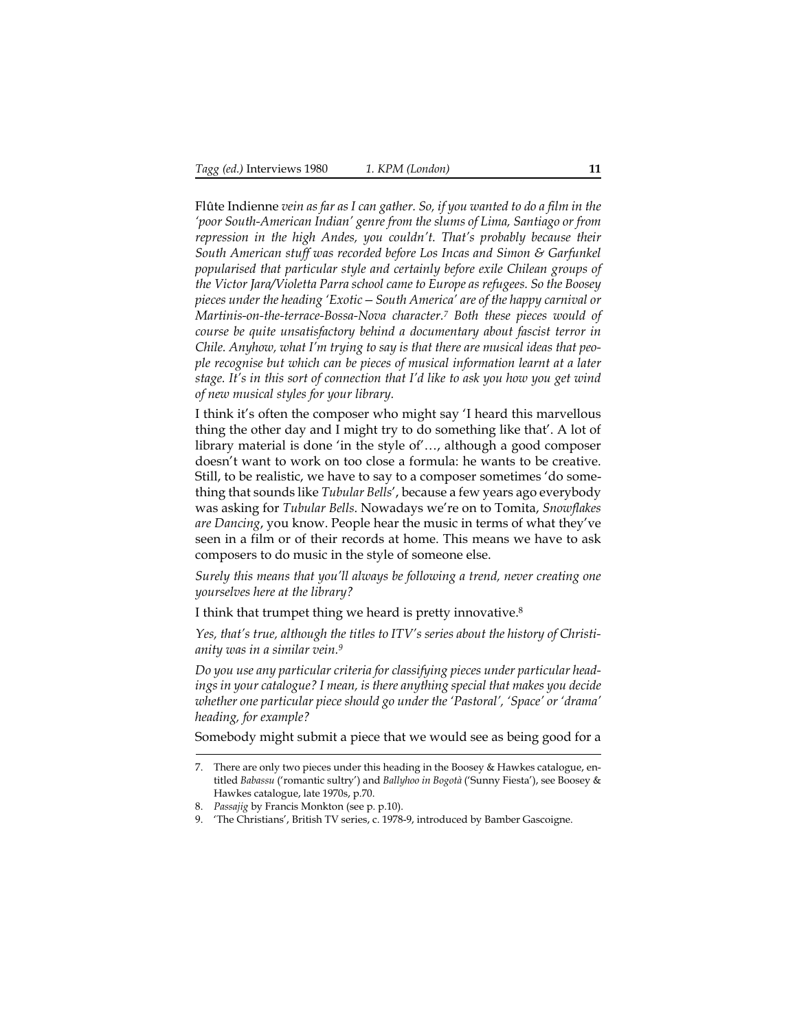Flûte Indienne *vein as far as I can gather. So, if you wanted to do a film in the 'poor South-American Indian' genre from the slums of Lima, Santiago or from repression in the high Andes, you couldn't. That's probably because their South American stuff was recorded before Los Incas and Simon & Garfunkel popularised that particular style and certainly before exile Chilean groups of the Victor Jara/Violetta Parra school came to Europe as refugees. So the Boosey pieces under the heading 'Exotic—South America' are of the happy carnival or Martinis-on-the-terrace-Bossa-Nova character.*[7] *Both these pieces would of course be quite unsatisfactory behind a documentary about fascist terror in Chile. Anyhow, what I'm trying to say is that there are musical ideas that people recognise but which can be pieces of musical information learnt at a later stage. It's in this sort of connection that I'd like to ask you how you get wind of new musical styles for your library.*

I think it's often the composer who might say 'I heard this marvellous thing the other day and I might try to do something like that'. A lot of library material is done 'in the style of'…, although a good composer doesn't want to work on too close a formula: he wants to be creative. Still, to be realistic, we have to say to a composer sometimes 'do something that sounds like *Tubular Bells*', because a few years ago everybody was asking for *Tubular Bells*. Nowadays we're on to Tomita, *Snowflakes are Dancing*, you know. People hear the music in terms of what they've seen in a film or of their records at home. This means we have to ask composers to do music in the style of someone else.

*Surely this means that you'll always be following a trend, never creating one yourselves here at the library?*

I think that trumpet thing we heard is pretty innovative.[8]

*Yes, that's true, although the titles to ITV's series about the history of Christianity was in a similar vein.*[9]

*Do you use any particular criteria for classifying pieces under particular headings in your catalogue? I mean, is there anything special that makes you decide whether one particular piece should go under the 'Pastoral', 'Space' or 'drama' heading, for example?*

Somebody might submit a piece that we would see as being good for a

---

7. There are only two pieces under this heading in the Boosey & Hawkes catalogue, entitled *Babassu* ('romantic sultry') and *Ballyhoo in Bogotà* ('Sunny Fiesta'), see Boosey & Hawkes catalogue, late 1970s, p.70.
8. *Passajig* by Francis Monkton (see p. p.10).
9. 'The Christians', British TV series, c. 1978-9, introduced by Bamber Gascoigne.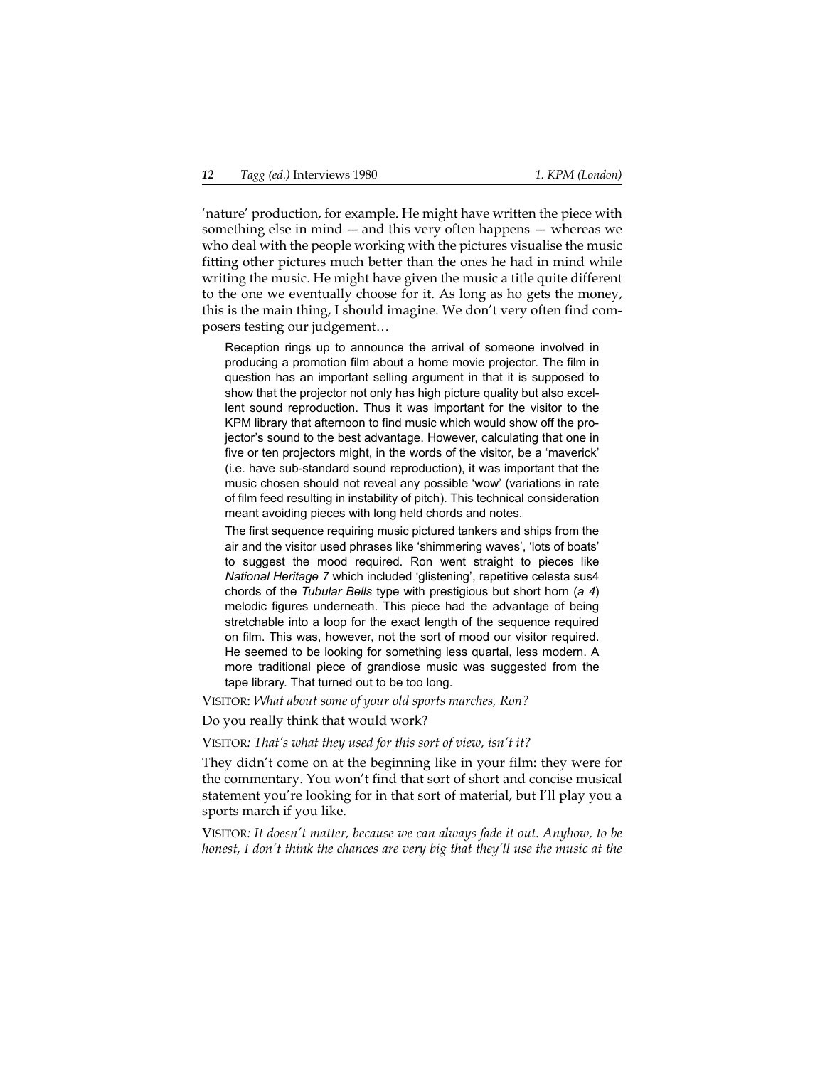'nature' production, for example. He might have written the piece with something else in mind — and this very often happens — whereas we who deal with the people working with the pictures visualise the music fitting other pictures much better than the ones he had in mind while writing the music. He might have given the music a title quite different to the one we eventually choose for it. As long as ho gets the money, this is the main thing, I should imagine. We don't very often find composers testing our judgement…

> Reception rings up to announce the arrival of someone involved in producing a promotion film about a home movie projector. The film in question has an important selling argument in that it is supposed to show that the projector not only has high picture quality but also excellent sound reproduction. Thus it was important for the visitor to the KPM library that afternoon to find music which would show off the projector's sound to the best advantage. However, calculating that one in five or ten projectors might, in the words of the visitor, be a 'maverick' (i.e. have sub-standard sound reproduction), it was important that the music chosen should not reveal any possible 'wow' (variations in rate of film feed resulting in instability of pitch). This technical consideration meant avoiding pieces with long held chords and notes.
>
> The first sequence requiring music pictured tankers and ships from the air and the visitor used phrases like 'shimmering waves', 'lots of boats' to suggest the mood required. Ron went straight to pieces like *National Heritage 7* which included 'glistening', repetitive celesta sus4 chords of the *Tubular Bells* type with prestigious but short horn (*a 4*) melodic figures underneath. This piece had the advantage of being stretchable into a loop for the exact length of the sequence required on film. This was, however, not the sort of mood our visitor required. He seemed to be looking for something less quartal, less modern. A more traditional piece of grandiose music was suggested from the tape library. That turned out to be too long.

VISITOR: *What about some of your old sports marches, Ron?*

Do you really think that would work?

VISITOR*: That's what they used for this sort of view, isn't it?*

They didn't come on at the beginning like in your film: they were for the commentary. You won't find that sort of short and concise musical statement you're looking for in that sort of material, but I'll play you a sports march if you like.

VISITOR*: It doesn't matter, because we can always fade it out. Anyhow, to be honest, I don't think the chances are very big that they'll use the music at the*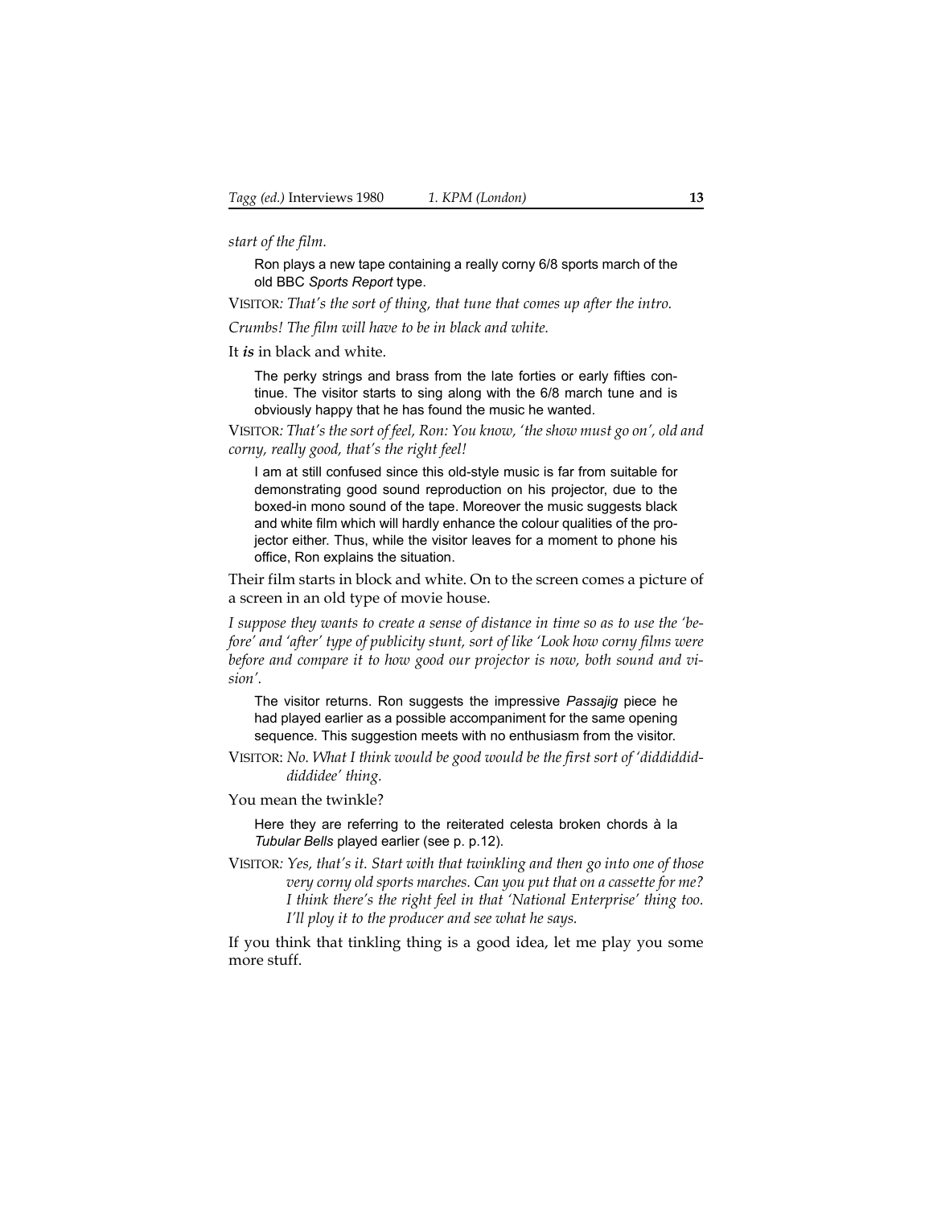*start of the film.*

> Ron plays a new tape containing a really corny 6/8 sports march of the old BBC *Sports Report* type.

VISITOR*: That's the sort of thing, that tune that comes up after the intro.*

*Crumbs! The film will have to be in black and white.*

It ***is*** in black and white.

> The perky strings and brass from the late forties or early fifties continue. The visitor starts to sing along with the 6/8 march tune and is obviously happy that he has found the music he wanted.

VISITOR*: That's the sort of feel, Ron: You know, 'the show must go on', old and corny, really good, that's the right feel!*

> I am at still confused since this old-style music is far from suitable for demonstrating good sound reproduction on his projector, due to the boxed-in mono sound of the tape. Moreover the music suggests black and white film which will hardly enhance the colour qualities of the projector either. Thus, while the visitor leaves for a moment to phone his office, Ron explains the situation.

Their film starts in block and white. On to the screen comes a picture of a screen in an old type of movie house.

*I suppose they wants to create a sense of distance in time so as to use the 'before' and 'after' type of publicity stunt, sort of like 'Look how corny films were before and compare it to how good our projector is now, both sound and vision'.*

> The visitor returns. Ron suggests the impressive *Passajig* piece he had played earlier as a possible accompaniment for the same opening sequence. This suggestion meets with no enthusiasm from the visitor.

VISITOR: *No. What I think would be good would be the first sort of 'dididdiddiddidee' thing.*

You mean the twinkle?

> Here they are referring to the reiterated celesta broken chords à la *Tubular Bells* played earlier (see p. p.12).

VISITOR*: Yes, that's it. Start with that twinkling and then go into one of those very corny old sports marches. Can you put that on a cassette for me? I think there's the right feel in that 'National Enterprise' thing too. I'll ploy it to the producer and see what he says.*

If you think that tinkling thing is a good idea, let me play you some more stuff.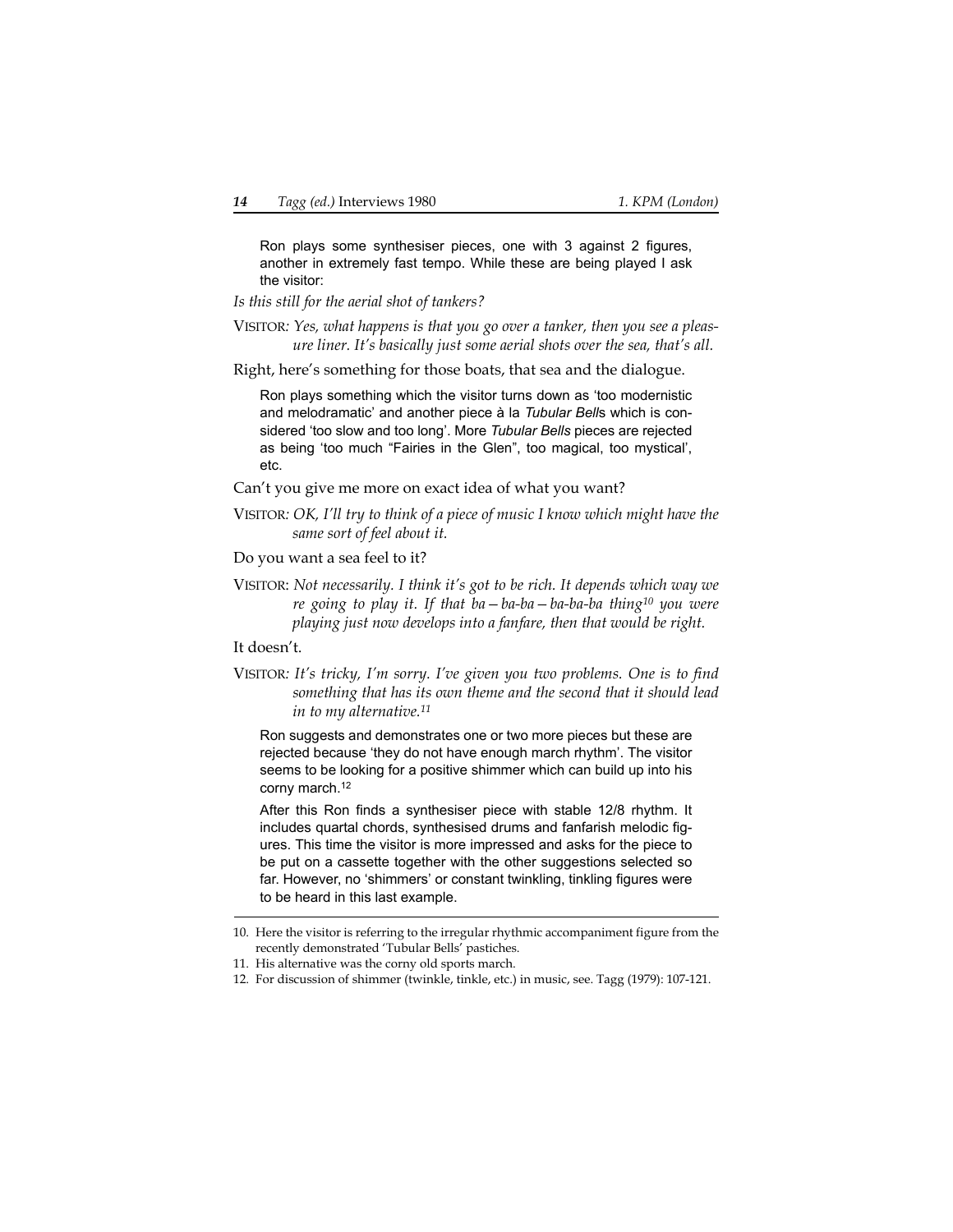Ron plays some synthesiser pieces, one with 3 against 2 figures, another in extremely fast tempo. While these are being played I ask the visitor:

*Is this still for the aerial shot of tankers?*

VISITOR*: Yes, what happens is that you go over a tanker, then you see a pleasure liner. It's basically just some aerial shots over the sea, that's all.*

Right, here's something for those boats, that sea and the dialogue.

Ron plays something which the visitor turns down as 'too modernistic and melodramatic' and another piece à la *Tubular Bell*s which is considered 'too slow and too long'. More *Tubular Bells* pieces are rejected as being 'too much "Fairies in the Glen", too magical, too mystical', etc.

Can't you give me more on exact idea of what you want?

VISITOR*: OK, I'll try to think of a piece of music I know which might have the same sort of feel about it.*

Do you want a sea feel to it?

VISITOR: *Not necessarily. I think it's got to be rich. It depends which way we re going to play it. If that ba – ba-ba – ba-ba-ba thing*[10] *you were playing just now develops into a fanfare, then that would be right.*

It doesn't.

VISITOR*: It's tricky, I'm sorry. I've given you two problems. One is to find something that has its own theme and the second that it should lead in to my alternative.*[11]

Ron suggests and demonstrates one or two more pieces but these are rejected because 'they do not have enough march rhythm'. The visitor seems to be looking for a positive shimmer which can build up into his corny march.[12]

After this Ron finds a synthesiser piece with stable 12/8 rhythm. It includes quartal chords, synthesised drums and fanfarish melodic figures. This time the visitor is more impressed and asks for the piece to be put on a cassette together with the other suggestions selected so far. However, no 'shimmers' or constant twinkling, tinkling figures were to be heard in this last example.

---

10. Here the visitor is referring to the irregular rhythmic accompaniment figure from the recently demonstrated 'Tubular Bells' pastiches.
11. His alternative was the corny old sports march.
12. For discussion of shimmer (twinkle, tinkle, etc.) in music, see. Tagg (1979): 107-121.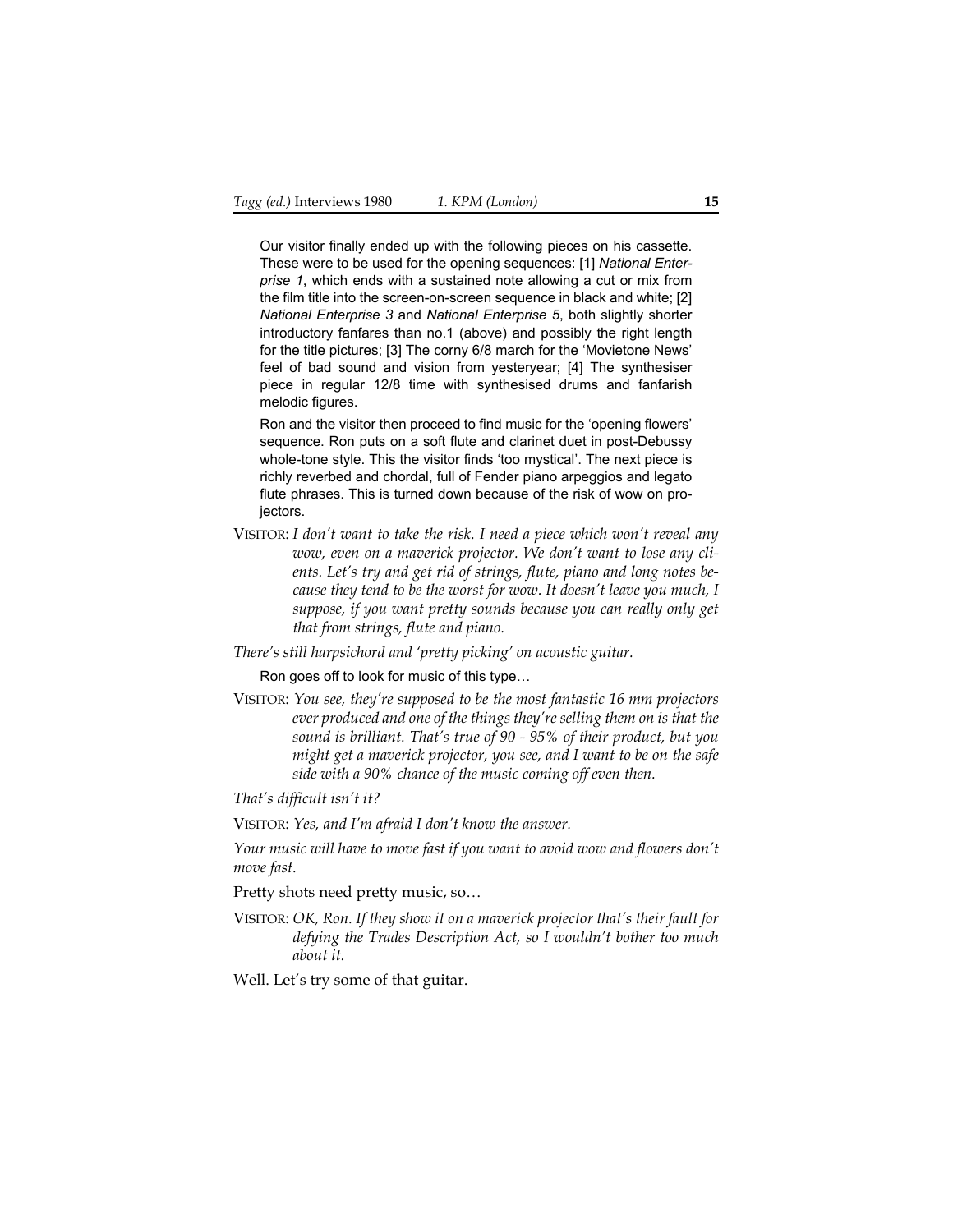Our visitor finally ended up with the following pieces on his cassette. These were to be used for the opening sequences: [1] *National Enterprise 1*, which ends with a sustained note allowing a cut or mix from the film title into the screen-on-screen sequence in black and white; [2] *National Enterprise 3* and *National Enterprise 5*, both slightly shorter introductory fanfares than no.1 (above) and possibly the right length for the title pictures; [3] The corny 6/8 march for the 'Movietone News' feel of bad sound and vision from yesteryear; [4] The synthesiser piece in regular 12/8 time with synthesised drums and fanfarish melodic figures.

Ron and the visitor then proceed to find music for the 'opening flowers' sequence. Ron puts on a soft flute and clarinet duet in post-Debussy whole-tone style. This the visitor finds 'too mystical'. The next piece is richly reverbed and chordal, full of Fender piano arpeggios and legato flute phrases. This is turned down because of the risk of wow on projectors.

VISITOR: *I don't want to take the risk. I need a piece which won't reveal any wow, even on a maverick projector. We don't want to lose any clients. Let's try and get rid of strings, flute, piano and long notes because they tend to be the worst for wow. It doesn't leave you much, I suppose, if you want pretty sounds because you can really only get that from strings, flute and piano.*

*There's still harpsichord and 'pretty picking' on acoustic guitar.*

Ron goes off to look for music of this type…

VISITOR: *You see, they're supposed to be the most fantastic 16 mm projectors ever produced and one of the things they're selling them on is that the sound is brilliant. That's true of 90 - 95% of their product, but you might get a maverick projector, you see, and I want to be on the safe side with a 90% chance of the music coming off even then.*

*That's difficult isn't it?*

VISITOR: *Yes, and I'm afraid I don't know the answer.*

*Your music will have to move fast if you want to avoid wow and flowers don't move fast.*

Pretty shots need pretty music, so…

VISITOR: *OK, Ron. If they show it on a maverick projector that's their fault for defying the Trades Description Act, so I wouldn't bother too much about it.*

Well. Let's try some of that guitar.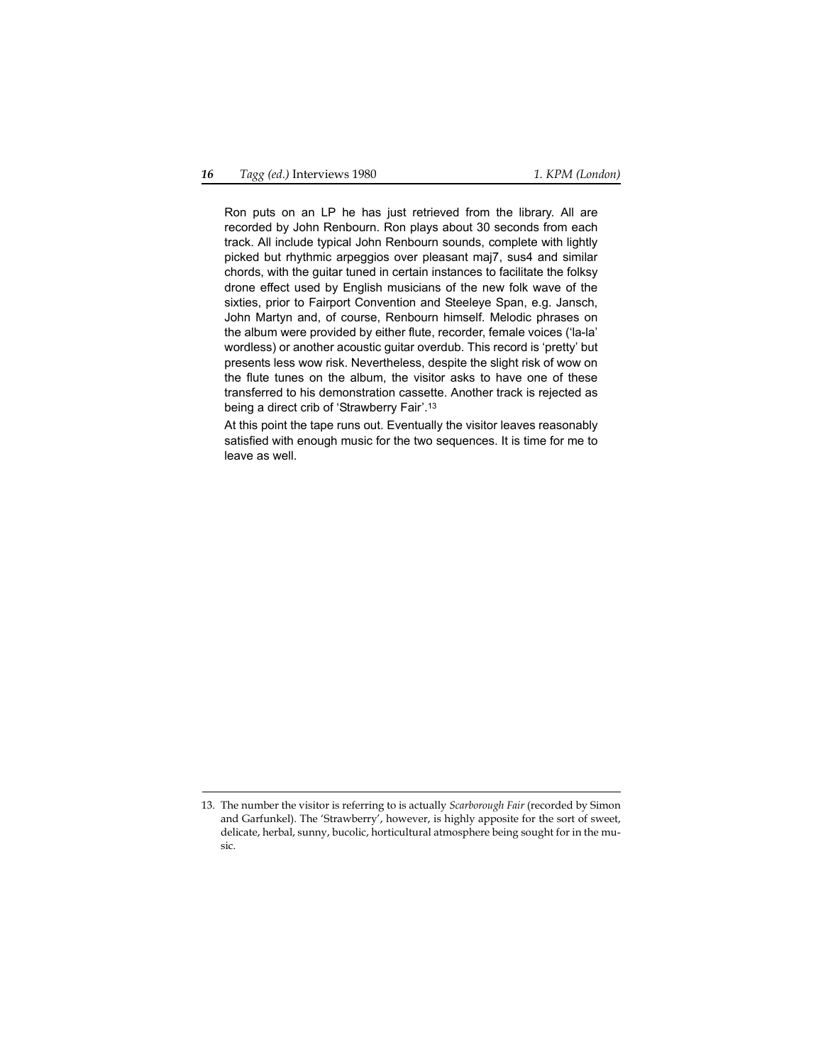Ron puts on an LP he has just retrieved from the library. All are recorded by John Renbourn. Ron plays about 30 seconds from each track. All include typical John Renbourn sounds, complete with lightly picked but rhythmic arpeggios over pleasant maj7, sus4 and similar chords, with the guitar tuned in certain instances to facilitate the folksy drone effect used by English musicians of the new folk wave of the sixties, prior to Fairport Convention and Steeleye Span, e.g. Jansch, John Martyn and, of course, Renbourn himself. Melodic phrases on the album were provided by either flute, recorder, female voices ('la-la' wordless) or another acoustic guitar overdub. This record is 'pretty' but presents less wow risk. Nevertheless, despite the slight risk of wow on the flute tunes on the album, the visitor asks to have one of these transferred to his demonstration cassette. Another track is rejected as being a direct crib of 'Strawberry Fair'.[13]

At this point the tape runs out. Eventually the visitor leaves reasonably satisfied with enough music for the two sequences. It is time for me to leave as well.

---

13. The number the visitor is referring to is actually *Scarborough Fair* (recorded by Simon and Garfunkel). The 'Strawberry', however, is highly apposite for the sort of sweet, delicate, herbal, sunny, bucolic, horticultural atmosphere being sought for in the music.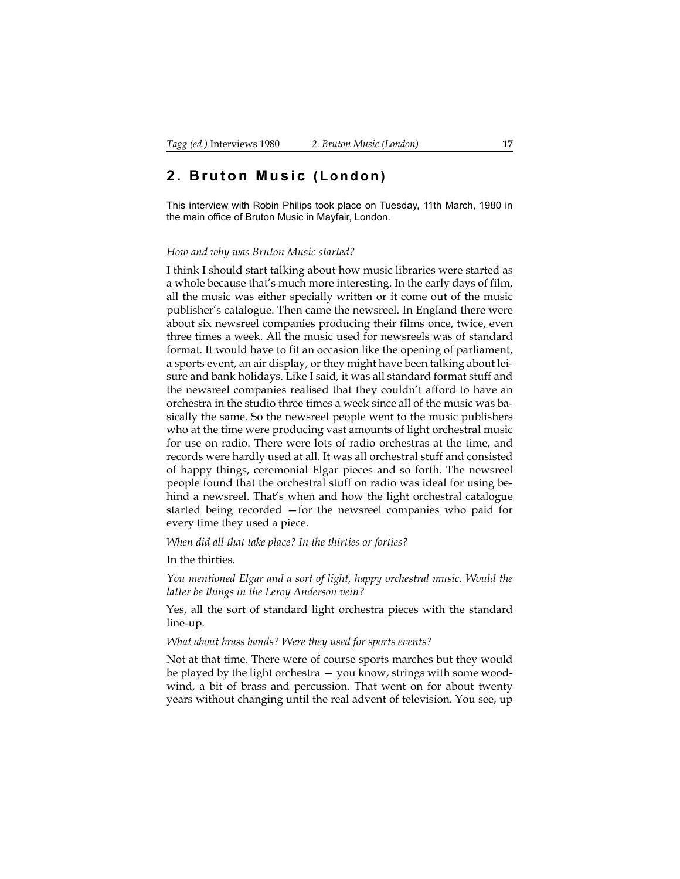## 2. Bruton Music (London)

This interview with Robin Philips took place on Tuesday, 11th March, 1980 in the main office of Bruton Music in Mayfair, London.

*How and why was Bruton Music started?*

I think I should start talking about how music libraries were started as a whole because that's much more interesting. In the early days of film, all the music was either specially written or it come out of the music publisher's catalogue. Then came the newsreel. In England there were about six newsreel companies producing their films once, twice, even three times a week. All the music used for newsreels was of standard format. It would have to fit an occasion like the opening of parliament, a sports event, an air display, or they might have been talking about leisure and bank holidays. Like I said, it was all standard format stuff and the newsreel companies realised that they couldn't afford to have an orchestra in the studio three times a week since all of the music was basically the same. So the newsreel people went to the music publishers who at the time were producing vast amounts of light orchestral music for use on radio. There were lots of radio orchestras at the time, and records were hardly used at all. It was all orchestral stuff and consisted of happy things, ceremonial Elgar pieces and so forth. The newsreel people found that the orchestral stuff on radio was ideal for using behind a newsreel. That's when and how the light orchestral catalogue started being recorded —for the newsreel companies who paid for every time they used a piece.

*When did all that take place? In the thirties or forties?*

In the thirties.

*You mentioned Elgar and a sort of light, happy orchestral music. Would the latter be things in the Leroy Anderson vein?*

Yes, all the sort of standard light orchestra pieces with the standard line-up.

*What about brass bands? Were they used for sports events?*

Not at that time. There were of course sports marches but they would be played by the light orchestra — you know, strings with some woodwind, a bit of brass and percussion. That went on for about twenty years without changing until the real advent of television. You see, up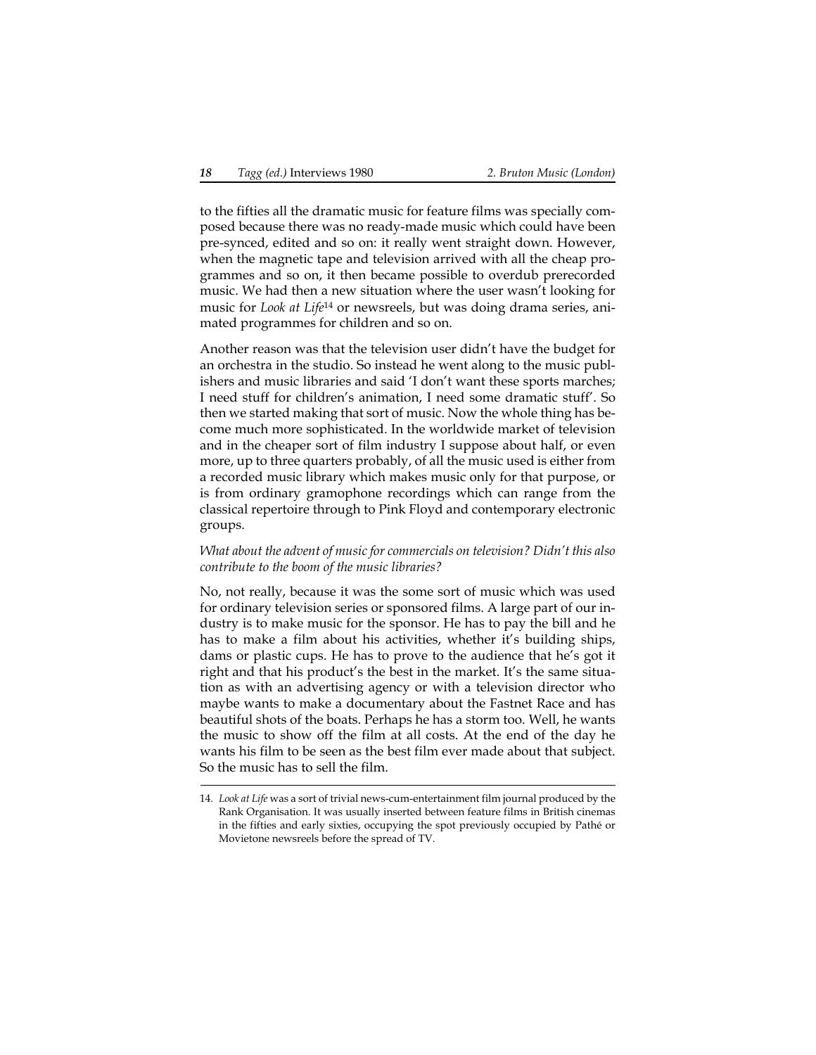to the fifties all the dramatic music for feature films was specially composed because there was no ready-made music which could have been pre-synced, edited and so on: it really went straight down. However, when the magnetic tape and television arrived with all the cheap programmes and so on, it then became possible to overdub prerecorded music. We had then a new situation where the user wasn't looking for music for *Look at Life*[14] or newsreels, but was doing drama series, animated programmes for children and so on.

Another reason was that the television user didn't have the budget for an orchestra in the studio. So instead he went along to the music publishers and music libraries and said 'I don't want these sports marches; I need stuff for children's animation, I need some dramatic stuff'. So then we started making that sort of music. Now the whole thing has become much more sophisticated. In the worldwide market of television and in the cheaper sort of film industry I suppose about half, or even more, up to three quarters probably, of all the music used is either from a recorded music library which makes music only for that purpose, or is from ordinary gramophone recordings which can range from the classical repertoire through to Pink Floyd and contemporary electronic groups.

*What about the advent of music for commercials on television? Didn't this also contribute to the boom of the music libraries?*

No, not really, because it was the some sort of music which was used for ordinary television series or sponsored films. A large part of our industry is to make music for the sponsor. He has to pay the bill and he has to make a film about his activities, whether it's building ships, dams or plastic cups. He has to prove to the audience that he's got it right and that his product's the best in the market. It's the same situation as with an advertising agency or with a television director who maybe wants to make a documentary about the Fastnet Race and has beautiful shots of the boats. Perhaps he has a storm too. Well, he wants the music to show off the film at all costs. At the end of the day he wants his film to be seen as the best film ever made about that subject. So the music has to sell the film.

---

14. *Look at Life* was a sort of trivial news-cum-entertainment film journal produced by the Rank Organisation. It was usually inserted between feature films in British cinemas in the fifties and early sixties, occupying the spot previously occupied by Pathé or Movietone newsreels before the spread of TV.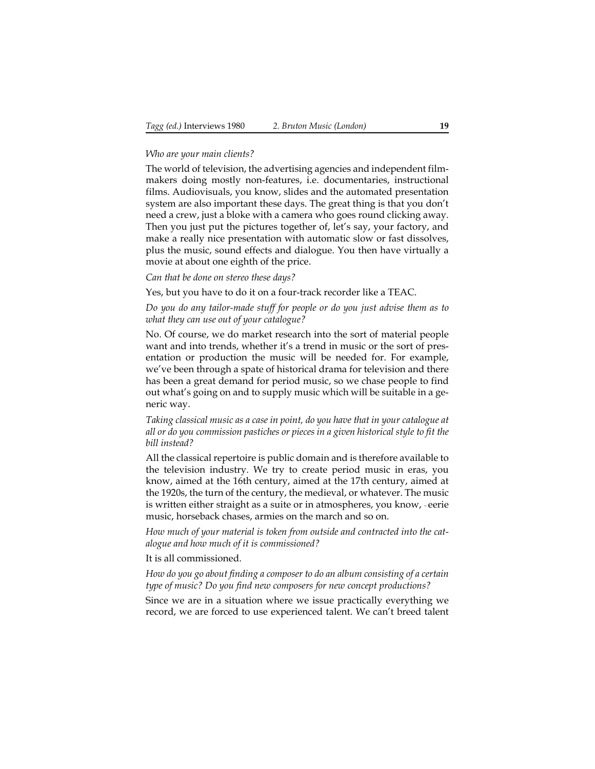*Who are your main clients?*

The world of television, the advertising agencies and independent film-makers doing mostly non-features, i.e. documentaries, instructional films. Audiovisuals, you know, slides and the automated presentation system are also important these days. The great thing is that you don't need a crew, just a bloke with a camera who goes round clicking away. Then you just put the pictures together of, let's say, your factory, and make a really nice presentation with automatic slow or fast dissolves, plus the music, sound effects and dialogue. You then have virtually a movie at about one eighth of the price.

*Can that be done on stereo these days?*

Yes, but you have to do it on a four-track recorder like a TEAC.

*Do you do any tailor-made stuff for people or do you just advise them as to what they can use out of your catalogue?*

No. Of course, we do market research into the sort of material people want and into trends, whether it's a trend in music or the sort of presentation or production the music will be needed for. For example, we've been through a spate of historical drama for television and there has been a great demand for period music, so we chase people to find out what's going on and to supply music which will be suitable in a generic way.

*Taking classical music as a case in point, do you have that in your catalogue at all or do you commission pastiches or pieces in a given historical style to fit the bill instead?*

All the classical repertoire is public domain and is therefore available to the television industry. We try to create period music in eras, you know, aimed at the 16th century, aimed at the 17th century, aimed at the 1920s, the turn of the century, the medieval, or whatever. The music is written either straight as a suite or in atmospheres, you know, eerie music, horseback chases, armies on the march and so on.

*How much of your material is token from outside and contracted into the catalogue and how much of it is commissioned?*

It is all commissioned.

*How do you go about finding a composer to do an album consisting of a certain type of music? Do you find new composers for new concept productions?*

Since we are in a situation where we issue practically everything we record, we are forced to use experienced talent. We can't breed talent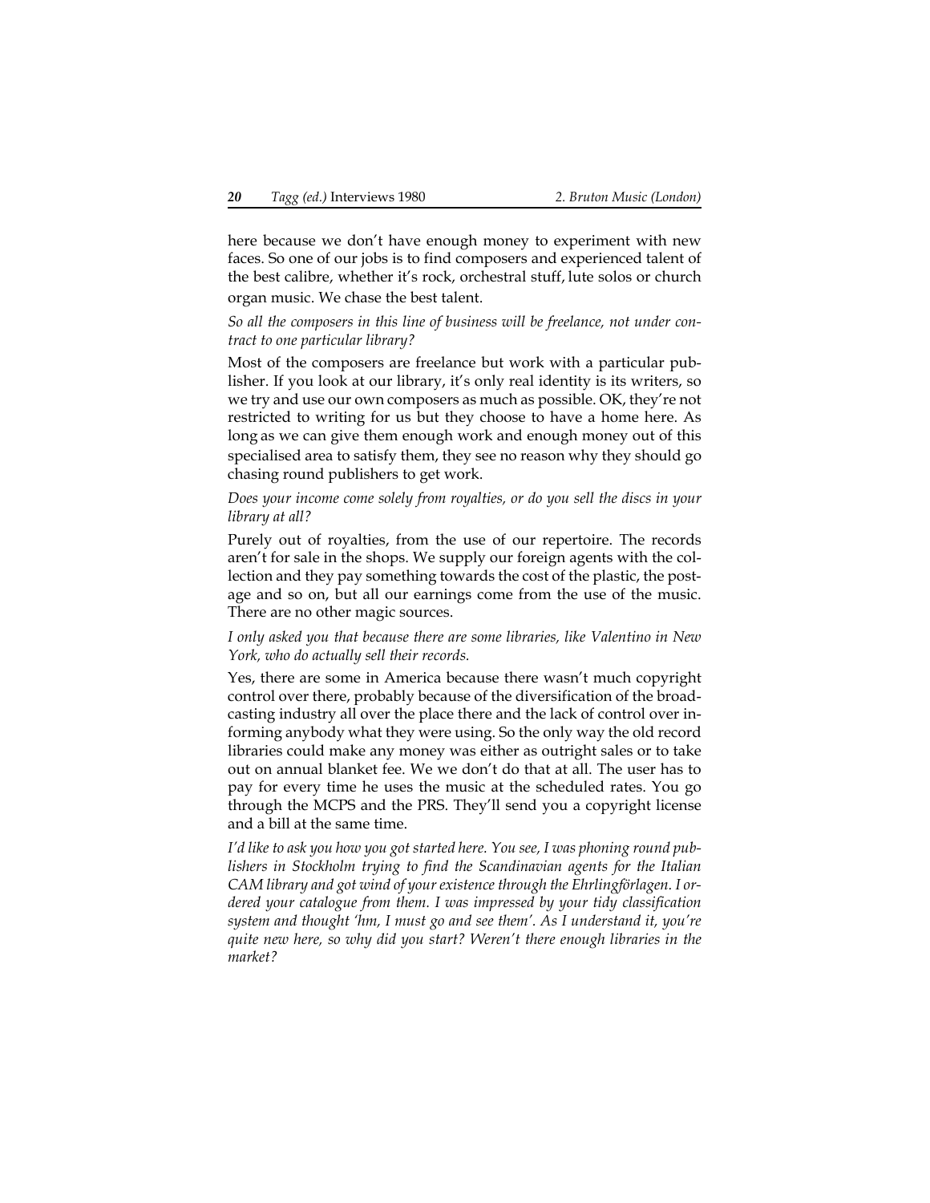here because we don't have enough money to experiment with new faces. So one of our jobs is to find composers and experienced talent of the best calibre, whether it's rock, orchestral stuff, lute solos or church organ music. We chase the best talent.

*So all the composers in this line of business will be freelance, not under contract to one particular library?*

Most of the composers are freelance but work with a particular publisher. If you look at our library, it's only real identity is its writers, so we try and use our own composers as much as possible. OK, they're not restricted to writing for us but they choose to have a home here. As long as we can give them enough work and enough money out of this specialised area to satisfy them, they see no reason why they should go chasing round publishers to get work.

*Does your income come solely from royalties, or do you sell the discs in your library at all?*

Purely out of royalties, from the use of our repertoire. The records aren't for sale in the shops. We supply our foreign agents with the collection and they pay something towards the cost of the plastic, the postage and so on, but all our earnings come from the use of the music. There are no other magic sources.

*I only asked you that because there are some libraries, like Valentino in New York, who do actually sell their records.*

Yes, there are some in America because there wasn't much copyright control over there, probably because of the diversification of the broadcasting industry all over the place there and the lack of control over informing anybody what they were using. So the only way the old record libraries could make any money was either as outright sales or to take out on annual blanket fee. We we don't do that at all. The user has to pay for every time he uses the music at the scheduled rates. You go through the MCPS and the PRS. They'll send you a copyright license and a bill at the same time.

*I'd like to ask you how you got started here. You see, I was phoning round publishers in Stockholm trying to find the Scandinavian agents for the Italian CAM library and got wind of your existence through the Ehrlingförlagen. I ordered your catalogue from them. I was impressed by your tidy classification system and thought 'hm, I must go and see them'. As I understand it, you're quite new here, so why did you start? Weren't there enough libraries in the market?*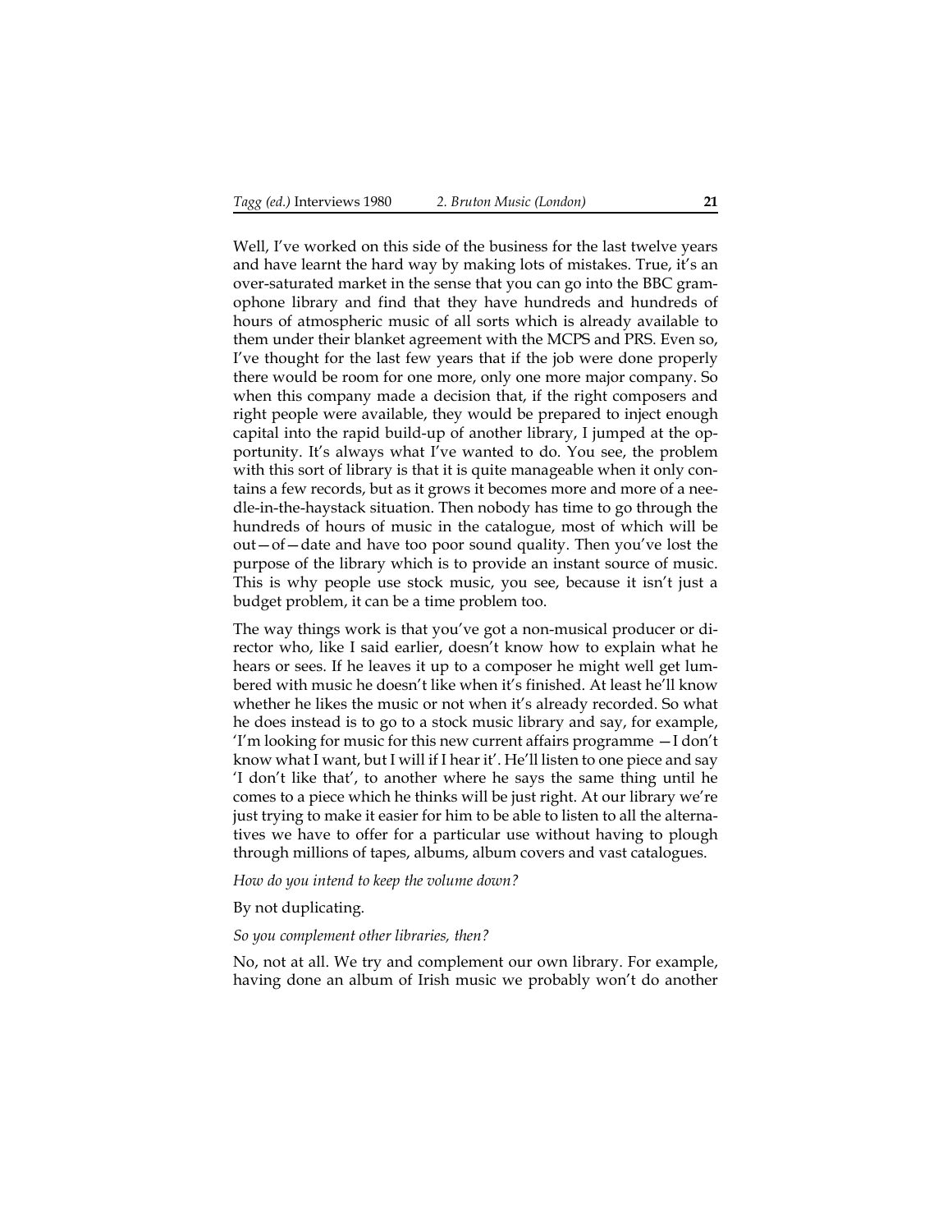Well, I've worked on this side of the business for the last twelve years and have learnt the hard way by making lots of mistakes. True, it's an over-saturated market in the sense that you can go into the BBC gramophone library and find that they have hundreds and hundreds of hours of atmospheric music of all sorts which is already available to them under their blanket agreement with the MCPS and PRS. Even so, I've thought for the last few years that if the job were done properly there would be room for one more, only one more major company. So when this company made a decision that, if the right composers and right people were available, they would be prepared to inject enough capital into the rapid build-up of another library, I jumped at the opportunity. It's always what I've wanted to do. You see, the problem with this sort of library is that it is quite manageable when it only contains a few records, but as it grows it becomes more and more of a needle-in-the-haystack situation. Then nobody has time to go through the hundreds of hours of music in the catalogue, most of which will be out—of—date and have too poor sound quality. Then you've lost the purpose of the library which is to provide an instant source of music. This is why people use stock music, you see, because it isn't just a budget problem, it can be a time problem too.

The way things work is that you've got a non-musical producer or director who, like I said earlier, doesn't know how to explain what he hears or sees. If he leaves it up to a composer he might well get lumbered with music he doesn't like when it's finished. At least he'll know whether he likes the music or not when it's already recorded. So what he does instead is to go to a stock music library and say, for example, 'I'm looking for music for this new current affairs programme —I don't know what I want, but I will if I hear it'. He'll listen to one piece and say 'I don't like that', to another where he says the same thing until he comes to a piece which he thinks will be just right. At our library we're just trying to make it easier for him to be able to listen to all the alternatives we have to offer for a particular use without having to plough through millions of tapes, albums, album covers and vast catalogues.

*How do you intend to keep the volume down?*

By not duplicating.

*So you complement other libraries, then?*

No, not at all. We try and complement our own library. For example, having done an album of Irish music we probably won't do another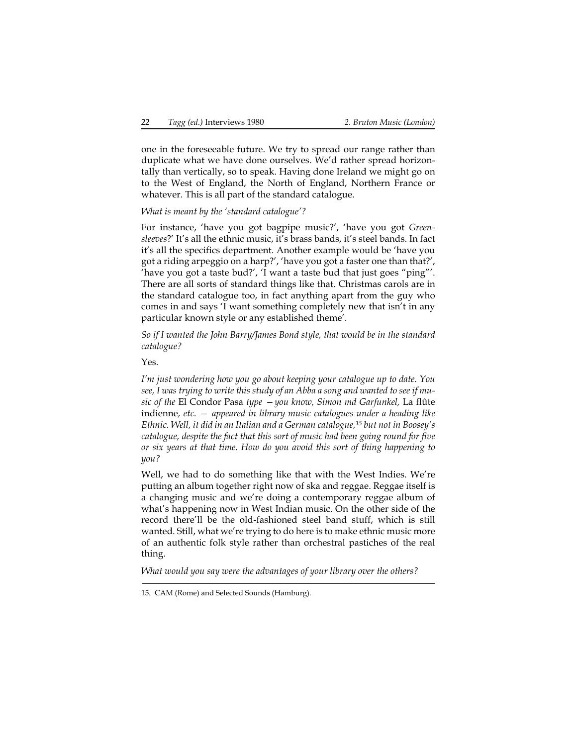one in the foreseeable future. We try to spread our range rather than duplicate what we have done ourselves. We'd rather spread horizontally than vertically, so to speak. Having done Ireland we might go on to the West of England, the North of England, Northern France or whatever. This is all part of the standard catalogue.

*What is meant by the 'standard catalogue'?*

For instance, 'have you got bagpipe music?', 'have you got *Greensleeves*?' It's all the ethnic music, it's brass bands, it's steel bands. In fact it's all the specifics department. Another example would be 'have you got a riding arpeggio on a harp?', 'have you got a faster one than that?', 'have you got a taste bud?', 'I want a taste bud that just goes "ping"'. There are all sorts of standard things like that. Christmas carols are in the standard catalogue too, in fact anything apart from the guy who comes in and says 'I want something completely new that isn't in any particular known style or any established theme'.

*So if I wanted the John Barry/James Bond style, that would be in the standard catalogue?*

Yes.

*I'm just wondering how you go about keeping your catalogue up to date. You see, I was trying to write this study of an Abba a song and wanted to see if music of the* El Condor Pasa *type — you know, Simon md Garfunkel,* La flûte indienne*, etc. — appeared in library music catalogues under a heading like Ethnic. Well, it did in an Italian and a German catalogue,*[15] *but not in Boosey's catalogue, despite the fact that this sort of music had been going round for five or six years at that time. How do you avoid this sort of thing happening to you?*

Well, we had to do something like that with the West Indies. We're putting an album together right now of ska and reggae. Reggae itself is a changing music and we're doing a contemporary reggae album of what's happening now in West Indian music. On the other side of the record there'll be the old-fashioned steel band stuff, which is still wanted. Still, what we're trying to do here is to make ethnic music more of an authentic folk style rather than orchestral pastiches of the real thing.

*What would you say were the advantages of your library over the others?*

---

15. CAM (Rome) and Selected Sounds (Hamburg).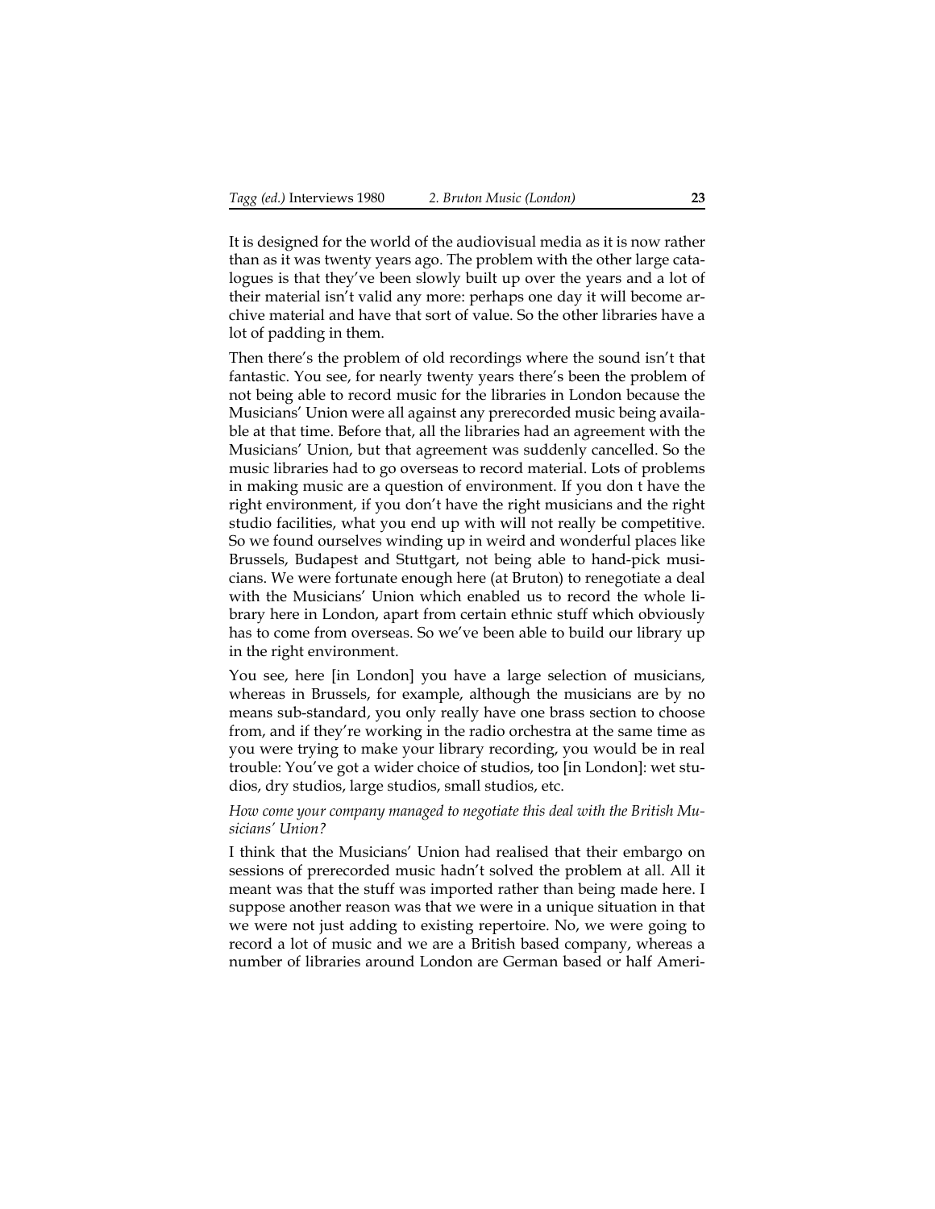It is designed for the world of the audiovisual media as it is now rather than as it was twenty years ago. The problem with the other large catalogues is that they've been slowly built up over the years and a lot of their material isn't valid any more: perhaps one day it will become archive material and have that sort of value. So the other libraries have a lot of padding in them.

Then there's the problem of old recordings where the sound isn't that fantastic. You see, for nearly twenty years there's been the problem of not being able to record music for the libraries in London because the Musicians' Union were all against any prerecorded music being available at that time. Before that, all the libraries had an agreement with the Musicians' Union, but that agreement was suddenly cancelled. So the music libraries had to go overseas to record material. Lots of problems in making music are a question of environment. If you don t have the right environment, if you don't have the right musicians and the right studio facilities, what you end up with will not really be competitive. So we found ourselves winding up in weird and wonderful places like Brussels, Budapest and Stuttgart, not being able to hand-pick musicians. We were fortunate enough here (at Bruton) to renegotiate a deal with the Musicians' Union which enabled us to record the whole library here in London, apart from certain ethnic stuff which obviously has to come from overseas. So we've been able to build our library up in the right environment.

You see, here [in London] you have a large selection of musicians, whereas in Brussels, for example, although the musicians are by no means sub-standard, you only really have one brass section to choose from, and if they're working in the radio orchestra at the same time as you were trying to make your library recording, you would be in real trouble: You've got a wider choice of studios, too [in London]: wet studios, dry studios, large studios, small studios, etc.

*How come your company managed to negotiate this deal with the British Musicians' Union?*

I think that the Musicians' Union had realised that their embargo on sessions of prerecorded music hadn't solved the problem at all. All it meant was that the stuff was imported rather than being made here. I suppose another reason was that we were in a unique situation in that we were not just adding to existing repertoire. No, we were going to record a lot of music and we are a British based company, whereas a number of libraries around London are German based or half Ameri-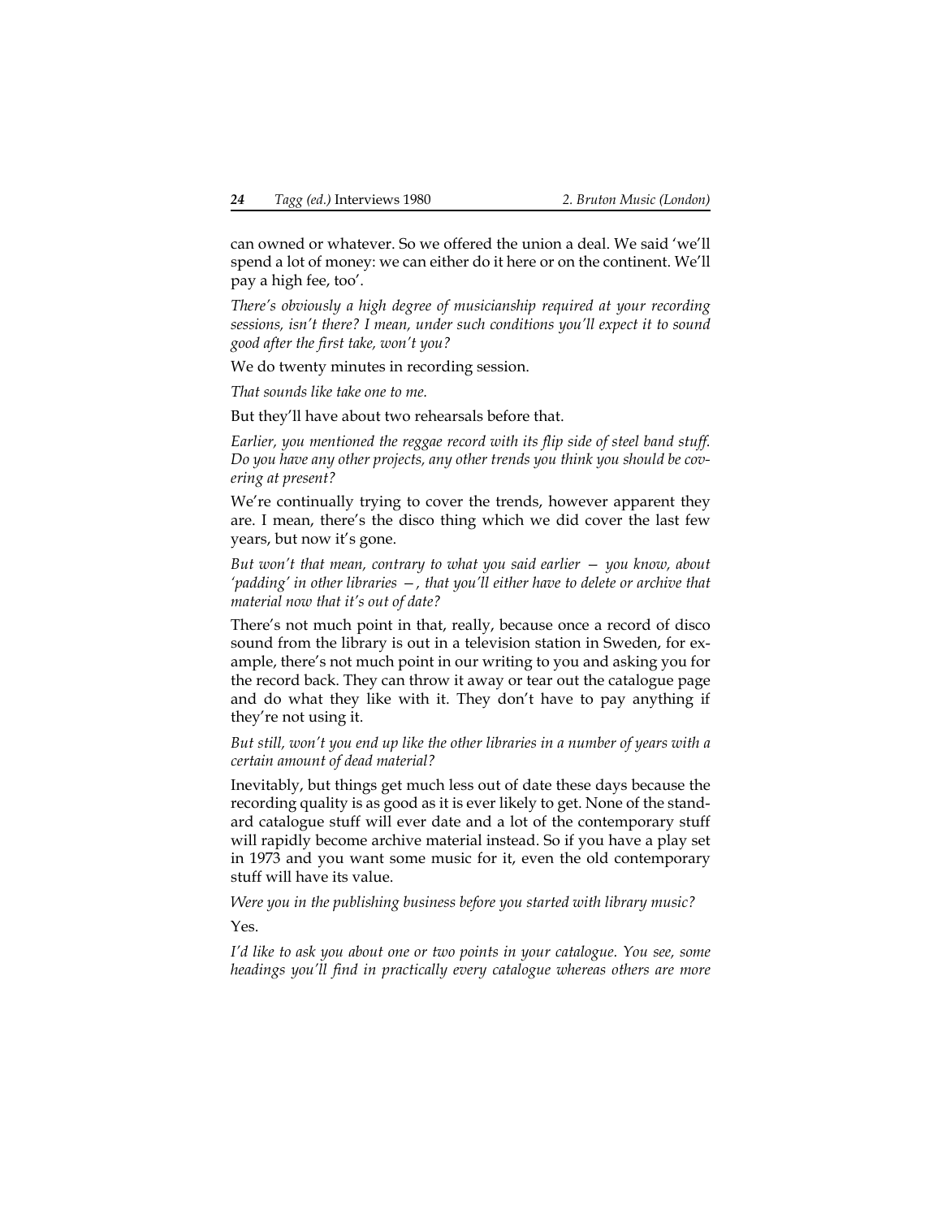can owned or whatever. So we offered the union a deal. We said 'we'll spend a lot of money: we can either do it here or on the continent. We'll pay a high fee, too'.

*There's obviously a high degree of musicianship required at your recording sessions, isn't there? I mean, under such conditions you'll expect it to sound good after the first take, won't you?*

We do twenty minutes in recording session.

*That sounds like take one to me.*

But they'll have about two rehearsals before that.

*Earlier, you mentioned the reggae record with its flip side of steel band stuff. Do you have any other projects, any other trends you think you should be covering at present?*

We're continually trying to cover the trends, however apparent they are. I mean, there's the disco thing which we did cover the last few years, but now it's gone.

*But won't that mean, contrary to what you said earlier — you know, about 'padding' in other libraries —, that you'll either have to delete or archive that material now that it's out of date?*

There's not much point in that, really, because once a record of disco sound from the library is out in a television station in Sweden, for example, there's not much point in our writing to you and asking you for the record back. They can throw it away or tear out the catalogue page and do what they like with it. They don't have to pay anything if they're not using it.

*But still, won't you end up like the other libraries in a number of years with a certain amount of dead material?*

Inevitably, but things get much less out of date these days because the recording quality is as good as it is ever likely to get. None of the standard catalogue stuff will ever date and a lot of the contemporary stuff will rapidly become archive material instead. So if you have a play set in 1973 and you want some music for it, even the old contemporary stuff will have its value.

*Were you in the publishing business before you started with library music?*

Yes.

*I'd like to ask you about one or two points in your catalogue. You see, some headings you'll find in practically every catalogue whereas others are more*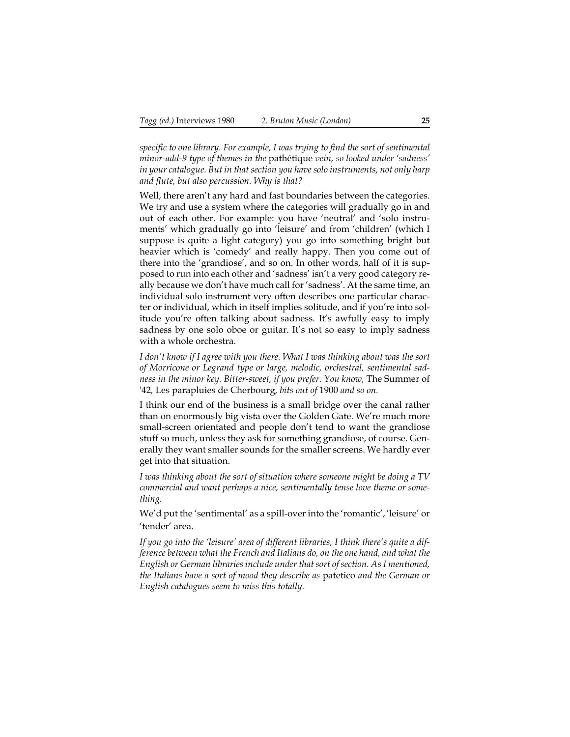*specific to one library. For example, I was trying to find the sort of sentimental minor-add-9 type of themes in the* pathétique *vein, so looked under 'sadness' in your catalogue. But in that section you have solo instruments, not only harp and flute, but also percussion. Why is that?*

Well, there aren't any hard and fast boundaries between the categories. We try and use a system where the categories will gradually go in and out of each other. For example: you have 'neutral' and 'solo instruments' which gradually go into 'leisure' and from 'children' (which I suppose is quite a light category) you go into something bright but heavier which is 'comedy' and really happy. Then you come out of there into the 'grandiose', and so on. In other words, half of it is supposed to run into each other and 'sadness' isn't a very good category really because we don't have much call for 'sadness'. At the same time, an individual solo instrument very often describes one particular character or individual, which in itself implies solitude, and if you're into solitude you're often talking about sadness. It's awfully easy to imply sadness by one solo oboe or guitar. It's not so easy to imply sadness with a whole orchestra.

*I don't know if I agree with you there. What I was thinking about was the sort of Morricone or Legrand type or large, melodic, orchestral, sentimental sadness in the minor key. Bitter-sweet, if you prefer. You know,* The Summer of '42*,* Les parapluies de Cherbourg*, bits out of* 1900 *and so on.*

I think our end of the business is a small bridge over the canal rather than on enormously big vista over the Golden Gate. We're much more small-screen orientated and people don't tend to want the grandiose stuff so much, unless they ask for something grandiose, of course. Generally they want smaller sounds for the smaller screens. We hardly ever get into that situation.

*I was thinking about the sort of situation where someone might be doing a TV commercial and want perhaps a nice, sentimentally tense love theme or something.*

We'd put the 'sentimental' as a spill-over into the 'romantic', 'leisure' or 'tender' area.

*If you go into the 'leisure' area of different libraries, I think there's quite a difference between what the French and Italians do, on the one hand, and what the English or German libraries include under that sort of section. As I mentioned, the Italians have a sort of mood they describe as* patetico *and the German or English catalogues seem to miss this totally.*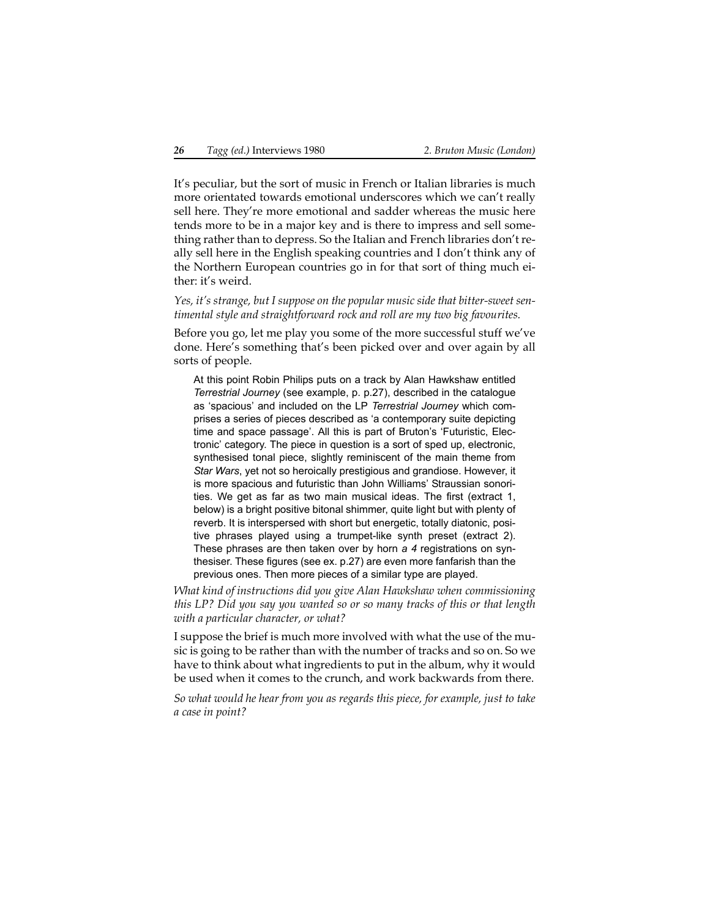It's peculiar, but the sort of music in French or Italian libraries is much more orientated towards emotional underscores which we can't really sell here. They're more emotional and sadder whereas the music here tends more to be in a major key and is there to impress and sell something rather than to depress. So the Italian and French libraries don't really sell here in the English speaking countries and I don't think any of the Northern European countries go in for that sort of thing much either: it's weird.

*Yes, it's strange, but I suppose on the popular music side that bitter-sweet sentimental style and straightforward rock and roll are my two big favourites.*

Before you go, let me play you some of the more successful stuff we've done. Here's something that's been picked over and over again by all sorts of people.

> At this point Robin Philips puts on a track by Alan Hawkshaw entitled *Terrestrial Journey* (see example, p. p.27), described in the catalogue as 'spacious' and included on the LP *Terrestrial Journey* which comprises a series of pieces described as 'a contemporary suite depicting time and space passage'. All this is part of Bruton's 'Futuristic, Electronic' category. The piece in question is a sort of sped up, electronic, synthesised tonal piece, slightly reminiscent of the main theme from *Star Wars*, yet not so heroically prestigious and grandiose. However, it is more spacious and futuristic than John Williams' Straussian sonorities. We get as far as two main musical ideas. The first (extract 1, below) is a bright positive bitonal shimmer, quite light but with plenty of reverb. It is interspersed with short but energetic, totally diatonic, positive phrases played using a trumpet-like synth preset (extract 2). These phrases are then taken over by horn *a 4* registrations on synthesiser. These figures (see ex. p.27) are even more fanfarish than the previous ones. Then more pieces of a similar type are played.

*What kind of instructions did you give Alan Hawkshaw when commissioning this LP? Did you say you wanted so or so many tracks of this or that length with a particular character, or what?*

I suppose the brief is much more involved with what the use of the music is going to be rather than with the number of tracks and so on. So we have to think about what ingredients to put in the album, why it would be used when it comes to the crunch, and work backwards from there.

*So what would he hear from you as regards this piece, for example, just to take a case in point?*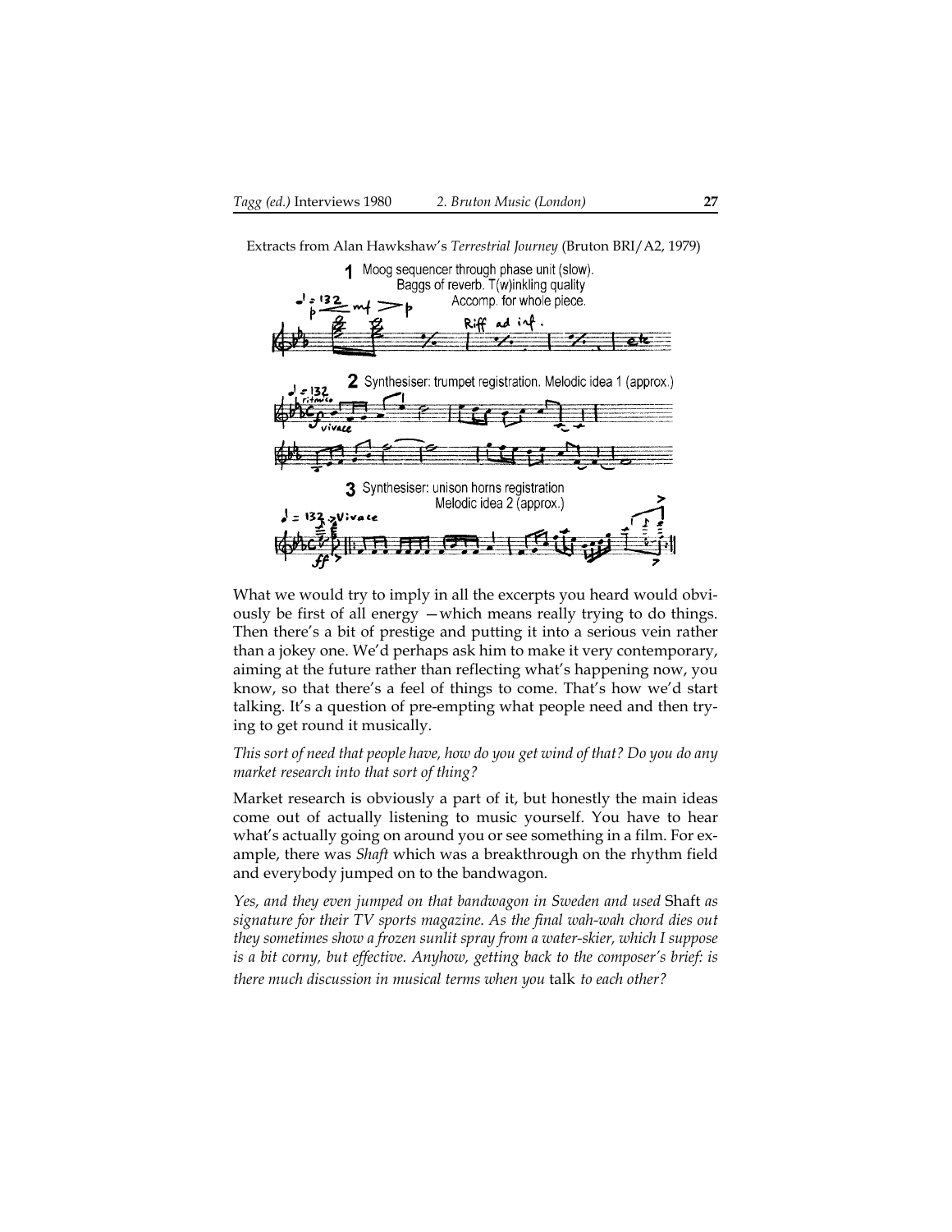Extracts from Alan Hawkshaw's *Terrestrial Journey* (Bruton BRI/A2, 1979)

**1** Moog sequencer through phase unit (slow). Baggs of reverb. T(w)inkling quality. Accomp. for whole piece.

**2** Synthesiser: trumpet registration. Melodic idea 1 (approx.)

**3** Synthesiser: unison horns registration. Melodic idea 2 (approx.)

What we would try to imply in all the excerpts you heard would obviously be first of all energy —which means really trying to do things. Then there's a bit of prestige and putting it into a serious vein rather than a jokey one. We'd perhaps ask him to make it very contemporary, aiming at the future rather than reflecting what's happening now, you know, so that there's a feel of things to come. That's how we'd start talking. It's a question of pre-empting what people need and then trying to get round it musically.

*This sort of need that people have, how do you get wind of that? Do you do any market research into that sort of thing?*

Market research is obviously a part of it, but honestly the main ideas come out of actually listening to music yourself. You have to hear what's actually going on around you or see something in a film. For example, there was *Shaft* which was a breakthrough on the rhythm field and everybody jumped on to the bandwagon.

*Yes, and they even jumped on that bandwagon in Sweden and used* Shaft *as signature for their TV sports magazine. As the final wah-wah chord dies out they sometimes show a frozen sunlit spray from a water-skier, which I suppose is a bit corny, but effective. Anyhow, getting back to the composer's brief: is there much discussion in musical terms when you* talk *to each other?*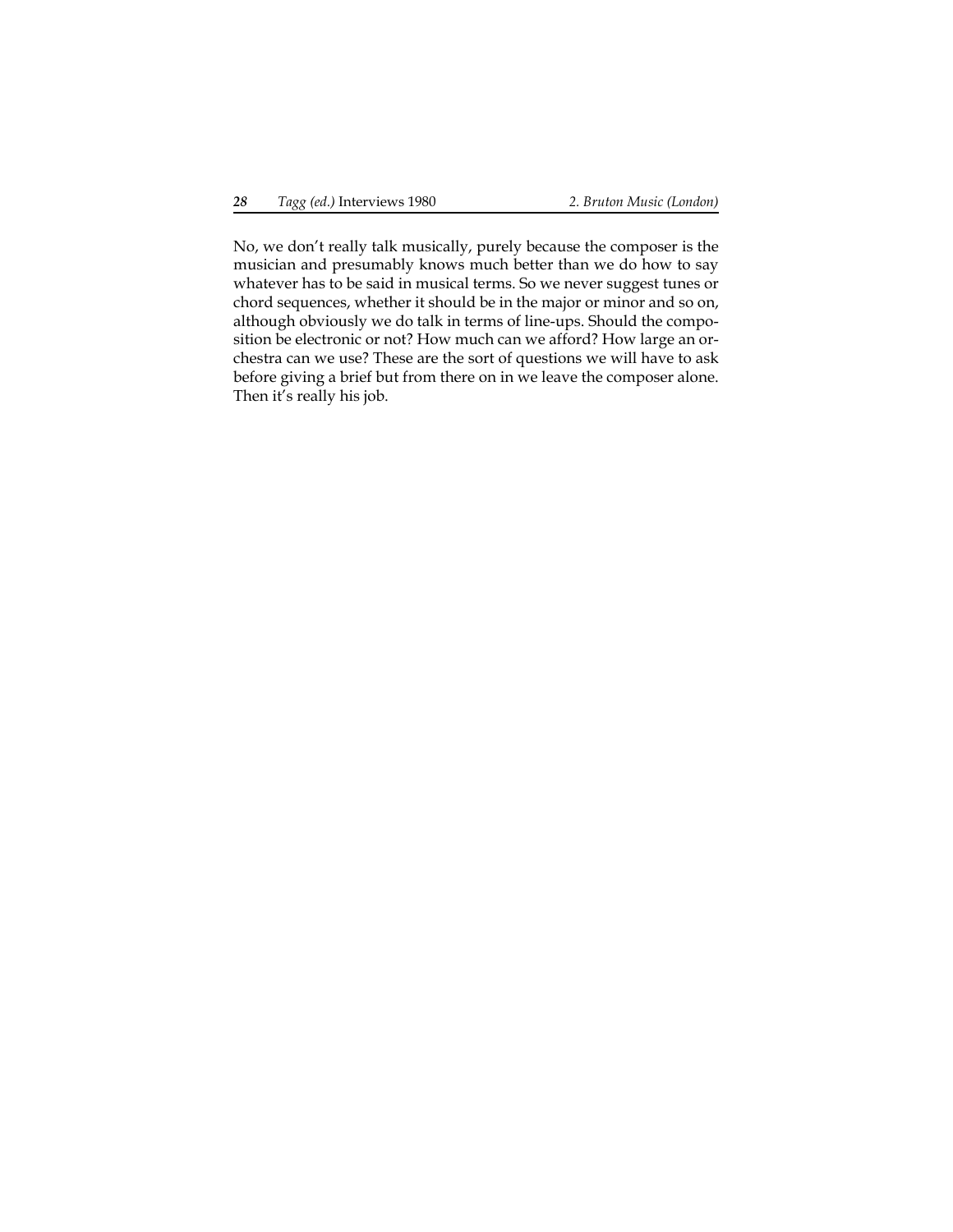No, we don't really talk musically, purely because the composer is the musician and presumably knows much better than we do how to say whatever has to be said in musical terms. So we never suggest tunes or chord sequences, whether it should be in the major or minor and so on, although obviously we do talk in terms of line-ups. Should the composition be electronic or not? How much can we afford? How large an orchestra can we use? These are the sort of questions we will have to ask before giving a brief but from there on in we leave the composer alone. Then it's really his job.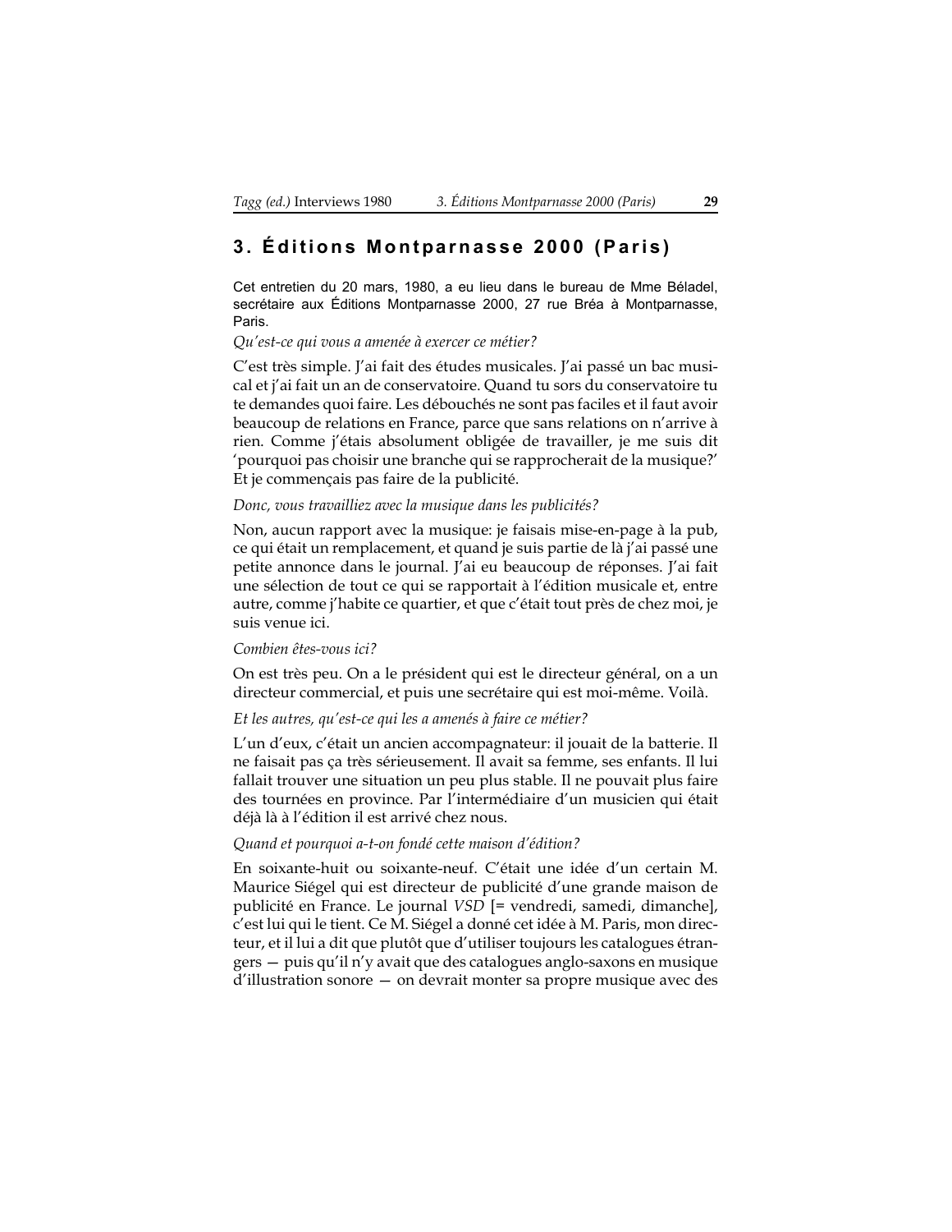## 3. Éditions Montparnasse 2000 (Paris)

Cet entretien du 20 mars, 1980, a eu lieu dans le bureau de Mme Béladel, secrétaire aux Éditions Montparnasse 2000, 27 rue Bréa à Montparnasse, Paris.

*Qu'est-ce qui vous a amenée à exercer ce métier?*

C'est très simple. J'ai fait des études musicales. J'ai passé un bac musical et j'ai fait un an de conservatoire. Quand tu sors du conservatoire tu te demandes quoi faire. Les débouchés ne sont pas faciles et il faut avoir beaucoup de relations en France, parce que sans relations on n'arrive à rien. Comme j'étais absolument obligée de travailler, je me suis dit 'pourquoi pas choisir une branche qui se rapprocherait de la musique?' Et je commençais pas faire de la publicité.

*Donc, vous travailliez avec la musique dans les publicités?*

Non, aucun rapport avec la musique: je faisais mise-en-page à la pub, ce qui était un remplacement, et quand je suis partie de là j'ai passé une petite annonce dans le journal. J'ai eu beaucoup de réponses. J'ai fait une sélection de tout ce qui se rapportait à l'édition musicale et, entre autre, comme j'habite ce quartier, et que c'était tout près de chez moi, je suis venue ici.

*Combien êtes-vous ici?*

On est très peu. On a le président qui est le directeur général, on a un directeur commercial, et puis une secrétaire qui est moi-même. Voilà.

*Et les autres, qu'est-ce qui les a amenés à faire ce métier?*

L'un d'eux, c'était un ancien accompagnateur: il jouait de la batterie. Il ne faisait pas ça très sérieusement. Il avait sa femme, ses enfants. Il lui fallait trouver une situation un peu plus stable. Il ne pouvait plus faire des tournées en province. Par l'intermédiaire d'un musicien qui était déjà là à l'édition il est arrivé chez nous.

*Quand et pourquoi a-t-on fondé cette maison d'édition?*

En soixante-huit ou soixante-neuf. C'était une idée d'un certain M. Maurice Siégel qui est directeur de publicité d'une grande maison de publicité en France. Le journal *VSD* [= vendredi, samedi, dimanche], c'est lui qui le tient. Ce M. Siégel a donné cet idée à M. Paris, mon directeur, et il lui a dit que plutôt que d'utiliser toujours les catalogues étrangers — puis qu'il n'y avait que des catalogues anglo-saxons en musique d'illustration sonore — on devrait monter sa propre musique avec des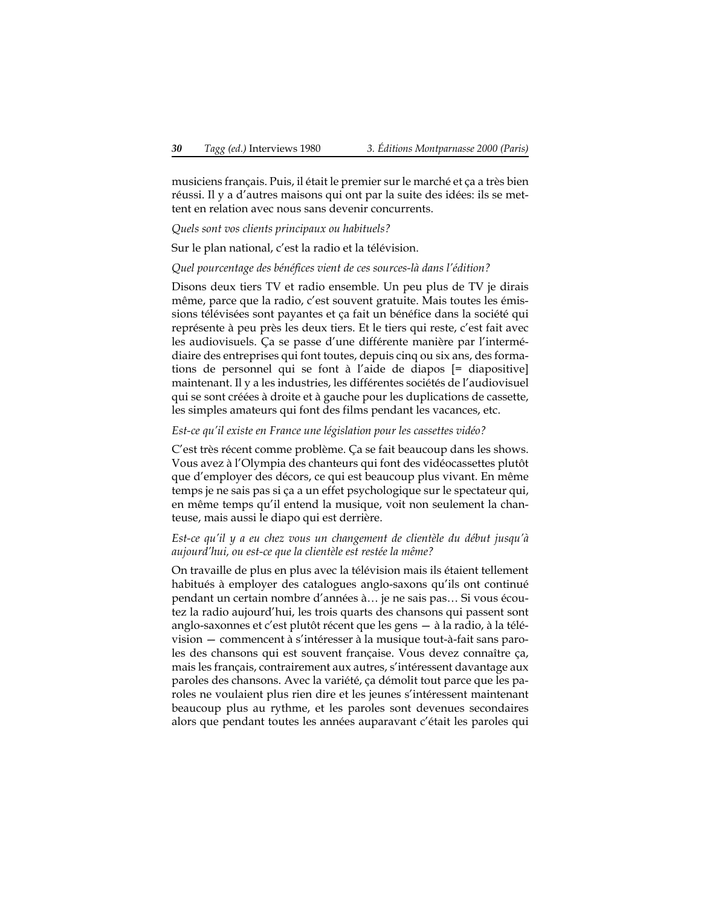musiciens français. Puis, il était le premier sur le marché et ça a très bien réussi. Il y a d'autres maisons qui ont par la suite des idées: ils se mettent en relation avec nous sans devenir concurrents.

*Quels sont vos clients principaux ou habituels?*

Sur le plan national, c'est la radio et la télévision.

*Quel pourcentage des bénéfices vient de ces sources-là dans l'édition?*

Disons deux tiers TV et radio ensemble. Un peu plus de TV je dirais même, parce que la radio, c'est souvent gratuite. Mais toutes les émissions télévisées sont payantes et ça fait un bénéfice dans la société qui représente à peu près les deux tiers. Et le tiers qui reste, c'est fait avec les audiovisuels. Ça se passe d'une différente manière par l'intermédiaire des entreprises qui font toutes, depuis cinq ou six ans, des formations de personnel qui se font à l'aide de diapos [= diapositive] maintenant. Il y a les industries, les différentes sociétés de l'audiovisuel qui se sont créées à droite et à gauche pour les duplications de cassette, les simples amateurs qui font des films pendant les vacances, etc.

*Est-ce qu'il existe en France une législation pour les cassettes vidéo?*

C'est très récent comme problème. Ça se fait beaucoup dans les shows. Vous avez à l'Olympia des chanteurs qui font des vidéocassettes plutôt que d'employer des décors, ce qui est beaucoup plus vivant. En même temps je ne sais pas si ça a un effet psychologique sur le spectateur qui, en même temps qu'il entend la musique, voit non seulement la chanteuse, mais aussi le diapo qui est derrière.

*Est-ce qu'il y a eu chez vous un changement de clientèle du début jusqu'à aujourd'hui, ou est-ce que la clientèle est restée la même?*

On travaille de plus en plus avec la télévision mais ils étaient tellement habitués à employer des catalogues anglo-saxons qu'ils ont continué pendant un certain nombre d'années à… je ne sais pas… Si vous écoutez la radio aujourd'hui, les trois quarts des chansons qui passent sont anglo-saxonnes et c'est plutôt récent que les gens — à la radio, à la télévision — commencent à s'intéresser à la musique tout-à-fait sans paroles des chansons qui est souvent française. Vous devez connaître ça, mais les français, contrairement aux autres, s'intéressent davantage aux paroles des chansons. Avec la variété, ça démolit tout parce que les paroles ne voulaient plus rien dire et les jeunes s'intéressent maintenant beaucoup plus au rythme, et les paroles sont devenues secondaires alors que pendant toutes les années auparavant c'était les paroles qui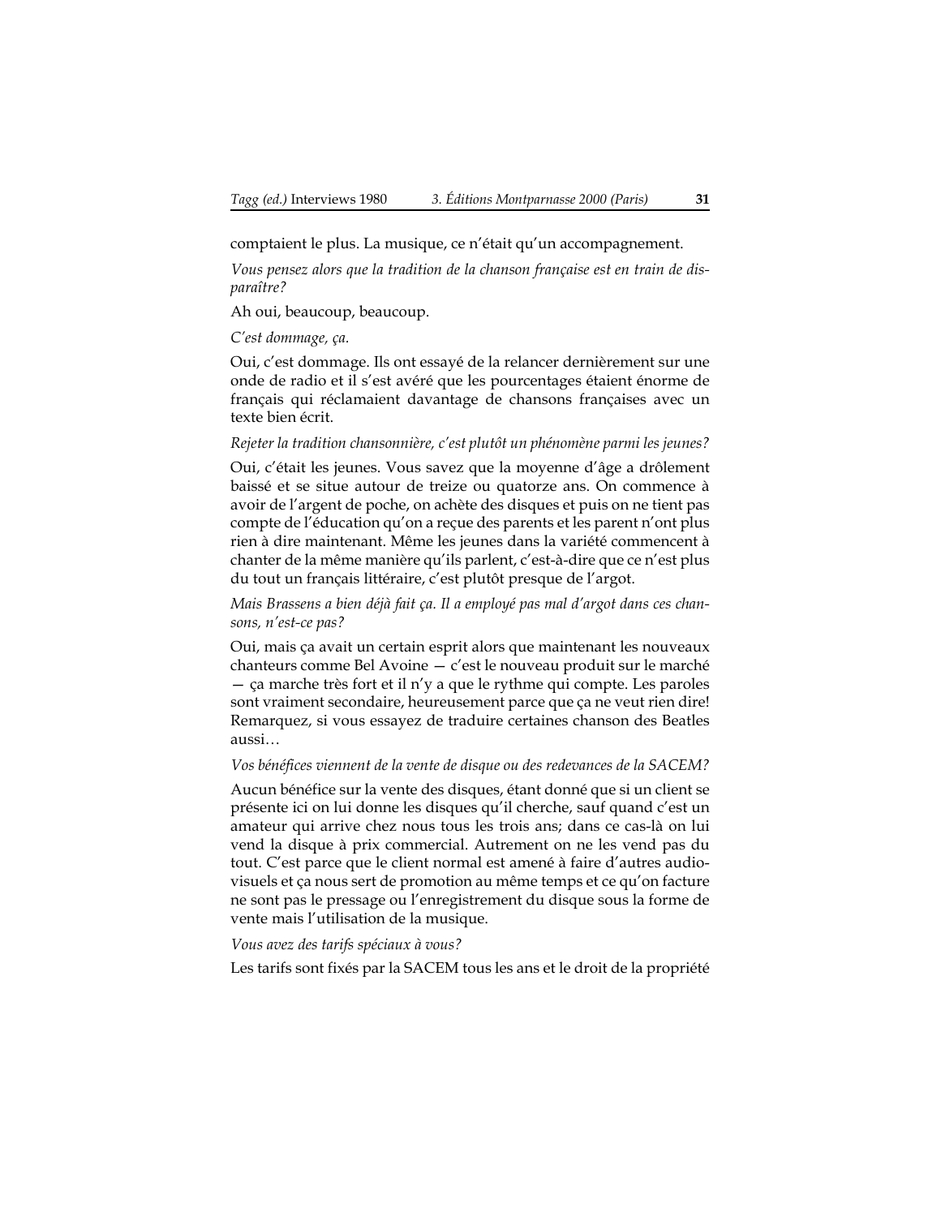comptaient le plus. La musique, ce n'était qu'un accompagnement.

*Vous pensez alors que la tradition de la chanson française est en train de disparaître?*

Ah oui, beaucoup, beaucoup.

*C'est dommage, ça.*

Oui, c'est dommage. Ils ont essayé de la relancer dernièrement sur une onde de radio et il s'est avéré que les pourcentages étaient énorme de français qui réclamaient davantage de chansons françaises avec un texte bien écrit.

*Rejeter la tradition chansonnière, c'est plutôt un phénomène parmi les jeunes?*

Oui, c'était les jeunes. Vous savez que la moyenne d'âge a drôlement baissé et se situe autour de treize ou quatorze ans. On commence à avoir de l'argent de poche, on achète des disques et puis on ne tient pas compte de l'éducation qu'on a reçue des parents et les parent n'ont plus rien à dire maintenant. Même les jeunes dans la variété commencent à chanter de la même manière qu'ils parlent, c'est-à-dire que ce n'est plus du tout un français littéraire, c'est plutôt presque de l'argot.

*Mais Brassens a bien déjà fait ça. Il a employé pas mal d'argot dans ces chansons, n'est-ce pas?*

Oui, mais ça avait un certain esprit alors que maintenant les nouveaux chanteurs comme Bel Avoine — c'est le nouveau produit sur le marché — ça marche très fort et il n'y a que le rythme qui compte. Les paroles sont vraiment secondaire, heureusement parce que ça ne veut rien dire! Remarquez, si vous essayez de traduire certaines chanson des Beatles aussi…

*Vos bénéfices viennent de la vente de disque ou des redevances de la SACEM?*

Aucun bénéfice sur la vente des disques, étant donné que si un client se présente ici on lui donne les disques qu'il cherche, sauf quand c'est un amateur qui arrive chez nous tous les trois ans; dans ce cas-là on lui vend la disque à prix commercial. Autrement on ne les vend pas du tout. C'est parce que le client normal est amené à faire d'autres audio-visuels et ça nous sert de promotion au même temps et ce qu'on facture ne sont pas le pressage ou l'enregistrement du disque sous la forme de vente mais l'utilisation de la musique.

*Vous avez des tarifs spéciaux à vous?*

Les tarifs sont fixés par la SACEM tous les ans et le droit de la propriété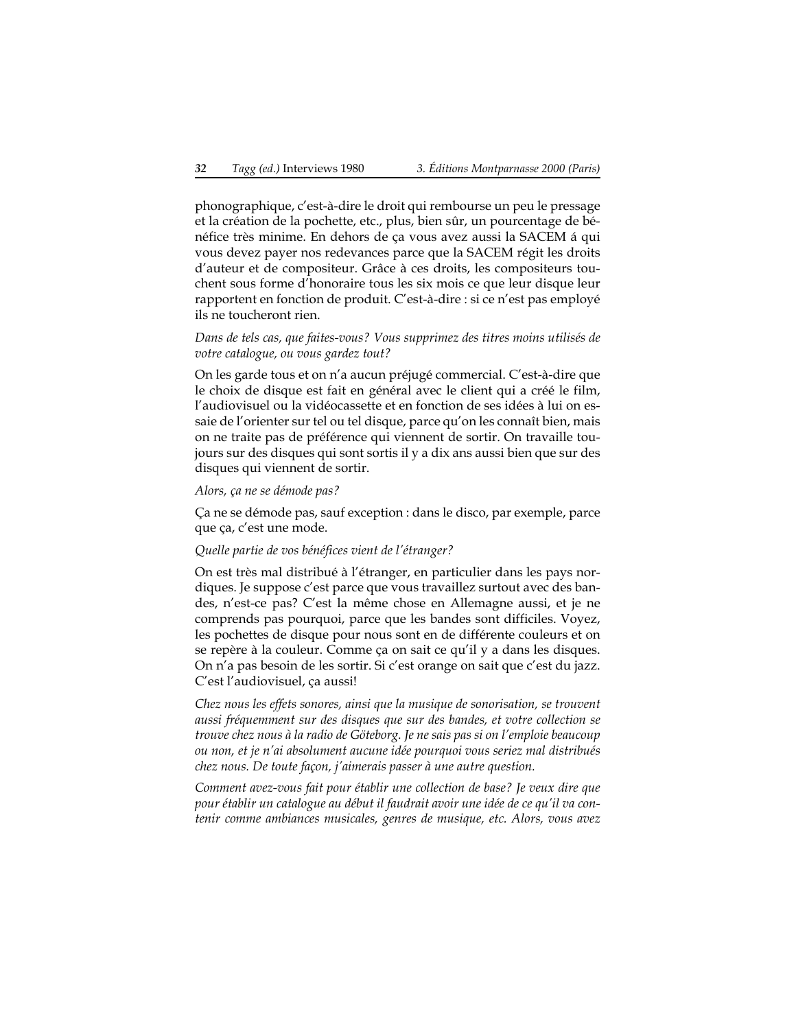phonographique, c'est-à-dire le droit qui rembourse un peu le pressage et la création de la pochette, etc., plus, bien sûr, un pourcentage de bénéfice très minime. En dehors de ça vous avez aussi la SACEM á qui vous devez payer nos redevances parce que la SACEM régit les droits d'auteur et de compositeur. Grâce à ces droits, les compositeurs touchent sous forme d'honoraire tous les six mois ce que leur disque leur rapportent en fonction de produit. C'est-à-dire : si ce n'est pas employé ils ne toucheront rien.

*Dans de tels cas, que faites-vous? Vous supprimez des titres moins utilisés de votre catalogue, ou vous gardez tout?*

On les garde tous et on n'a aucun préjugé commercial. C'est-à-dire que le choix de disque est fait en général avec le client qui a créé le film, l'audiovisuel ou la vidéocassette et en fonction de ses idées à lui on essaie de l'orienter sur tel ou tel disque, parce qu'on les connaît bien, mais on ne traite pas de préférence qui viennent de sortir. On travaille toujours sur des disques qui sont sortis il y a dix ans aussi bien que sur des disques qui viennent de sortir.

*Alors, ça ne se démode pas?*

Ça ne se démode pas, sauf exception : dans le disco, par exemple, parce que ça, c'est une mode.

*Quelle partie de vos bénéfices vient de l'étranger?*

On est très mal distribué à l'étranger, en particulier dans les pays nordiques. Je suppose c'est parce que vous travaillez surtout avec des bandes, n'est-ce pas? C'est la même chose en Allemagne aussi, et je ne comprends pas pourquoi, parce que les bandes sont difficiles. Voyez, les pochettes de disque pour nous sont en de différente couleurs et on se repère à la couleur. Comme ça on sait ce qu'il y a dans les disques. On n'a pas besoin de les sortir. Si c'est orange on sait que c'est du jazz. C'est l'audiovisuel, ça aussi!

*Chez nous les effets sonores, ainsi que la musique de sonorisation, se trouvent aussi fréquemment sur des disques que sur des bandes, et votre collection se trouve chez nous à la radio de Göteborg. Je ne sais pas si on l'emploie beaucoup ou non, et je n'ai absolument aucune idée pourquoi vous seriez mal distribués chez nous. De toute façon, j'aimerais passer à une autre question.*

*Comment avez-vous fait pour établir une collection de base? Je veux dire que pour établir un catalogue au début il faudrait avoir une idée de ce qu'il va contenir comme ambiances musicales, genres de musique, etc. Alors, vous avez*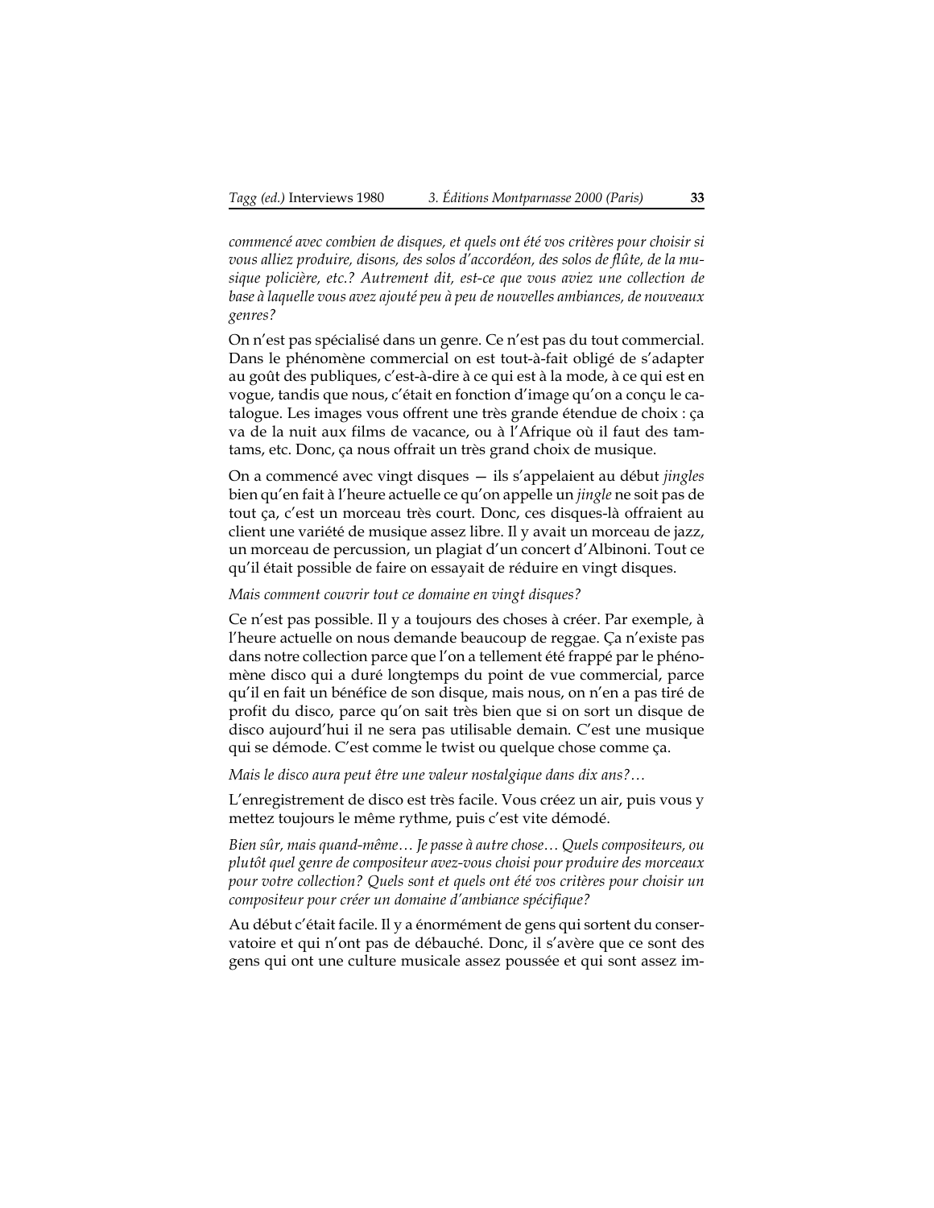*commencé avec combien de disques, et quels ont été vos critères pour choisir si vous alliez produire, disons, des solos d'accordéon, des solos de flûte, de la musique policière, etc.? Autrement dit, est-ce que vous aviez une collection de base à laquelle vous avez ajouté peu à peu de nouvelles ambiances, de nouveaux genres?*

On n'est pas spécialisé dans un genre. Ce n'est pas du tout commercial. Dans le phénomène commercial on est tout-à-fait obligé de s'adapter au goût des publiques, c'est-à-dire à ce qui est à la mode, à ce qui est en vogue, tandis que nous, c'était en fonction d'image qu'on a conçu le catalogue. Les images vous offrent une très grande étendue de choix : ça va de la nuit aux films de vacance, ou à l'Afrique où il faut des tamtams, etc. Donc, ça nous offrait un très grand choix de musique.

On a commencé avec vingt disques — ils s'appelaient au début *jingles* bien qu'en fait à l'heure actuelle ce qu'on appelle un *jingle* ne soit pas de tout ça, c'est un morceau très court. Donc, ces disques-là offraient au client une variété de musique assez libre. Il y avait un morceau de jazz, un morceau de percussion, un plagiat d'un concert d'Albinoni. Tout ce qu'il était possible de faire on essayait de réduire en vingt disques.

*Mais comment couvrir tout ce domaine en vingt disques?*

Ce n'est pas possible. Il y a toujours des choses à créer. Par exemple, à l'heure actuelle on nous demande beaucoup de reggae. Ça n'existe pas dans notre collection parce que l'on a tellement été frappé par le phénomène disco qui a duré longtemps du point de vue commercial, parce qu'il en fait un bénéfice de son disque, mais nous, on n'en a pas tiré de profit du disco, parce qu'on sait très bien que si on sort un disque de disco aujourd'hui il ne sera pas utilisable demain. C'est une musique qui se démode. C'est comme le twist ou quelque chose comme ça.

*Mais le disco aura peut être une valeur nostalgique dans dix ans?…*

L'enregistrement de disco est très facile. Vous créez un air, puis vous y mettez toujours le même rythme, puis c'est vite démodé.

*Bien sûr, mais quand-même… Je passe à autre chose… Quels compositeurs, ou plutôt quel genre de compositeur avez-vous choisi pour produire des morceaux pour votre collection? Quels sont et quels ont été vos critères pour choisir un compositeur pour créer un domaine d'ambiance spécifique?*

Au début c'était facile. Il y a énormément de gens qui sortent du conservatoire et qui n'ont pas de débauché. Donc, il s'avère que ce sont des gens qui ont une culture musicale assez poussée et qui sont assez im-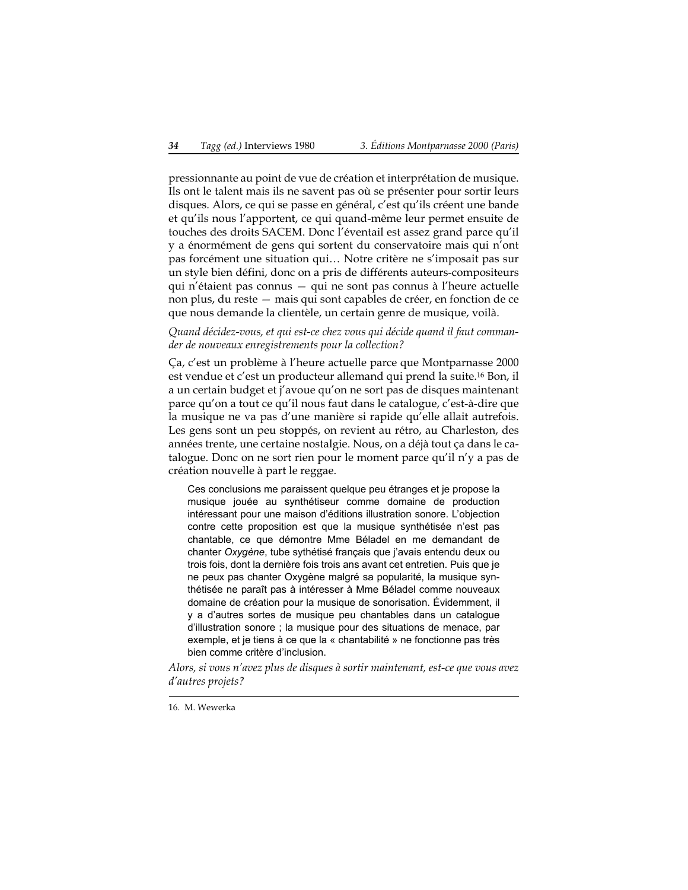pressionnante au point de vue de création et interprétation de musique. Ils ont le talent mais ils ne savent pas où se présenter pour sortir leurs disques. Alors, ce qui se passe en général, c'est qu'ils créent une bande et qu'ils nous l'apportent, ce qui quand-même leur permet ensuite de touches des droits SACEM. Donc l'éventail est assez grand parce qu'il y a énormément de gens qui sortent du conservatoire mais qui n'ont pas forcément une situation qui… Notre critère ne s'imposait pas sur un style bien défini, donc on a pris de différents auteurs-compositeurs qui n'étaient pas connus — qui ne sont pas connus à l'heure actuelle non plus, du reste — mais qui sont capables de créer, en fonction de ce que nous demande la clientèle, un certain genre de musique, voilà.

*Quand décidez-vous, et qui est-ce chez vous qui décide quand il faut commander de nouveaux enregistrements pour la collection?*

Ça, c'est un problème à l'heure actuelle parce que Montparnasse 2000 est vendue et c'est un producteur allemand qui prend la suite.[16] Bon, il a un certain budget et j'avoue qu'on ne sort pas de disques maintenant parce qu'on a tout ce qu'il nous faut dans le catalogue, c'est-à-dire que la musique ne va pas d'une manière si rapide qu'elle allait autrefois. Les gens sont un peu stoppés, on revient au rétro, au Charleston, des années trente, une certaine nostalgie. Nous, on a déjà tout ça dans le catalogue. Donc on ne sort rien pour le moment parce qu'il n'y a pas de création nouvelle à part le reggae.

> Ces conclusions me paraissent quelque peu étranges et je propose la musique jouée au synthétiseur comme domaine de production intéressant pour une maison d'éditions illustration sonore. L'objection contre cette proposition est que la musique synthétisée n'est pas chantable, ce que démontre Mme Béladel en me demandant de chanter *Oxygène*, tube sythétisé français que j'avais entendu deux ou trois fois, dont la dernière fois trois ans avant cet entretien. Puis que je ne peux pas chanter Oxygène malgré sa popularité, la musique synthétisée ne paraît pas à intéresser à Mme Béladel comme nouveaux domaine de création pour la musique de sonorisation. Évidemment, il y a d'autres sortes de musique peu chantables dans un catalogue d'illustration sonore ; la musique pour des situations de menace, par exemple, et je tiens à ce que la « chantabilité » ne fonctionne pas très bien comme critère d'inclusion.

*Alors, si vous n'avez plus de disques à sortir maintenant, est-ce que vous avez d'autres projets?*

16. M. Wewerka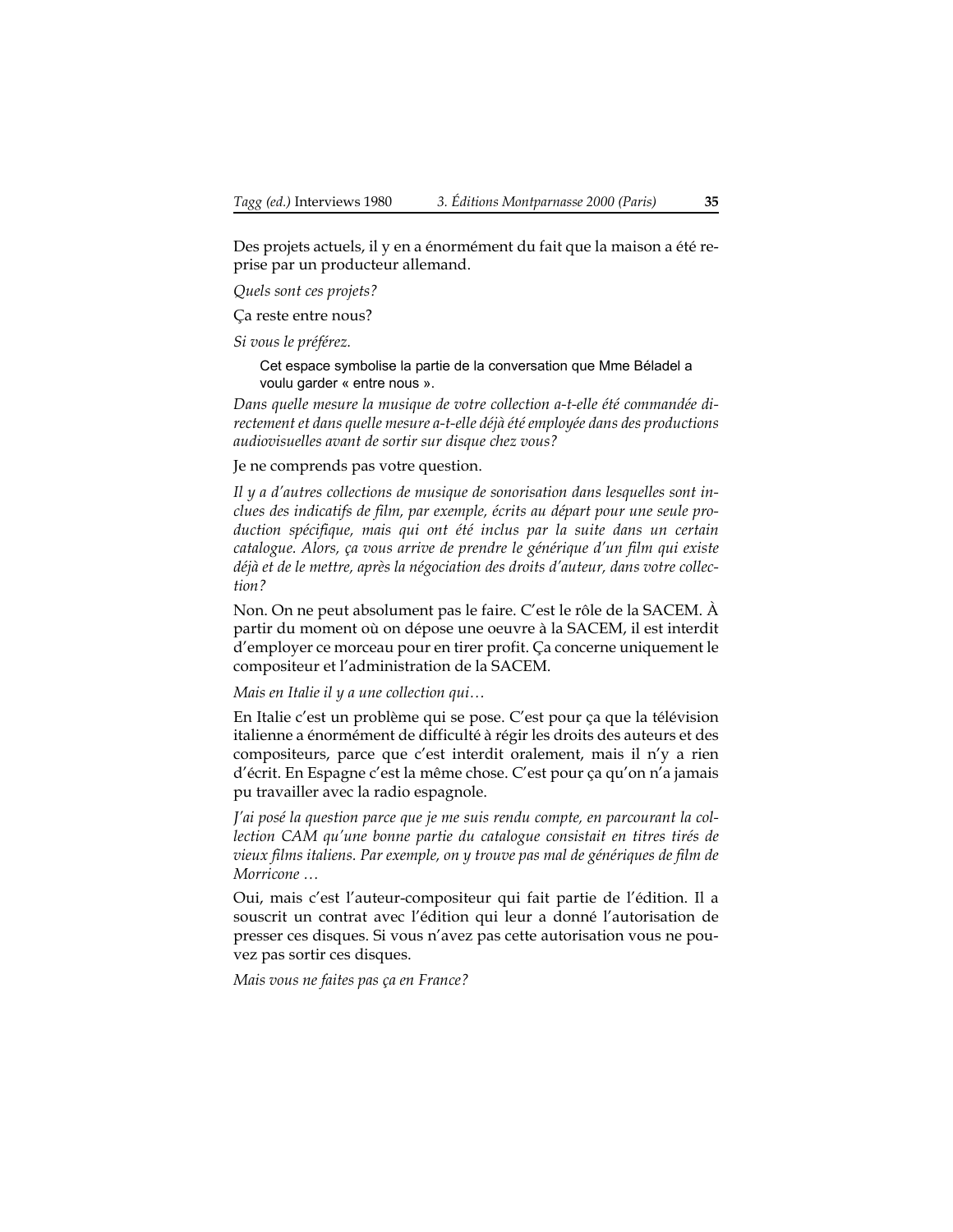Des projets actuels, il y en a énormément du fait que la maison a été reprise par un producteur allemand.

*Quels sont ces projets?*

Ça reste entre nous?

*Si vous le préférez.*

> Cet espace symbolise la partie de la conversation que Mme Béladel a voulu garder « entre nous ».

*Dans quelle mesure la musique de votre collection a-t-elle été commandée directement et dans quelle mesure a-t-elle déjà été employée dans des productions audiovisuelles avant de sortir sur disque chez vous?*

Je ne comprends pas votre question.

*Il y a d'autres collections de musique de sonorisation dans lesquelles sont incluses des indicatifs de film, par exemple, écrits au départ pour une seule production spécifique, mais qui ont été inclus par la suite dans un certain catalogue. Alors, ça vous arrive de prendre le générique d'un film qui existe déjà et de le mettre, après la négociation des droits d'auteur, dans votre collection?*

Non. On ne peut absolument pas le faire. C'est le rôle de la SACEM. À partir du moment où on dépose une oeuvre à la SACEM, il est interdit d'employer ce morceau pour en tirer profit. Ça concerne uniquement le compositeur et l'administration de la SACEM.

*Mais en Italie il y a une collection qui…*

En Italie c'est un problème qui se pose. C'est pour ça que la télévision italienne a énormément de difficulté à régir les droits des auteurs et des compositeurs, parce que c'est interdit oralement, mais il n'y a rien d'écrit. En Espagne c'est la même chose. C'est pour ça qu'on n'a jamais pu travailler avec la radio espagnole.

*J'ai posé la question parce que je me suis rendu compte, en parcourant la collection CAM qu'une bonne partie du catalogue consistait en titres tirés de vieux films italiens. Par exemple, on y trouve pas mal de génériques de film de Morricone …*

Oui, mais c'est l'auteur-compositeur qui fait partie de l'édition. Il a souscrit un contrat avec l'édition qui leur a donné l'autorisation de presser ces disques. Si vous n'avez pas cette autorisation vous ne pouvez pas sortir ces disques.

*Mais vous ne faites pas ça en France?*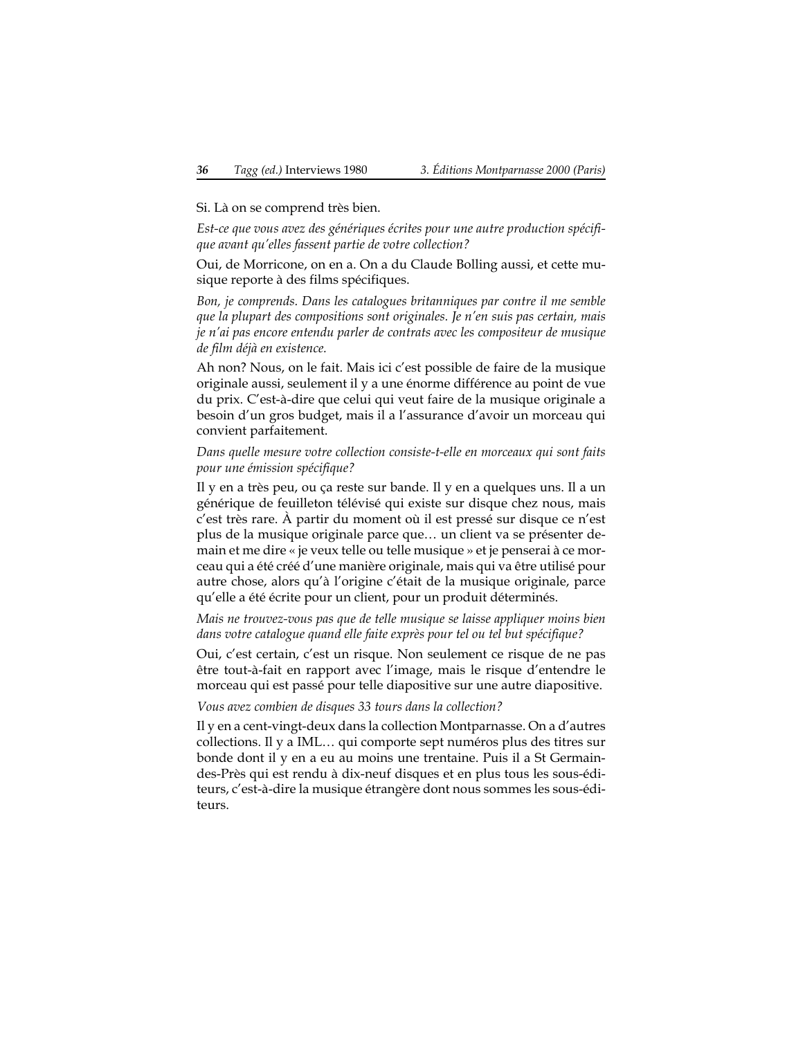Si. Là on se comprend très bien.

*Est-ce que vous avez des génériques écrites pour une autre production spécifique avant qu'elles fassent partie de votre collection?*

Oui, de Morricone, on en a. On a du Claude Bolling aussi, et cette musique reporte à des films spécifiques.

*Bon, je comprends. Dans les catalogues britanniques par contre il me semble que la plupart des compositions sont originales. Je n'en suis pas certain, mais je n'ai pas encore entendu parler de contrats avec les compositeur de musique de film déjà en existence.*

Ah non? Nous, on le fait. Mais ici c'est possible de faire de la musique originale aussi, seulement il y a une énorme différence au point de vue du prix. C'est-à-dire que celui qui veut faire de la musique originale a besoin d'un gros budget, mais il a l'assurance d'avoir un morceau qui convient parfaitement.

*Dans quelle mesure votre collection consiste-t-elle en morceaux qui sont faits pour une émission spécifique?*

Il y en a très peu, ou ça reste sur bande. Il y en a quelques uns. Il a un générique de feuilleton télévisé qui existe sur disque chez nous, mais c'est très rare. À partir du moment où il est pressé sur disque ce n'est plus de la musique originale parce que… un client va se présenter demain et me dire « je veux telle ou telle musique » et je penserai à ce morceau qui a été créé d'une manière originale, mais qui va être utilisé pour autre chose, alors qu'à l'origine c'était de la musique originale, parce qu'elle a été écrite pour un client, pour un produit déterminés.

*Mais ne trouvez-vous pas que de telle musique se laisse appliquer moins bien dans votre catalogue quand elle faite exprès pour tel ou tel but spécifique?*

Oui, c'est certain, c'est un risque. Non seulement ce risque de ne pas être tout-à-fait en rapport avec l'image, mais le risque d'entendre le morceau qui est passé pour telle diapositive sur une autre diapositive.

*Vous avez combien de disques 33 tours dans la collection?*

Il y en a cent-vingt-deux dans la collection Montparnasse. On a d'autres collections. Il y a IML… qui comporte sept numéros plus des titres sur bonde dont il y en a eu au moins une trentaine. Puis il a St Germain-des-Près qui est rendu à dix-neuf disques et en plus tous les sous-éditeurs, c'est-à-dire la musique étrangère dont nous sommes les sous-éditeurs.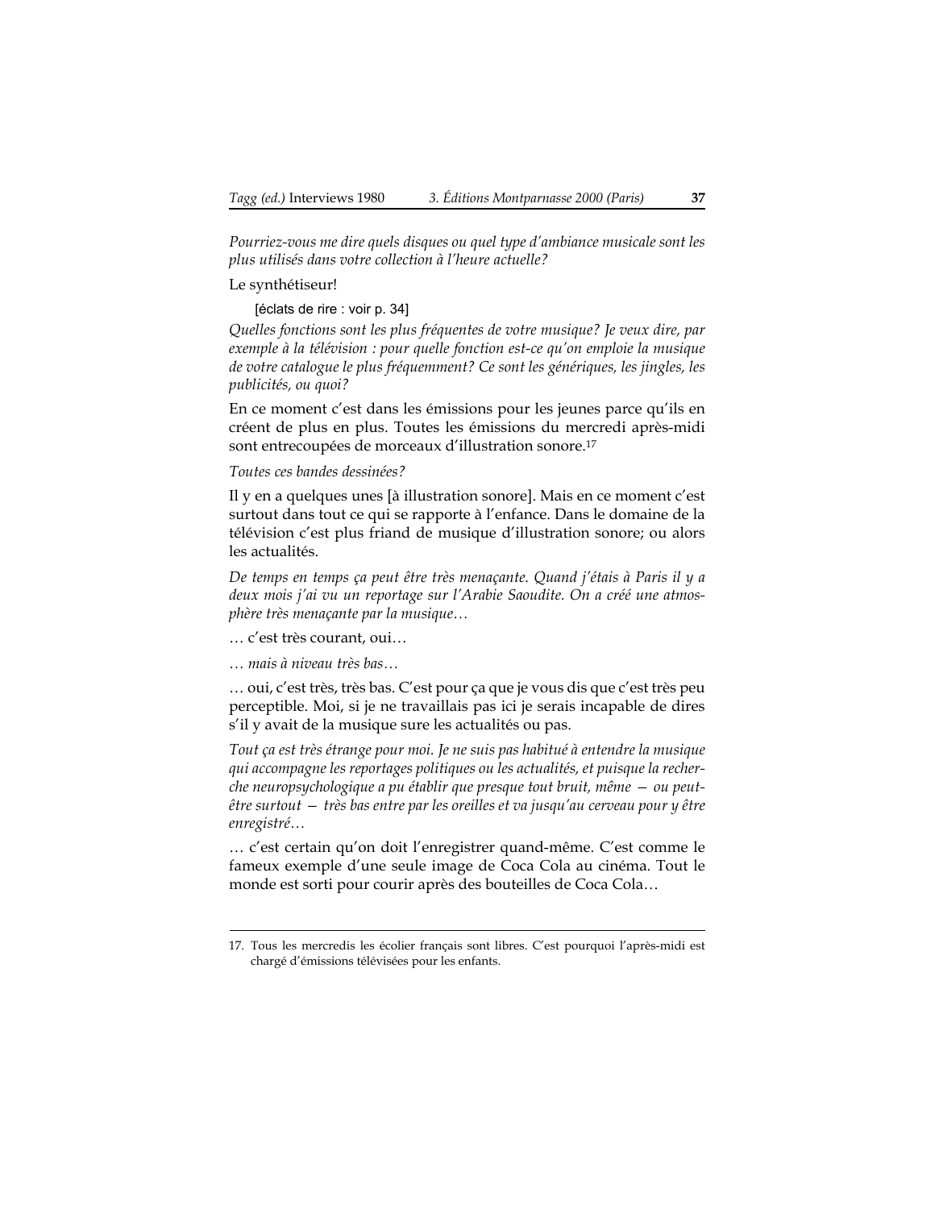*Pourriez-vous me dire quels disques ou quel type d'ambiance musicale sont les plus utilisés dans votre collection à l'heure actuelle?*

Le synthétiseur!

[éclats de rire : voir p. 34]

*Quelles fonctions sont les plus fréquentes de votre musique? Je veux dire, par exemple à la télévision : pour quelle fonction est-ce qu'on emploie la musique de votre catalogue le plus fréquemment? Ce sont les génériques, les jingles, les publicités, ou quoi?*

En ce moment c'est dans les émissions pour les jeunes parce qu'ils en créent de plus en plus. Toutes les émissions du mercredi après-midi sont entrecoupées de morceaux d'illustration sonore.[17]

*Toutes ces bandes dessinées?*

Il y en a quelques unes [à illustration sonore]. Mais en ce moment c'est surtout dans tout ce qui se rapporte à l'enfance. Dans le domaine de la télévision c'est plus friand de musique d'illustration sonore; ou alors les actualités.

*De temps en temps ça peut être très menaçante. Quand j'étais à Paris il y a deux mois j'ai vu un reportage sur l'Arabie Saoudite. On a créé une atmosphère très menaçante par la musique…*

… c'est très courant, oui…

*… mais à niveau très bas…*

… oui, c'est très, très bas. C'est pour ça que je vous dis que c'est très peu perceptible. Moi, si je ne travaillais pas ici je serais incapable de dires s'il y avait de la musique sure les actualités ou pas.

*Tout ça est très étrange pour moi. Je ne suis pas habitué à entendre la musique qui accompagne les reportages politiques ou les actualités, et puisque la recherche neuropsychologique a pu établir que presque tout bruit, même — ou peut-être surtout — très bas entre par les oreilles et va jusqu'au cerveau pour y être enregistré…*

… c'est certain qu'on doit l'enregistrer quand-même. C'est comme le fameux exemple d'une seule image de Coca Cola au cinéma. Tout le monde est sorti pour courir après des bouteilles de Coca Cola…

---

17. Tous les mercredis les écolier français sont libres. C'est pourquoi l'après-midi est chargé d'émissions télévisées pour les enfants.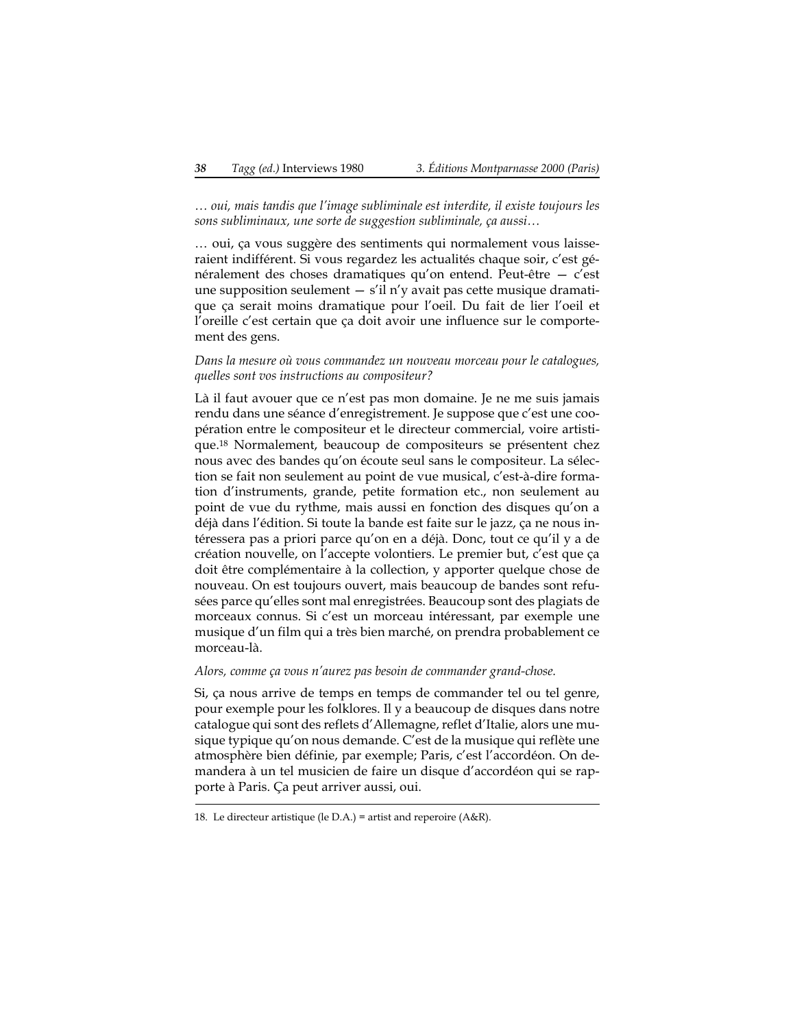*… oui, mais tandis que l'image subliminale est interdite, il existe toujours les sons subliminaux, une sorte de suggestion subliminale, ça aussi…*

… oui, ça vous suggère des sentiments qui normalement vous laisseraient indifférent. Si vous regardez les actualités chaque soir, c'est généralement des choses dramatiques qu'on entend. Peut-être — c'est une supposition seulement — s'il n'y avait pas cette musique dramatique ça serait moins dramatique pour l'oeil. Du fait de lier l'oeil et l'oreille c'est certain que ça doit avoir une influence sur le comportement des gens.

*Dans la mesure où vous commandez un nouveau morceau pour le catalogues, quelles sont vos instructions au compositeur?*

Là il faut avouer que ce n'est pas mon domaine. Je ne me suis jamais rendu dans une séance d'enregistrement. Je suppose que c'est une coopération entre le compositeur et le directeur commercial, voire artistique.[18] Normalement, beaucoup de compositeurs se présentent chez nous avec des bandes qu'on écoute seul sans le compositeur. La sélection se fait non seulement au point de vue musical, c'est-à-dire formation d'instruments, grande, petite formation etc., non seulement au point de vue du rythme, mais aussi en fonction des disques qu'on a déjà dans l'édition. Si toute la bande est faite sur le jazz, ça ne nous intéressera pas a priori parce qu'on en a déjà. Donc, tout ce qu'il y a de création nouvelle, on l'accepte volontiers. Le premier but, c'est que ça doit être complémentaire à la collection, y apporter quelque chose de nouveau. On est toujours ouvert, mais beaucoup de bandes sont refusées parce qu'elles sont mal enregistrées. Beaucoup sont des plagiats de morceaux connus. Si c'est un morceau intéressant, par exemple une musique d'un film qui a très bien marché, on prendra probablement ce morceau-là.

*Alors, comme ça vous n'aurez pas besoin de commander grand-chose.*

Si, ça nous arrive de temps en temps de commander tel ou tel genre, pour exemple pour les folklores. Il y a beaucoup de disques dans notre catalogue qui sont des reflets d'Allemagne, reflet d'Italie, alors une musique typique qu'on nous demande. C'est de la musique qui reflète une atmosphère bien définie, par exemple; Paris, c'est l'accordéon. On demandera à un tel musicien de faire un disque d'accordéon qui se rapporte à Paris. Ça peut arriver aussi, oui.

---

18. Le directeur artistique (le D.A.) = artist and reperoire (A&R).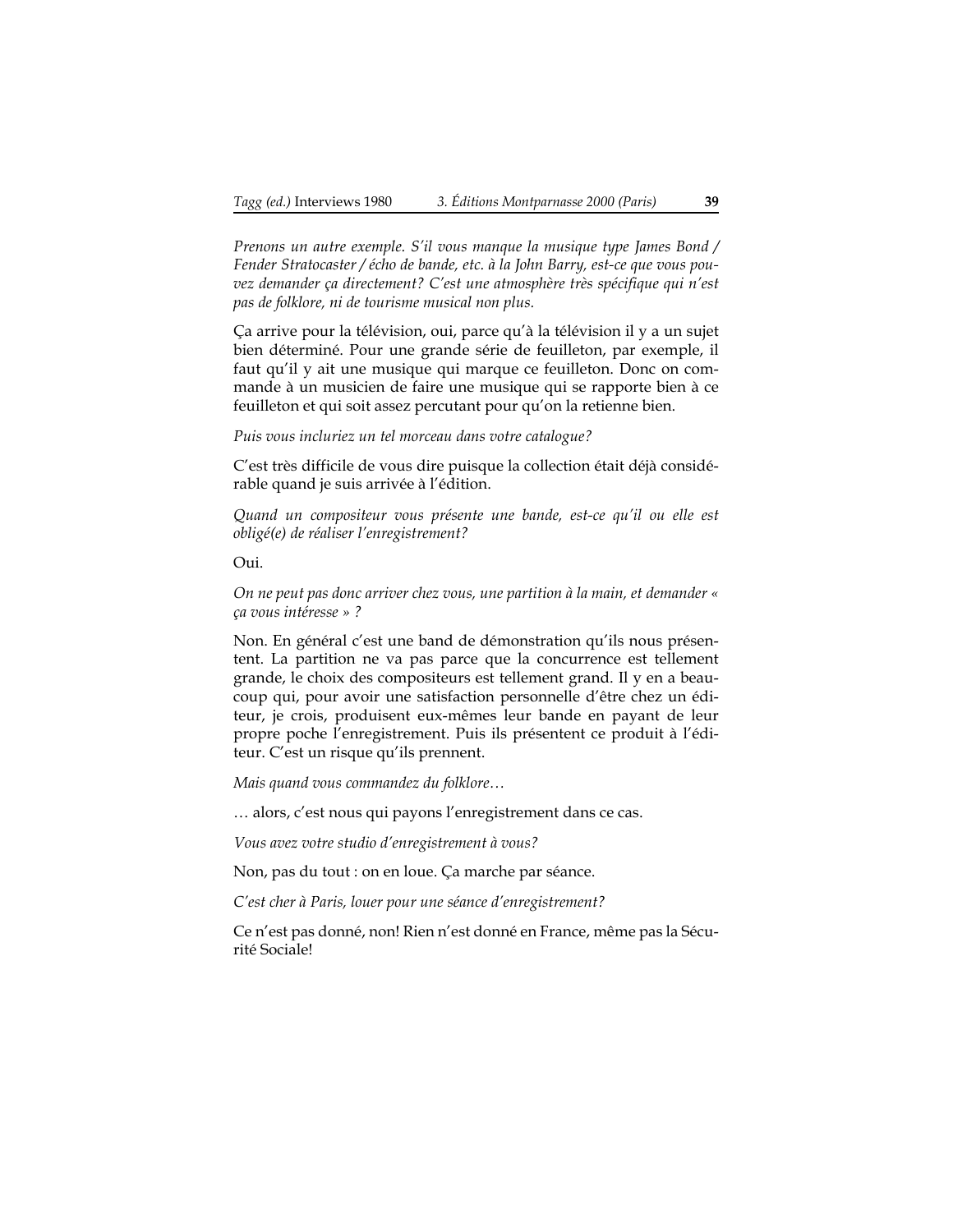*Prenons un autre exemple. S'il vous manque la musique type James Bond / Fender Stratocaster / écho de bande, etc. à la John Barry, est-ce que vous pouvez demander ça directement? C'est une atmosphère très spécifique qui n'est pas de folklore, ni de tourisme musical non plus.*

Ça arrive pour la télévision, oui, parce qu'à la télévision il y a un sujet bien déterminé. Pour une grande série de feuilleton, par exemple, il faut qu'il y ait une musique qui marque ce feuilleton. Donc on commande à un musicien de faire une musique qui se rapporte bien à ce feuilleton et qui soit assez percutant pour qu'on la retienne bien.

*Puis vous incluriez un tel morceau dans votre catalogue?*

C'est très difficile de vous dire puisque la collection était déjà considérable quand je suis arrivée à l'édition.

*Quand un compositeur vous présente une bande, est-ce qu'il ou elle est obligé(e) de réaliser l'enregistrement?*

Oui.

*On ne peut pas donc arriver chez vous, une partition à la main, et demander « ça vous intéresse » ?*

Non. En général c'est une band de démonstration qu'ils nous présentent. La partition ne va pas parce que la concurrence est tellement grande, le choix des compositeurs est tellement grand. Il y en a beaucoup qui, pour avoir une satisfaction personnelle d'être chez un éditeur, je crois, produisent eux-mêmes leur bande en payant de leur propre poche l'enregistrement. Puis ils présentent ce produit à l'éditeur. C'est un risque qu'ils prennent.

*Mais quand vous commandez du folklore…*

… alors, c'est nous qui payons l'enregistrement dans ce cas.

*Vous avez votre studio d'enregistrement à vous?*

Non, pas du tout : on en loue. Ça marche par séance.

*C'est cher à Paris, louer pour une séance d'enregistrement?*

Ce n'est pas donné, non! Rien n'est donné en France, même pas la Sécurité Sociale!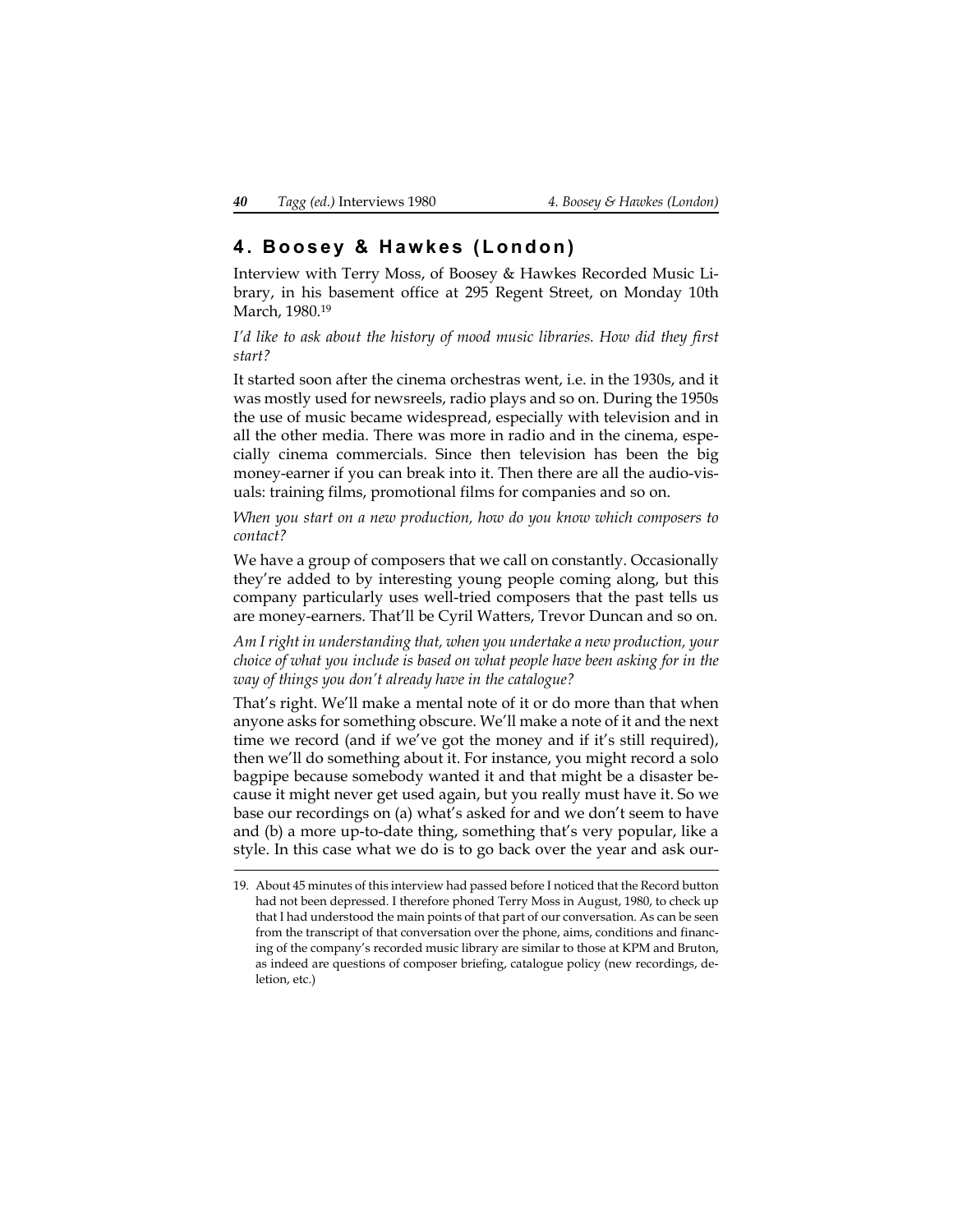## 4. Boosey & Hawkes (London)

Interview with Terry Moss, of Boosey & Hawkes Recorded Music Library, in his basement office at 295 Regent Street, on Monday 10th March, 1980.[19]

*I'd like to ask about the history of mood music libraries. How did they first start?*

It started soon after the cinema orchestras went, i.e. in the 1930s, and it was mostly used for newsreels, radio plays and so on. During the 1950s the use of music became widespread, especially with television and in all the other media. There was more in radio and in the cinema, especially cinema commercials. Since then television has been the big money-earner if you can break into it. Then there are all the audio-visuals: training films, promotional films for companies and so on.

*When you start on a new production, how do you know which composers to contact?*

We have a group of composers that we call on constantly. Occasionally they're added to by interesting young people coming along, but this company particularly uses well-tried composers that the past tells us are money-earners. That'll be Cyril Watters, Trevor Duncan and so on.

*Am I right in understanding that, when you undertake a new production, your choice of what you include is based on what people have been asking for in the way of things you don't already have in the catalogue?*

That's right. We'll make a mental note of it or do more than that when anyone asks for something obscure. We'll make a note of it and the next time we record (and if we've got the money and if it's still required), then we'll do something about it. For instance, you might record a solo bagpipe because somebody wanted it and that might be a disaster because it might never get used again, but you really must have it. So we base our recordings on (a) what's asked for and we don't seem to have and (b) a more up-to-date thing, something that's very popular, like a style. In this case what we do is to go back over the year and ask our-

---

19. About 45 minutes of this interview had passed before I noticed that the Record button had not been depressed. I therefore phoned Terry Moss in August, 1980, to check up that I had understood the main points of that part of our conversation. As can be seen from the transcript of that conversation over the phone, aims, conditions and financing of the company's recorded music library are similar to those at KPM and Bruton, as indeed are questions of composer briefing, catalogue policy (new recordings, deletion, etc.)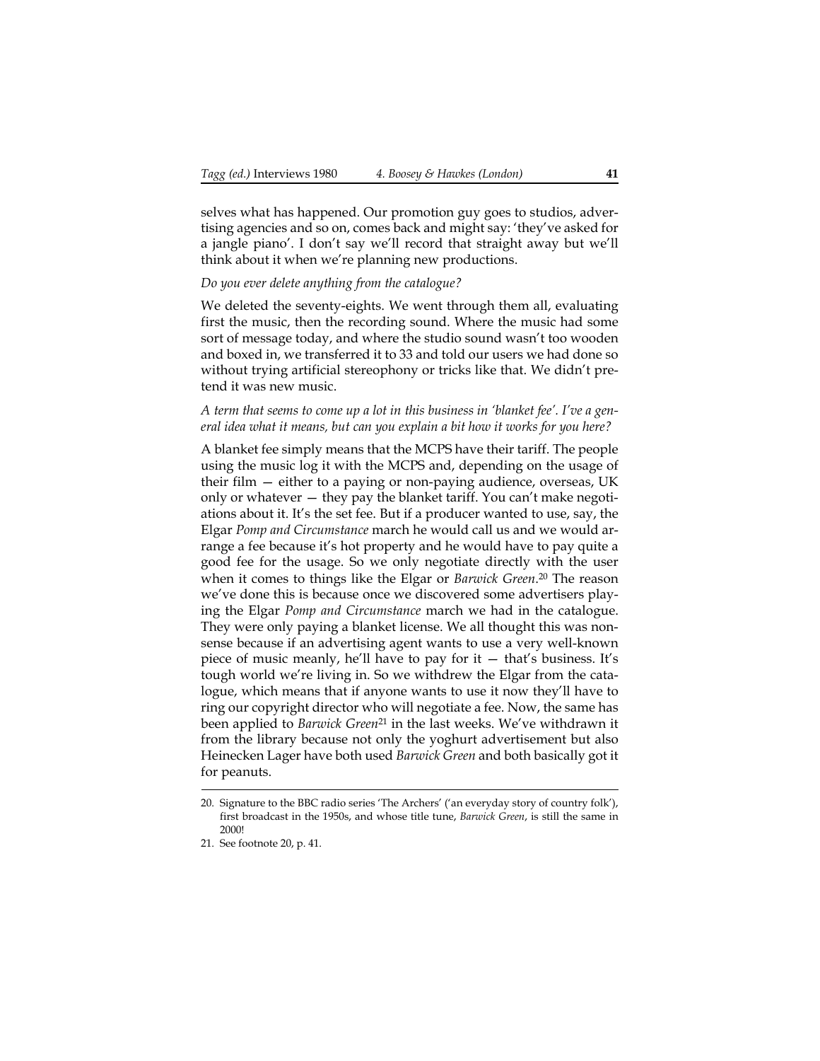selves what has happened. Our promotion guy goes to studios, advertising agencies and so on, comes back and might say: 'they've asked for a jangle piano'. I don't say we'll record that straight away but we'll think about it when we're planning new productions.

*Do you ever delete anything from the catalogue?*

We deleted the seventy-eights. We went through them all, evaluating first the music, then the recording sound. Where the music had some sort of message today, and where the studio sound wasn't too wooden and boxed in, we transferred it to 33 and told our users we had done so without trying artificial stereophony or tricks like that. We didn't pretend it was new music.

*A term that seems to come up a lot in this business in 'blanket fee'. I've a general idea what it means, but can you explain a bit how it works for you here?*

A blanket fee simply means that the MCPS have their tariff. The people using the music log it with the MCPS and, depending on the usage of their film — either to a paying or non-paying audience, overseas, UK only or whatever — they pay the blanket tariff. You can't make negotiations about it. It's the set fee. But if a producer wanted to use, say, the Elgar *Pomp and Circumstance* march he would call us and we would arrange a fee because it's hot property and he would have to pay quite a good fee for the usage. So we only negotiate directly with the user when it comes to things like the Elgar or *Barwick Green*.[20] The reason we've done this is because once we discovered some advertisers playing the Elgar *Pomp and Circumstance* march we had in the catalogue. They were only paying a blanket license. We all thought this was nonsense because if an advertising agent wants to use a very well-known piece of music meanly, he'll have to pay for it — that's business. It's tough world we're living in. So we withdrew the Elgar from the catalogue, which means that if anyone wants to use it now they'll have to ring our copyright director who will negotiate a fee. Now, the same has been applied to *Barwick Green*[21] in the last weeks. We've withdrawn it from the library because not only the yoghurt advertisement but also Heinecken Lager have both used *Barwick Green* and both basically got it for peanuts.

---

20. Signature to the BBC radio series 'The Archers' ('an everyday story of country folk'), first broadcast in the 1950s, and whose title tune, *Barwick Green*, is still the same in 2000!
21. See footnote 20, p. 41.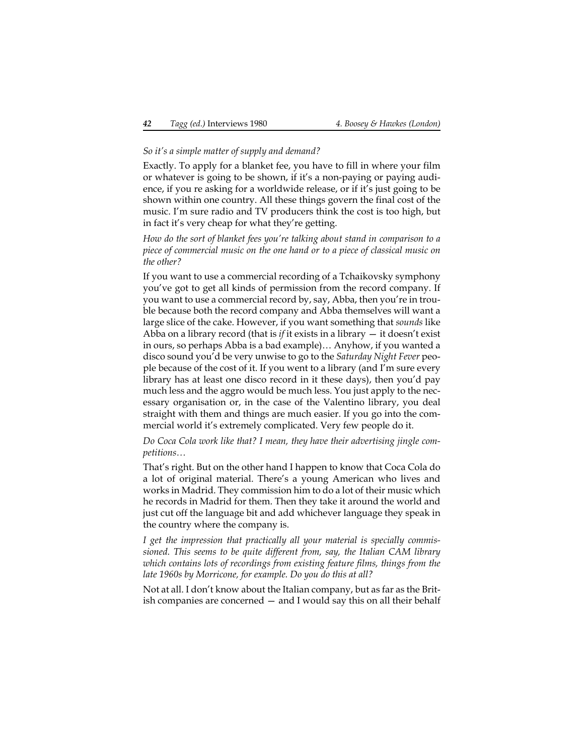*So it's a simple matter of supply and demand?*

Exactly. To apply for a blanket fee, you have to fill in where your film or whatever is going to be shown, if it's a non-paying or paying audience, if you re asking for a worldwide release, or if it's just going to be shown within one country. All these things govern the final cost of the music. I'm sure radio and TV producers think the cost is too high, but in fact it's very cheap for what they're getting.

*How do the sort of blanket fees you're talking about stand in comparison to a piece of commercial music on the one hand or to a piece of classical music on the other?*

If you want to use a commercial recording of a Tchaikovsky symphony you've got to get all kinds of permission from the record company. If you want to use a commercial record by, say, Abba, then you're in trouble because both the record company and Abba themselves will want a large slice of the cake. However, if you want something that *sounds* like Abba on a library record (that is *if* it exists in a library — it doesn't exist in ours, so perhaps Abba is a bad example)… Anyhow, if you wanted a disco sound you'd be very unwise to go to the *Saturday Night Fever* people because of the cost of it. If you went to a library (and I'm sure every library has at least one disco record in it these days), then you'd pay much less and the aggro would be much less. You just apply to the necessary organisation or, in the case of the Valentino library, you deal straight with them and things are much easier. If you go into the commercial world it's extremely complicated. Very few people do it.

*Do Coca Cola work like that? I mean, they have their advertising jingle competitions…*

That's right. But on the other hand I happen to know that Coca Cola do a lot of original material. There's a young American who lives and works in Madrid. They commission him to do a lot of their music which he records in Madrid for them. Then they take it around the world and just cut off the language bit and add whichever language they speak in the country where the company is.

*I get the impression that practically all your material is specially commissioned. This seems to be quite different from, say, the Italian CAM library which contains lots of recordings from existing feature films, things from the late 1960s by Morricone, for example. Do you do this at all?*

Not at all. I don't know about the Italian company, but as far as the British companies are concerned — and I would say this on all their behalf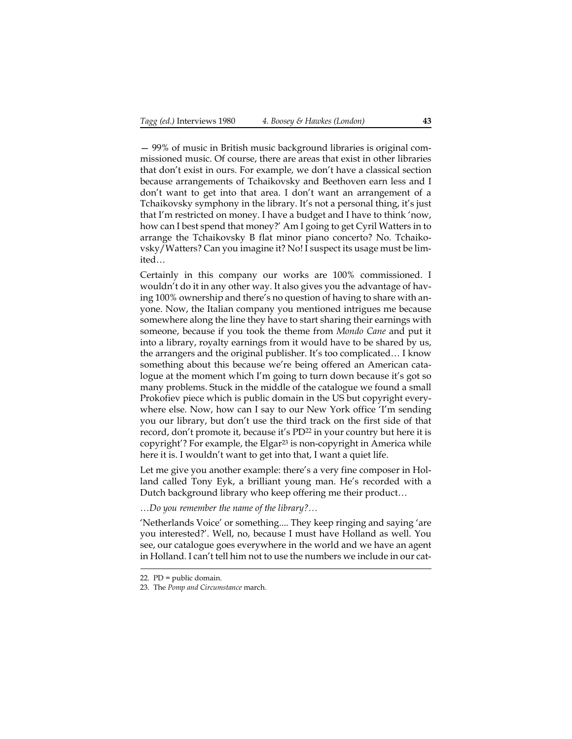— 99% of music in British music background libraries is original commissioned music. Of course, there are areas that exist in other libraries that don't exist in ours. For example, we don't have a classical section because arrangements of Tchaikovsky and Beethoven earn less and I don't want to get into that area. I don't want an arrangement of a Tchaikovsky symphony in the library. It's not a personal thing, it's just that I'm restricted on money. I have a budget and I have to think 'now, how can I best spend that money?' Am I going to get Cyril Watters in to arrange the Tchaikovsky B flat minor piano concerto? No. Tchaikovsky/Watters? Can you imagine it? No! I suspect its usage must be limited…

Certainly in this company our works are 100% commissioned. I wouldn't do it in any other way. It also gives you the advantage of having 100% ownership and there's no question of having to share with anyone. Now, the Italian company you mentioned intrigues me because somewhere along the line they have to start sharing their earnings with someone, because if you took the theme from *Mondo Cane* and put it into a library, royalty earnings from it would have to be shared by us, the arrangers and the original publisher. It's too complicated… I know something about this because we're being offered an American catalogue at the moment which I'm going to turn down because it's got so many problems. Stuck in the middle of the catalogue we found a small Prokofiev piece which is public domain in the US but copyright everywhere else. Now, how can I say to our New York office 'I'm sending you our library, but don't use the third track on the first side of that record, don't promote it, because it's PD[22] in your country but here it is copyright'? For example, the Elgar[23] is non-copyright in America while here it is. I wouldn't want to get into that, I want a quiet life.

Let me give you another example: there's a very fine composer in Holland called Tony Eyk, a brilliant young man. He's recorded with a Dutch background library who keep offering me their product…

*…Do you remember the name of the library?…*

'Netherlands Voice' or something.... They keep ringing and saying 'are you interested?'. Well, no, because I must have Holland as well. You see, our catalogue goes everywhere in the world and we have an agent in Holland. I can't tell him not to use the numbers we include in our cat-

---

22. PD = public domain.
23. The *Pomp and Circumstance* march.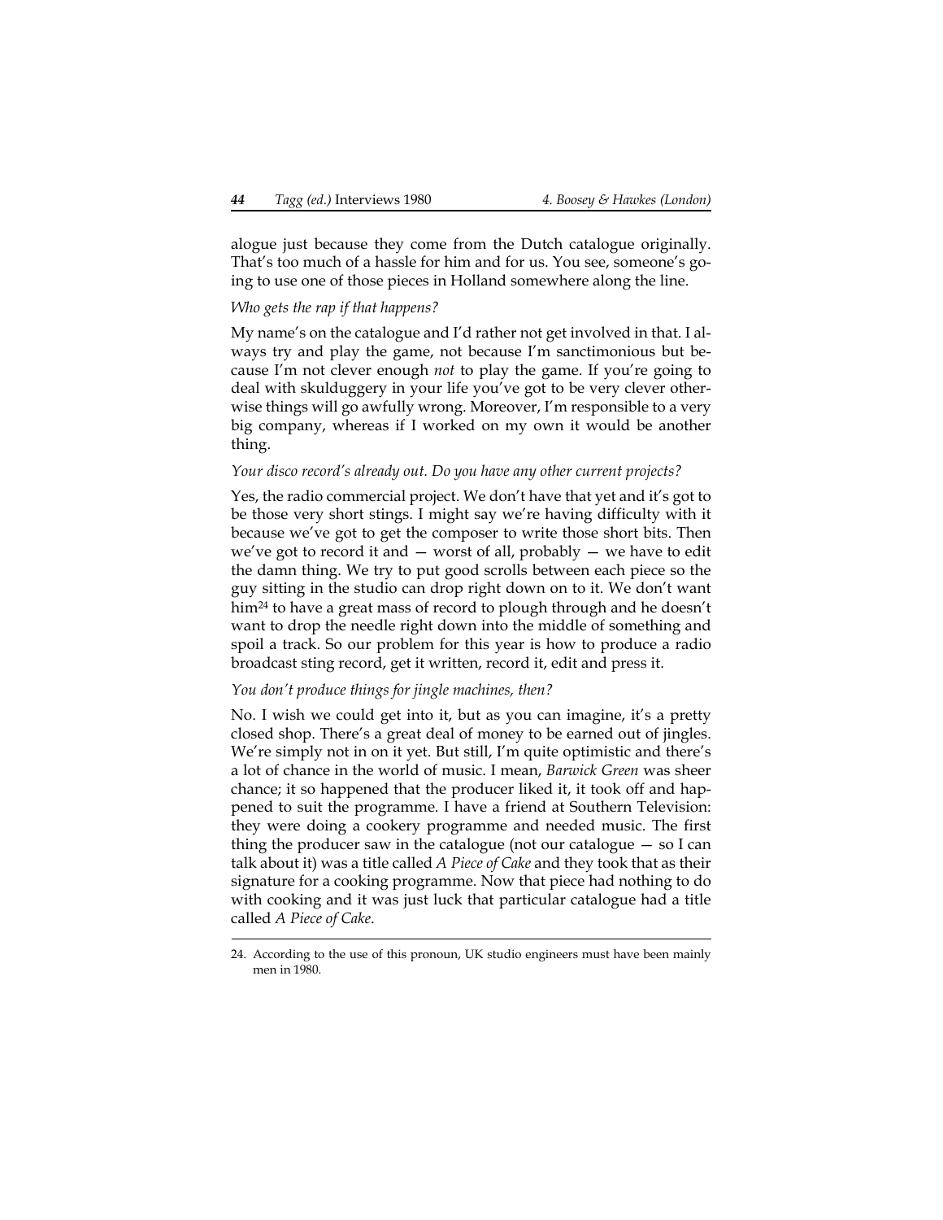alogue just because they come from the Dutch catalogue originally. That's too much of a hassle for him and for us. You see, someone's going to use one of those pieces in Holland somewhere along the line.

*Who gets the rap if that happens?*

My name's on the catalogue and I'd rather not get involved in that. I always try and play the game, not because I'm sanctimonious but because I'm not clever enough *not* to play the game. If you're going to deal with skulduggery in your life you've got to be very clever otherwise things will go awfully wrong. Moreover, I'm responsible to a very big company, whereas if I worked on my own it would be another thing.

*Your disco record's already out. Do you have any other current projects?*

Yes, the radio commercial project. We don't have that yet and it's got to be those very short stings. I might say we're having difficulty with it because we've got to get the composer to write those short bits. Then we've got to record it and — worst of all, probably — we have to edit the damn thing. We try to put good scrolls between each piece so the guy sitting in the studio can drop right down on to it. We don't want him[24] to have a great mass of record to plough through and he doesn't want to drop the needle right down into the middle of something and spoil a track. So our problem for this year is how to produce a radio broadcast sting record, get it written, record it, edit and press it.

*You don't produce things for jingle machines, then?*

No. I wish we could get into it, but as you can imagine, it's a pretty closed shop. There's a great deal of money to be earned out of jingles. We're simply not in on it yet. But still, I'm quite optimistic and there's a lot of chance in the world of music. I mean, *Barwick Green* was sheer chance; it so happened that the producer liked it, it took off and happened to suit the programme. I have a friend at Southern Television: they were doing a cookery programme and needed music. The first thing the producer saw in the catalogue (not our catalogue — so I can talk about it) was a title called *A Piece of Cake* and they took that as their signature for a cooking programme. Now that piece had nothing to do with cooking and it was just luck that particular catalogue had a title called *A Piece of Cake*.

---

24. According to the use of this pronoun, UK studio engineers must have been mainly men in 1980.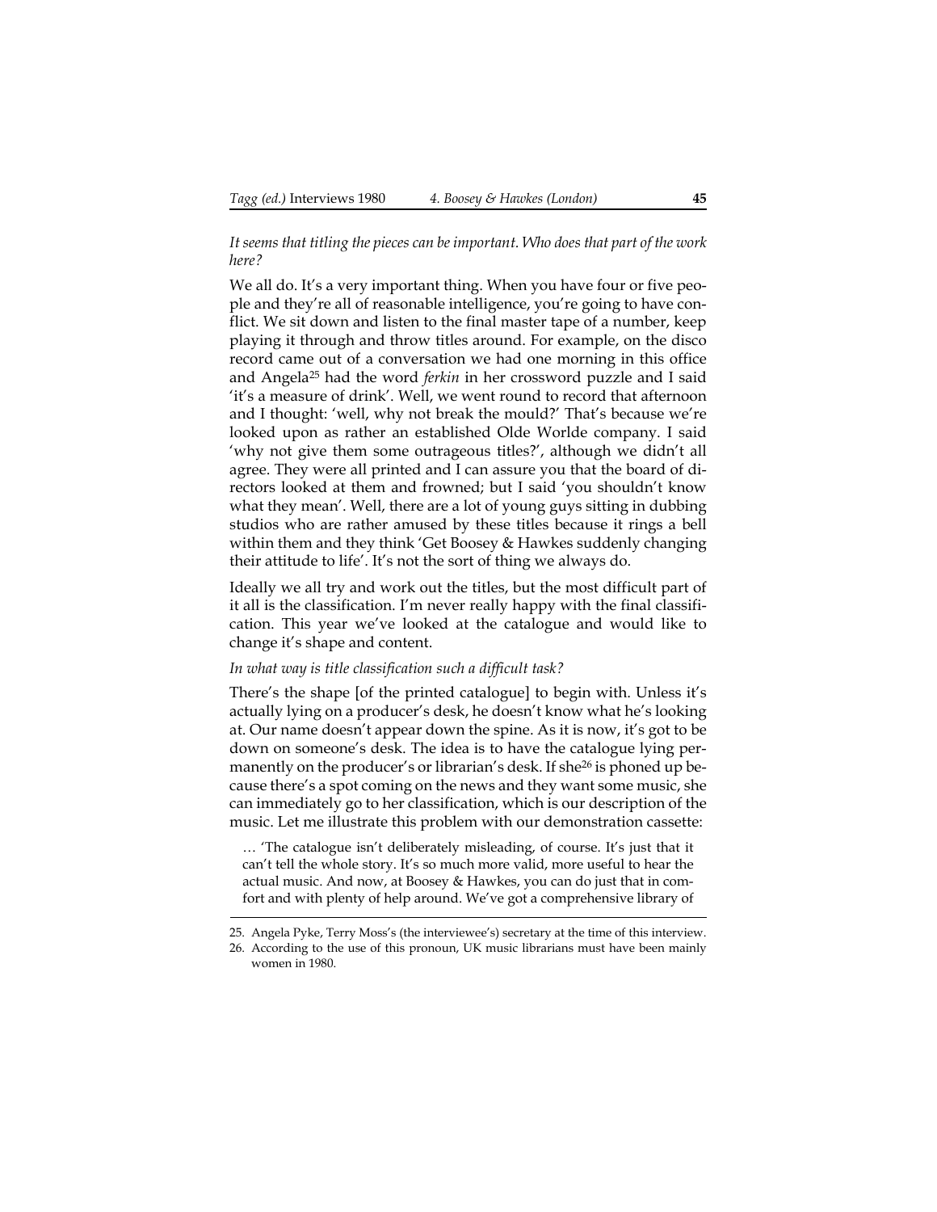*It seems that titling the pieces can be important. Who does that part of the work here?*

We all do. It's a very important thing. When you have four or five people and they're all of reasonable intelligence, you're going to have conflict. We sit down and listen to the final master tape of a number, keep playing it through and throw titles around. For example, on the disco record came out of a conversation we had one morning in this office and Angela[25] had the word *ferkin* in her crossword puzzle and I said 'it's a measure of drink'. Well, we went round to record that afternoon and I thought: 'well, why not break the mould?' That's because we're looked upon as rather an established Olde Worlde company. I said 'why not give them some outrageous titles?', although we didn't all agree. They were all printed and I can assure you that the board of directors looked at them and frowned; but I said 'you shouldn't know what they mean'. Well, there are a lot of young guys sitting in dubbing studios who are rather amused by these titles because it rings a bell within them and they think 'Get Boosey & Hawkes suddenly changing their attitude to life'. It's not the sort of thing we always do.

Ideally we all try and work out the titles, but the most difficult part of it all is the classification. I'm never really happy with the final classification. This year we've looked at the catalogue and would like to change it's shape and content.

*In what way is title classification such a difficult task?*

There's the shape [of the printed catalogue] to begin with. Unless it's actually lying on a producer's desk, he doesn't know what he's looking at. Our name doesn't appear down the spine. As it is now, it's got to be down on someone's desk. The idea is to have the catalogue lying permanently on the producer's or librarian's desk. If she[26] is phoned up because there's a spot coming on the news and they want some music, she can immediately go to her classification, which is our description of the music. Let me illustrate this problem with our demonstration cassette:

> … 'The catalogue isn't deliberately misleading, of course. It's just that it can't tell the whole story. It's so much more valid, more useful to hear the actual music. And now, at Boosey & Hawkes, you can do just that in comfort and with plenty of help around. We've got a comprehensive library of

---

25. Angela Pyke, Terry Moss's (the interviewee's) secretary at the time of this interview.
26. According to the use of this pronoun, UK music librarians must have been mainly women in 1980.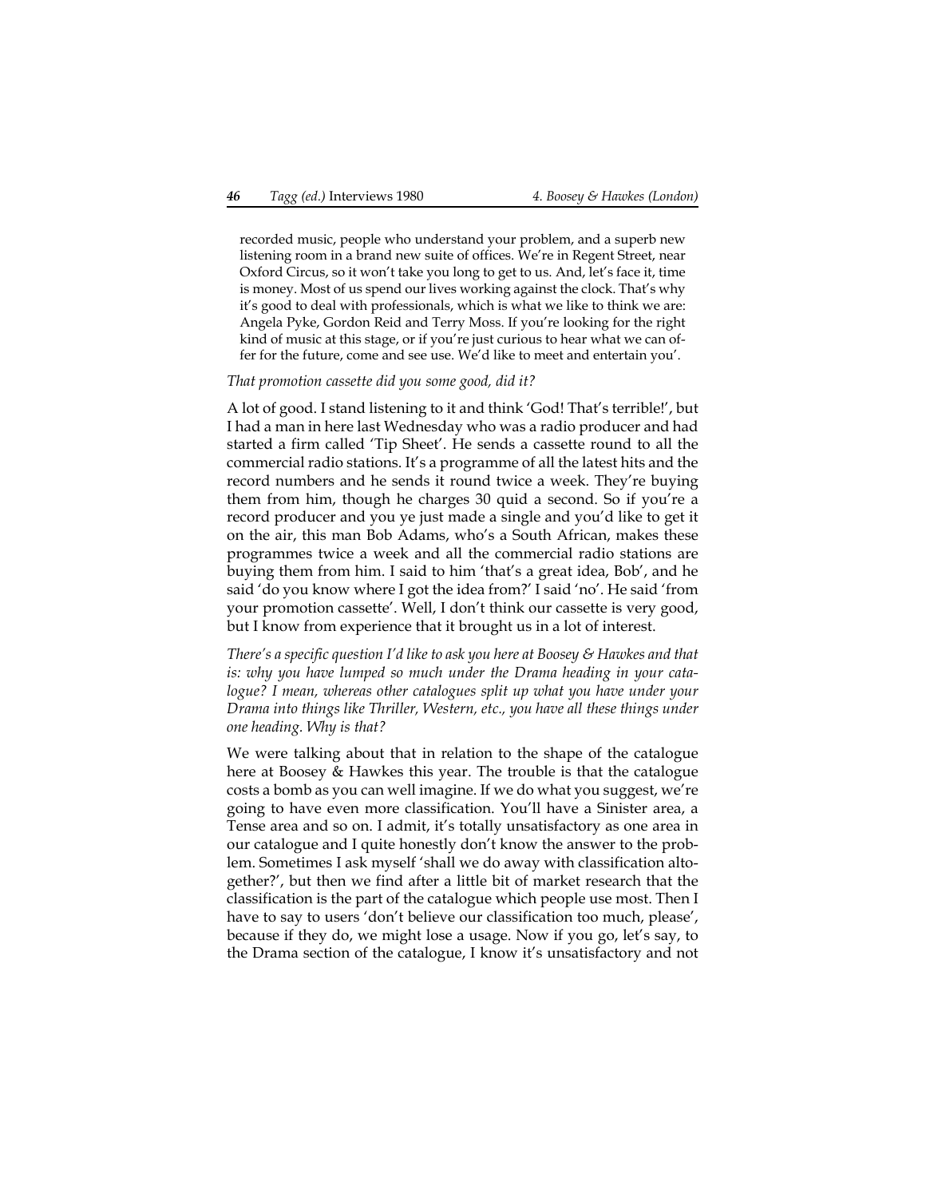recorded music, people who understand your problem, and a superb new listening room in a brand new suite of offices. We're in Regent Street, near Oxford Circus, so it won't take you long to get to us. And, let's face it, time is money. Most of us spend our lives working against the clock. That's why it's good to deal with professionals, which is what we like to think we are: Angela Pyke, Gordon Reid and Terry Moss. If you're looking for the right kind of music at this stage, or if you're just curious to hear what we can offer for the future, come and see use. We'd like to meet and entertain you'.

*That promotion cassette did you some good, did it?*

A lot of good. I stand listening to it and think 'God! That's terrible!', but I had a man in here last Wednesday who was a radio producer and had started a firm called 'Tip Sheet'. He sends a cassette round to all the commercial radio stations. It's a programme of all the latest hits and the record numbers and he sends it round twice a week. They're buying them from him, though he charges 30 quid a second. So if you're a record producer and you ye just made a single and you'd like to get it on the air, this man Bob Adams, who's a South African, makes these programmes twice a week and all the commercial radio stations are buying them from him. I said to him 'that's a great idea, Bob', and he said 'do you know where I got the idea from?' I said 'no'. He said 'from your promotion cassette'. Well, I don't think our cassette is very good, but I know from experience that it brought us in a lot of interest.

*There's a specific question I'd like to ask you here at Boosey & Hawkes and that is: why you have lumped so much under the Drama heading in your catalogue? I mean, whereas other catalogues split up what you have under your Drama into things like Thriller, Western, etc., you have all these things under one heading. Why is that?*

We were talking about that in relation to the shape of the catalogue here at Boosey & Hawkes this year. The trouble is that the catalogue costs a bomb as you can well imagine. If we do what you suggest, we're going to have even more classification. You'll have a Sinister area, a Tense area and so on. I admit, it's totally unsatisfactory as one area in our catalogue and I quite honestly don't know the answer to the problem. Sometimes I ask myself 'shall we do away with classification altogether?', but then we find after a little bit of market research that the classification is the part of the catalogue which people use most. Then I have to say to users 'don't believe our classification too much, please', because if they do, we might lose a usage. Now if you go, let's say, to the Drama section of the catalogue, I know it's unsatisfactory and not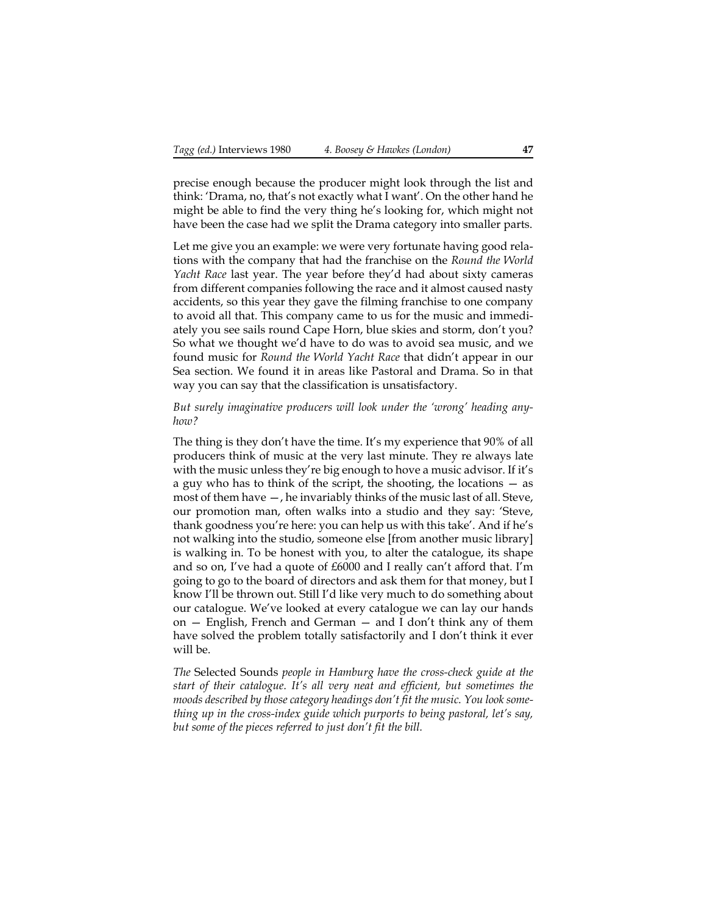precise enough because the producer might look through the list and think: 'Drama, no, that's not exactly what I want'. On the other hand he might be able to find the very thing he's looking for, which might not have been the case had we split the Drama category into smaller parts.

Let me give you an example: we were very fortunate having good relations with the company that had the franchise on the *Round the World Yacht Race* last year. The year before they'd had about sixty cameras from different companies following the race and it almost caused nasty accidents, so this year they gave the filming franchise to one company to avoid all that. This company came to us for the music and immediately you see sails round Cape Horn, blue skies and storm, don't you? So what we thought we'd have to do was to avoid sea music, and we found music for *Round the World Yacht Race* that didn't appear in our Sea section. We found it in areas like Pastoral and Drama. So in that way you can say that the classification is unsatisfactory.

*But surely imaginative producers will look under the 'wrong' heading anyhow?*

The thing is they don't have the time. It's my experience that 90% of all producers think of music at the very last minute. They re always late with the music unless they're big enough to hove a music advisor. If it's a guy who has to think of the script, the shooting, the locations — as most of them have —, he invariably thinks of the music last of all. Steve, our promotion man, often walks into a studio and they say: 'Steve, thank goodness you're here: you can help us with this take'. And if he's not walking into the studio, someone else [from another music library] is walking in. To be honest with you, to alter the catalogue, its shape and so on, I've had a quote of £6000 and I really can't afford that. I'm going to go to the board of directors and ask them for that money, but I know I'll be thrown out. Still I'd like very much to do something about our catalogue. We've looked at every catalogue we can lay our hands on — English, French and German — and I don't think any of them have solved the problem totally satisfactorily and I don't think it ever will be.

*The* Selected Sounds *people in Hamburg have the cross-check guide at the start of their catalogue. It's all very neat and efficient, but sometimes the moods described by those category headings don't fit the music. You look something up in the cross-index guide which purports to being pastoral, let's say, but some of the pieces referred to just don't fit the bill.*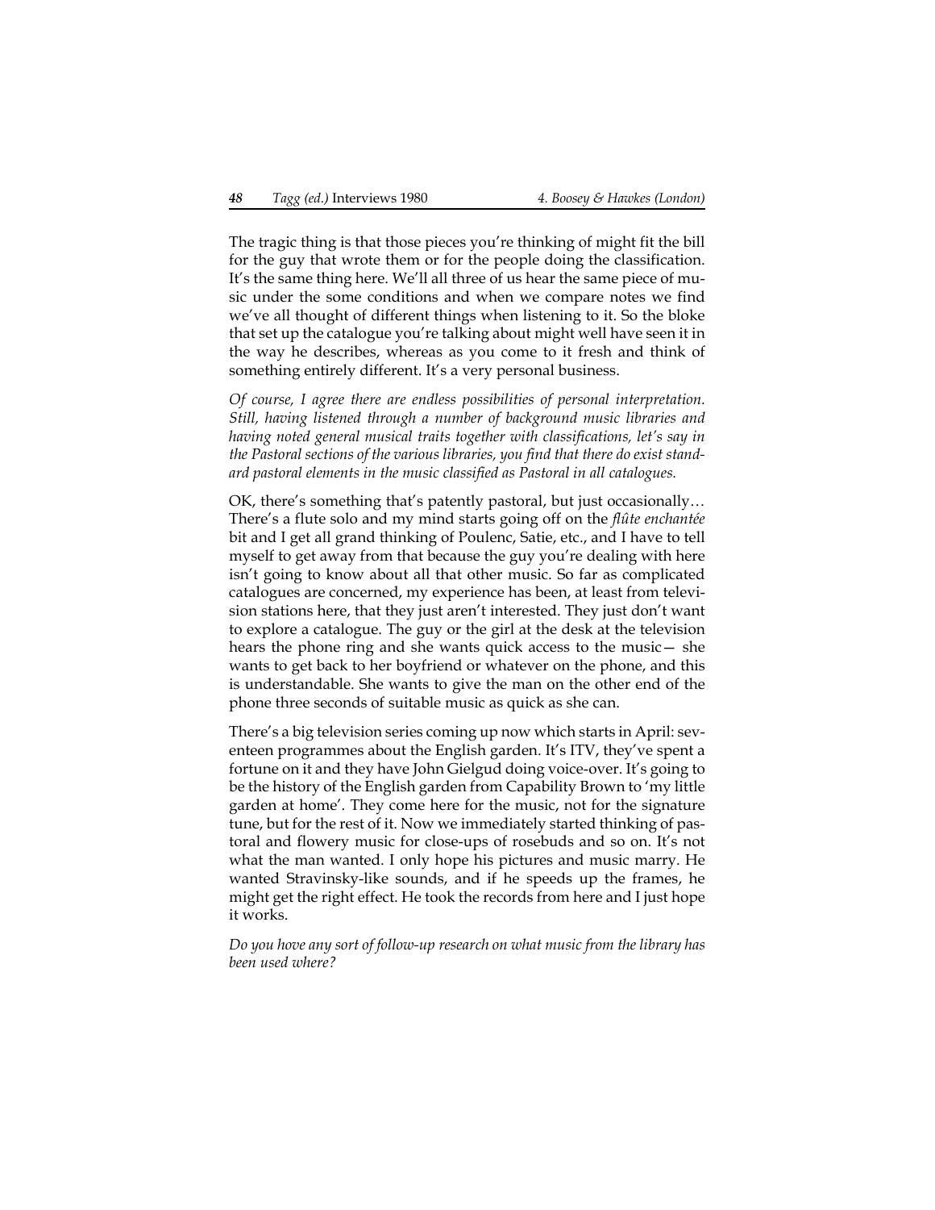The tragic thing is that those pieces you're thinking of might fit the bill for the guy that wrote them or for the people doing the classification. It's the same thing here. We'll all three of us hear the same piece of music under the some conditions and when we compare notes we find we've all thought of different things when listening to it. So the bloke that set up the catalogue you're talking about might well have seen it in the way he describes, whereas as you come to it fresh and think of something entirely different. It's a very personal business.

*Of course, I agree there are endless possibilities of personal interpretation. Still, having listened through a number of background music libraries and having noted general musical traits together with classifications, let's say in the Pastoral sections of the various libraries, you find that there do exist standard pastoral elements in the music classified as Pastoral in all catalogues.*

OK, there's something that's patently pastoral, but just occasionally… There's a flute solo and my mind starts going off on the *flûte enchantée* bit and I get all grand thinking of Poulenc, Satie, etc., and I have to tell myself to get away from that because the guy you're dealing with here isn't going to know about all that other music. So far as complicated catalogues are concerned, my experience has been, at least from television stations here, that they just aren't interested. They just don't want to explore a catalogue. The guy or the girl at the desk at the television hears the phone ring and she wants quick access to the music— she wants to get back to her boyfriend or whatever on the phone, and this is understandable. She wants to give the man on the other end of the phone three seconds of suitable music as quick as she can.

There's a big television series coming up now which starts in April: seventeen programmes about the English garden. It's ITV, they've spent a fortune on it and they have John Gielgud doing voice-over. It's going to be the history of the English garden from Capability Brown to 'my little garden at home'. They come here for the music, not for the signature tune, but for the rest of it. Now we immediately started thinking of pastoral and flowery music for close-ups of rosebuds and so on. It's not what the man wanted. I only hope his pictures and music marry. He wanted Stravinsky-like sounds, and if he speeds up the frames, he might get the right effect. He took the records from here and I just hope it works.

*Do you hove any sort of follow-up research on what music from the library has been used where?*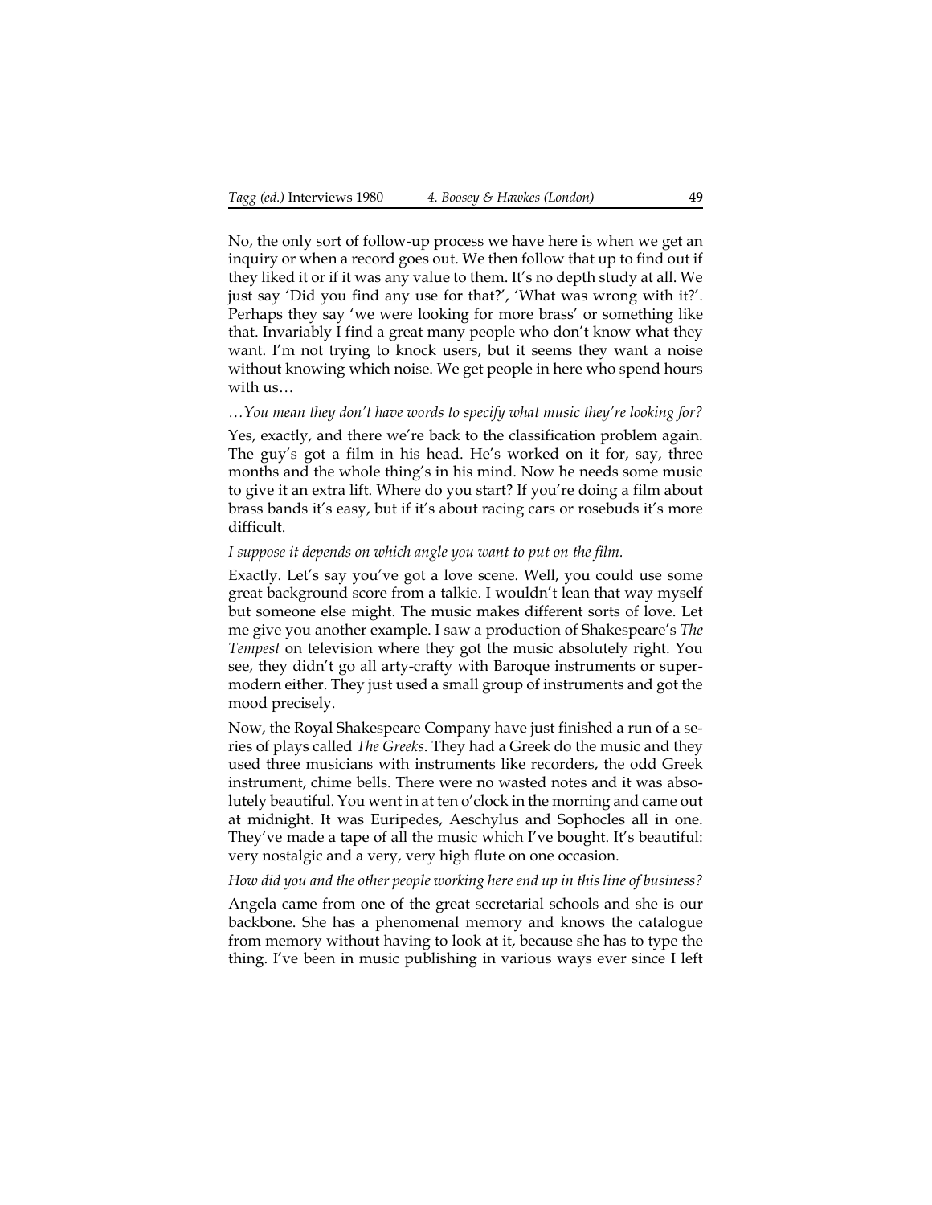No, the only sort of follow-up process we have here is when we get an inquiry or when a record goes out. We then follow that up to find out if they liked it or if it was any value to them. It's no depth study at all. We just say 'Did you find any use for that?', 'What was wrong with it?'. Perhaps they say 'we were looking for more brass' or something like that. Invariably I find a great many people who don't know what they want. I'm not trying to knock users, but it seems they want a noise without knowing which noise. We get people in here who spend hours with us…

*…You mean they don't have words to specify what music they're looking for?*

Yes, exactly, and there we're back to the classification problem again. The guy's got a film in his head. He's worked on it for, say, three months and the whole thing's in his mind. Now he needs some music to give it an extra lift. Where do you start? If you're doing a film about brass bands it's easy, but if it's about racing cars or rosebuds it's more difficult.

*I suppose it depends on which angle you want to put on the film.*

Exactly. Let's say you've got a love scene. Well, you could use some great background score from a talkie. I wouldn't lean that way myself but someone else might. The music makes different sorts of love. Let me give you another example. I saw a production of Shakespeare's *The Tempest* on television where they got the music absolutely right. You see, they didn't go all arty-crafty with Baroque instruments or super-modern either. They just used a small group of instruments and got the mood precisely.

Now, the Royal Shakespeare Company have just finished a run of a series of plays called *The Greeks*. They had a Greek do the music and they used three musicians with instruments like recorders, the odd Greek instrument, chime bells. There were no wasted notes and it was absolutely beautiful. You went in at ten o'clock in the morning and came out at midnight. It was Euripedes, Aeschylus and Sophocles all in one. They've made a tape of all the music which I've bought. It's beautiful: very nostalgic and a very, very high flute on one occasion.

*How did you and the other people working here end up in this line of business?*

Angela came from one of the great secretarial schools and she is our backbone. She has a phenomenal memory and knows the catalogue from memory without having to look at it, because she has to type the thing. I've been in music publishing in various ways ever since I left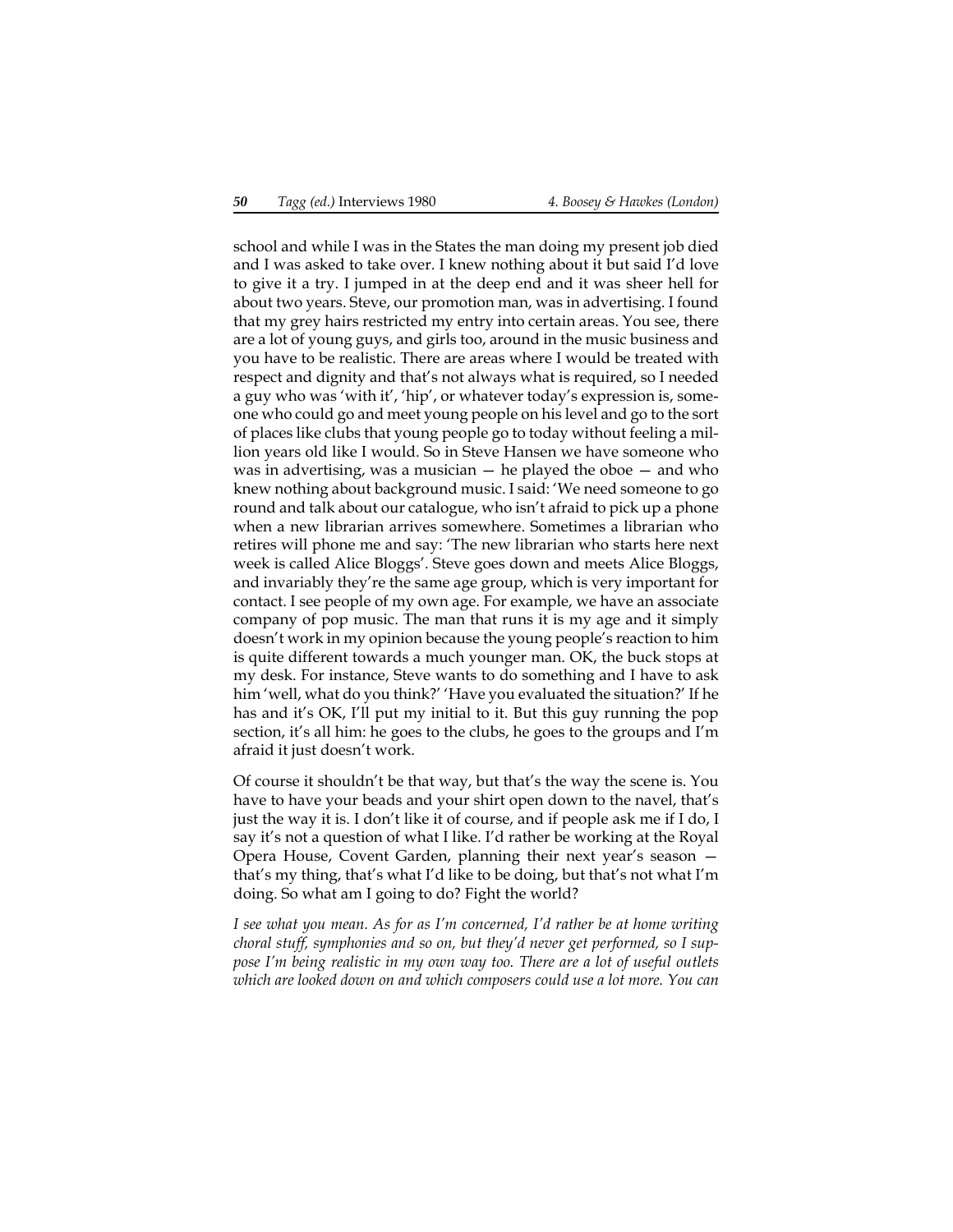school and while I was in the States the man doing my present job died and I was asked to take over. I knew nothing about it but said I'd love to give it a try. I jumped in at the deep end and it was sheer hell for about two years. Steve, our promotion man, was in advertising. I found that my grey hairs restricted my entry into certain areas. You see, there are a lot of young guys, and girls too, around in the music business and you have to be realistic. There are areas where I would be treated with respect and dignity and that's not always what is required, so I needed a guy who was 'with it', 'hip', or whatever today's expression is, someone who could go and meet young people on his level and go to the sort of places like clubs that young people go to today without feeling a million years old like I would. So in Steve Hansen we have someone who was in advertising, was a musician — he played the oboe — and who knew nothing about background music. I said: 'We need someone to go round and talk about our catalogue, who isn't afraid to pick up a phone when a new librarian arrives somewhere. Sometimes a librarian who retires will phone me and say: 'The new librarian who starts here next week is called Alice Bloggs'. Steve goes down and meets Alice Bloggs, and invariably they're the same age group, which is very important for contact. I see people of my own age. For example, we have an associate company of pop music. The man that runs it is my age and it simply doesn't work in my opinion because the young people's reaction to him is quite different towards a much younger man. OK, the buck stops at my desk. For instance, Steve wants to do something and I have to ask him 'well, what do you think?' 'Have you evaluated the situation?' If he has and it's OK, I'll put my initial to it. But this guy running the pop section, it's all him: he goes to the clubs, he goes to the groups and I'm afraid it just doesn't work.

Of course it shouldn't be that way, but that's the way the scene is. You have to have your beads and your shirt open down to the navel, that's just the way it is. I don't like it of course, and if people ask me if I do, I say it's not a question of what I like. I'd rather be working at the Royal Opera House, Covent Garden, planning their next year's season — that's my thing, that's what I'd like to be doing, but that's not what I'm doing. So what am I going to do? Fight the world?

*I see what you mean. As for as I'm concerned, I'd rather be at home writing choral stuff, symphonies and so on, but they'd never get performed, so I suppose I'm being realistic in my own way too. There are a lot of useful outlets which are looked down on and which composers could use a lot more. You can*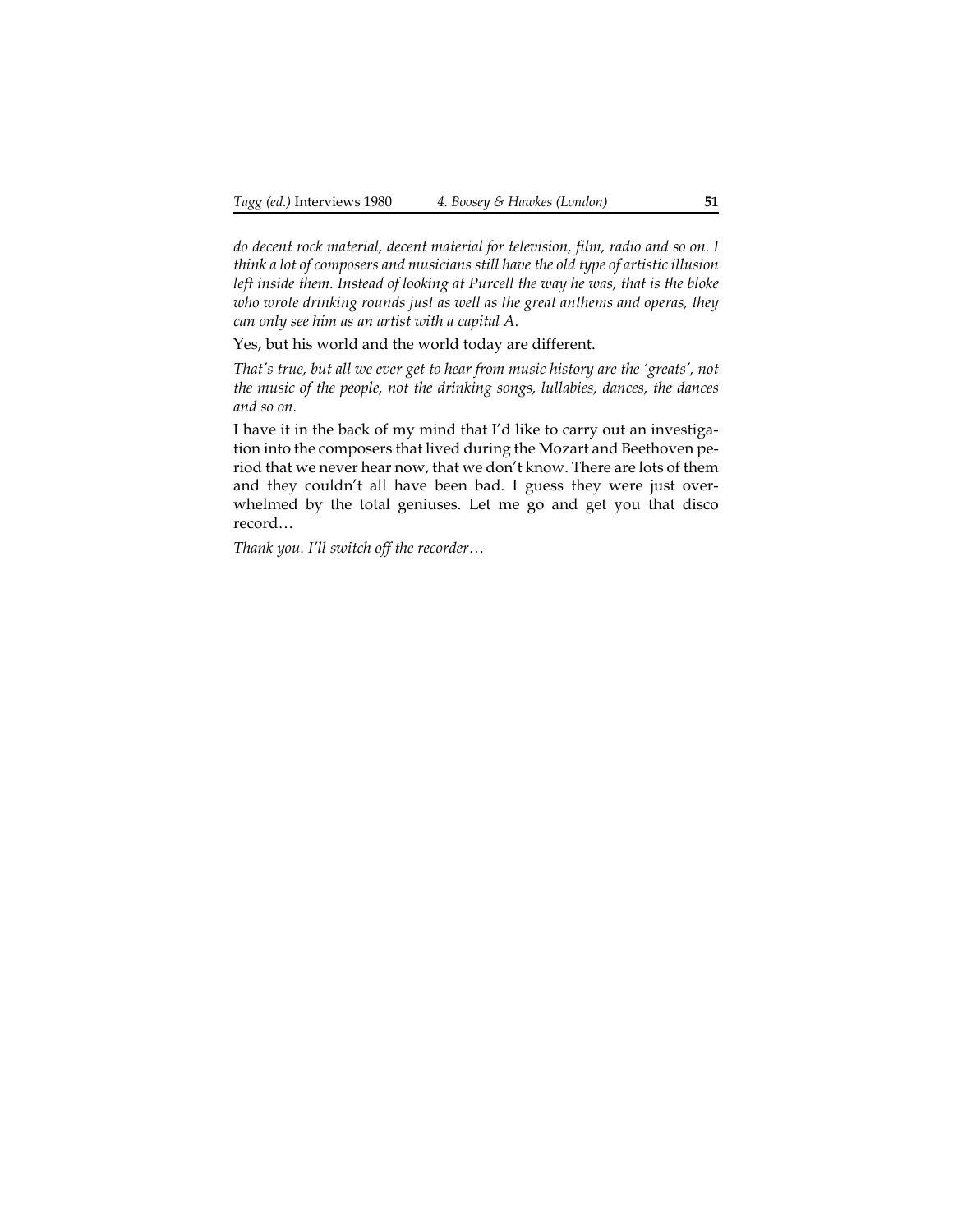*do decent rock material, decent material for television, film, radio and so on. I think a lot of composers and musicians still have the old type of artistic illusion left inside them. Instead of looking at Purcell the way he was, that is the bloke who wrote drinking rounds just as well as the great anthems and operas, they can only see him as an artist with a capital A.*

Yes, but his world and the world today are different.

*That's true, but all we ever get to hear from music history are the 'greats', not the music of the people, not the drinking songs, lullabies, dances, the dances and so on.*

I have it in the back of my mind that I'd like to carry out an investigation into the composers that lived during the Mozart and Beethoven period that we never hear now, that we don't know. There are lots of them and they couldn't all have been bad. I guess they were just overwhelmed by the total geniuses. Let me go and get you that disco record…

*Thank you. I'll switch off the recorder…*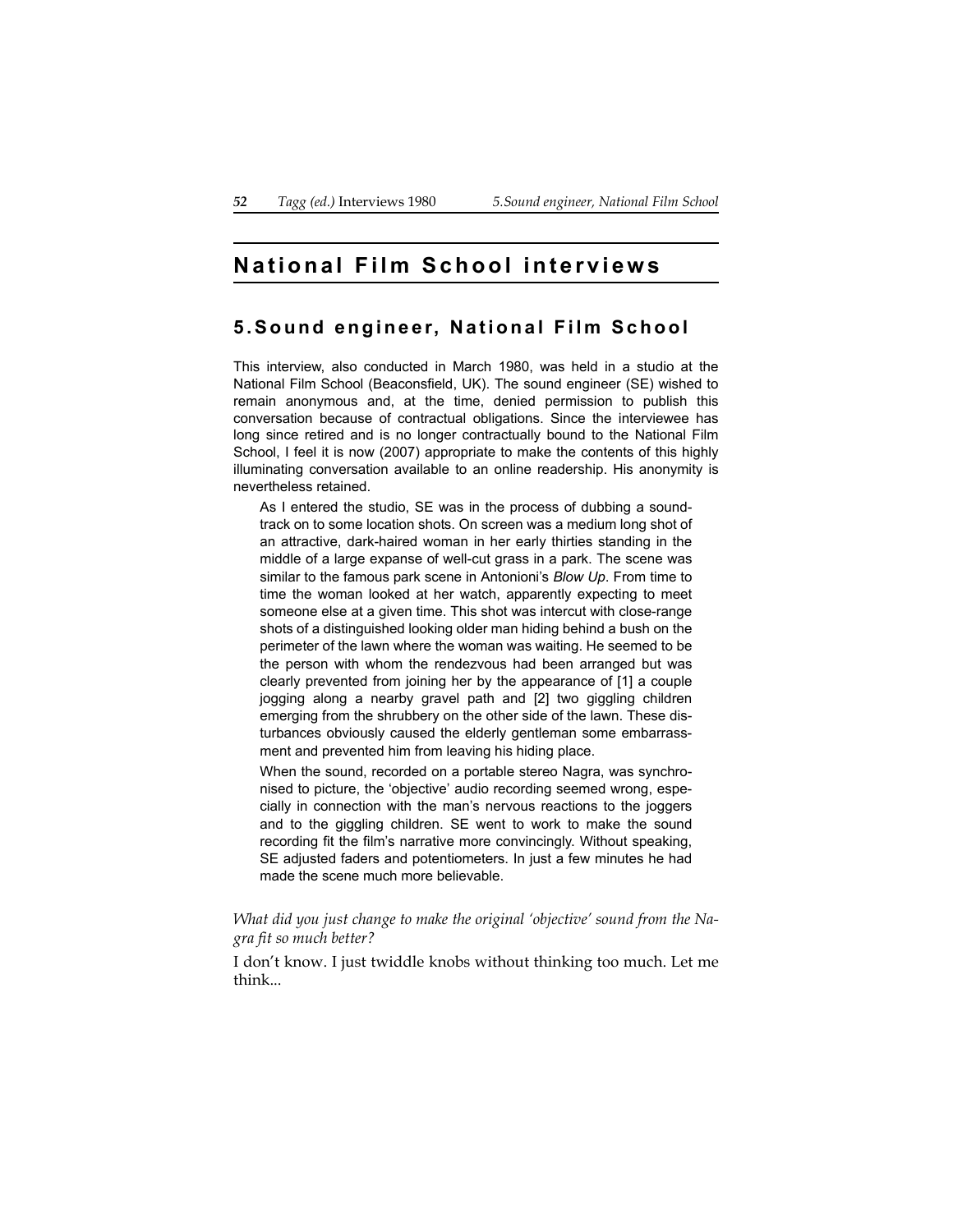# National Film School interviews

## 5. Sound engineer, National Film School

This interview, also conducted in March 1980, was held in a studio at the National Film School (Beaconsfield, UK). The sound engineer (SE) wished to remain anonymous and, at the time, denied permission to publish this conversation because of contractual obligations. Since the interviewee has long since retired and is no longer contractually bound to the National Film School, I feel it is now (2007) appropriate to make the contents of this highly illuminating conversation available to an online readership. His anonymity is nevertheless retained.

> As I entered the studio, SE was in the process of dubbing a soundtrack on to some location shots. On screen was a medium long shot of an attractive, dark-haired woman in her early thirties standing in the middle of a large expanse of well-cut grass in a park. The scene was similar to the famous park scene in Antonioni's *Blow Up*. From time to time the woman looked at her watch, apparently expecting to meet someone else at a given time. This shot was intercut with close-range shots of a distinguished looking older man hiding behind a bush on the perimeter of the lawn where the woman was waiting. He seemed to be the person with whom the rendezvous had been arranged but was clearly prevented from joining her by the appearance of [1] a couple jogging along a nearby gravel path and [2] two giggling children emerging from the shrubbery on the other side of the lawn. These disturbances obviously caused the elderly gentleman some embarrassment and prevented him from leaving his hiding place.
>
> When the sound, recorded on a portable stereo Nagra, was synchronised to picture, the 'objective' audio recording seemed wrong, especially in connection with the man's nervous reactions to the joggers and to the giggling children. SE went to work to make the sound recording fit the film's narrative more convincingly. Without speaking, SE adjusted faders and potentiometers. In just a few minutes he had made the scene much more believable.

*What did you just change to make the original 'objective' sound from the Nagra fit so much better?*

I don't know. I just twiddle knobs without thinking too much. Let me think...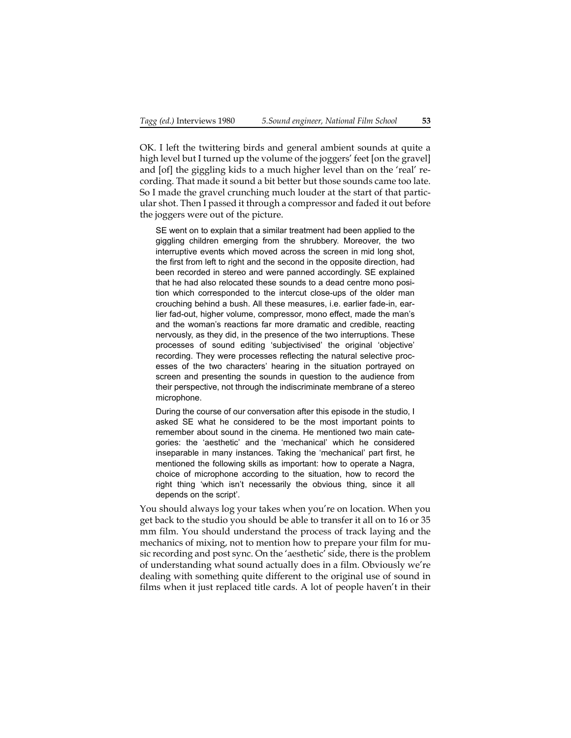OK. I left the twittering birds and general ambient sounds at quite a high level but I turned up the volume of the joggers' feet [on the gravel] and [of] the giggling kids to a much higher level than on the 'real' recording. That made it sound a bit better but those sounds came too late. So I made the gravel crunching much louder at the start of that particular shot. Then I passed it through a compressor and faded it out before the joggers were out of the picture.

> SE went on to explain that a similar treatment had been applied to the giggling children emerging from the shrubbery. Moreover, the two interruptive events which moved across the screen in mid long shot, the first from left to right and the second in the opposite direction, had been recorded in stereo and were panned accordingly. SE explained that he had also relocated these sounds to a dead centre mono position which corresponded to the intercut close-ups of the older man crouching behind a bush. All these measures, i.e. earlier fade-in, earlier fad-out, higher volume, compressor, mono effect, made the man's and the woman's reactions far more dramatic and credible, reacting nervously, as they did, in the presence of the two interruptions. These processes of sound editing 'subjectivised' the original 'objective' recording. They were processes reflecting the natural selective processes of the two characters' hearing in the situation portrayed on screen and presenting the sounds in question to the audience from their perspective, not through the indiscriminate membrane of a stereo microphone.
>
> During the course of our conversation after this episode in the studio, I asked SE what he considered to be the most important points to remember about sound in the cinema. He mentioned two main categories: the 'aesthetic' and the 'mechanical' which he considered inseparable in many instances. Taking the 'mechanical' part first, he mentioned the following skills as important: how to operate a Nagra, choice of microphone according to the situation, how to record the right thing 'which isn't necessarily the obvious thing, since it all depends on the script'.

You should always log your takes when you're on location. When you get back to the studio you should be able to transfer it all on to 16 or 35 mm film. You should understand the process of track laying and the mechanics of mixing, not to mention how to prepare your film for music recording and post sync. On the 'aesthetic' side, there is the problem of understanding what sound actually does in a film. Obviously we're dealing with something quite different to the original use of sound in films when it just replaced title cards. A lot of people haven't in their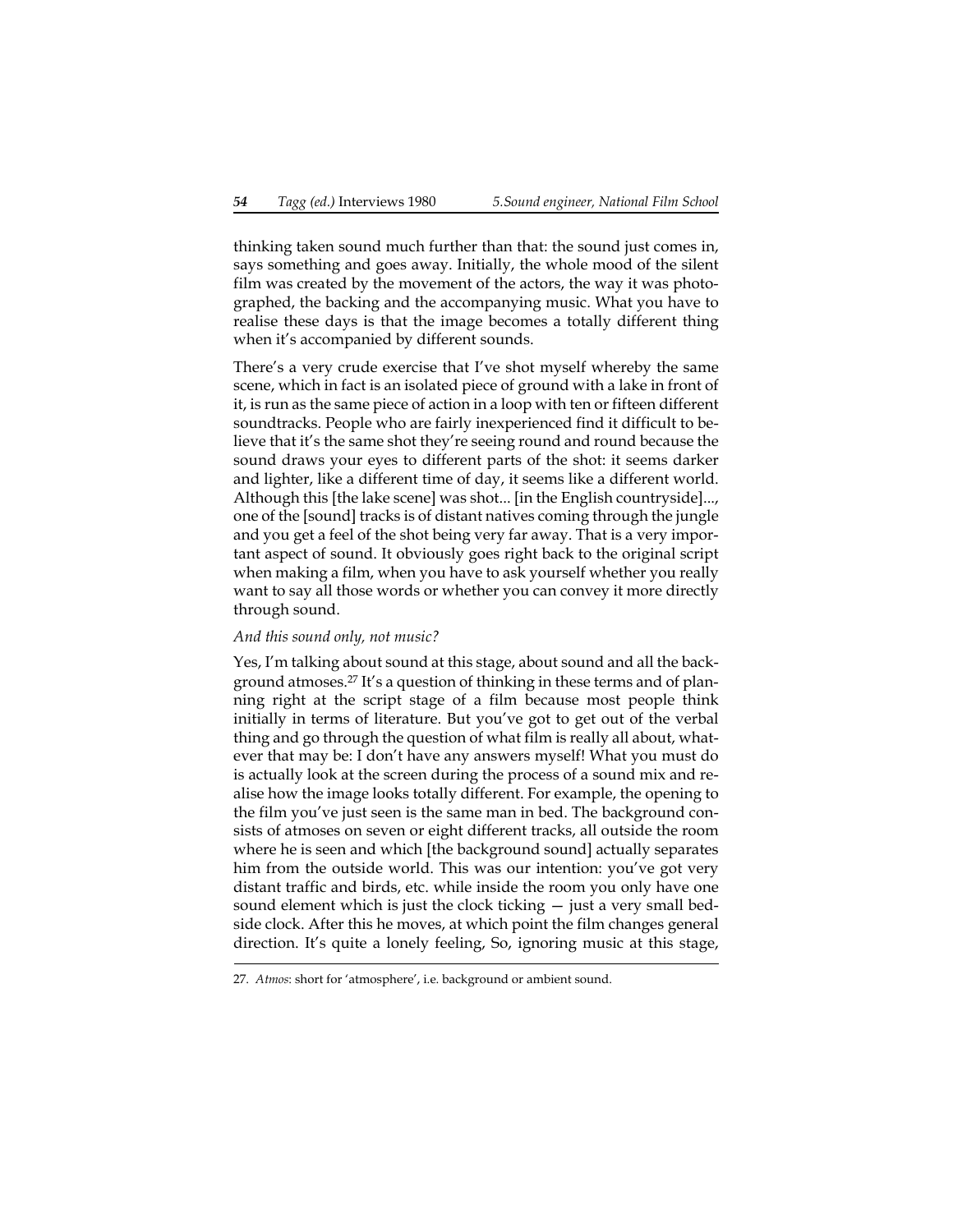thinking taken sound much further than that: the sound just comes in, says something and goes away. Initially, the whole mood of the silent film was created by the movement of the actors, the way it was photographed, the backing and the accompanying music. What you have to realise these days is that the image becomes a totally different thing when it's accompanied by different sounds.

There's a very crude exercise that I've shot myself whereby the same scene, which in fact is an isolated piece of ground with a lake in front of it, is run as the same piece of action in a loop with ten or fifteen different soundtracks. People who are fairly inexperienced find it difficult to believe that it's the same shot they're seeing round and round because the sound draws your eyes to different parts of the shot: it seems darker and lighter, like a different time of day, it seems like a different world. Although this [the lake scene] was shot... [in the English countryside]..., one of the [sound] tracks is of distant natives coming through the jungle and you get a feel of the shot being very far away. That is a very important aspect of sound. It obviously goes right back to the original script when making a film, when you have to ask yourself whether you really want to say all those words or whether you can convey it more directly through sound.

*And this sound only, not music?*

Yes, I'm talking about sound at this stage, about sound and all the background atmoses.[27] It's a question of thinking in these terms and of planning right at the script stage of a film because most people think initially in terms of literature. But you've got to get out of the verbal thing and go through the question of what film is really all about, whatever that may be: I don't have any answers myself! What you must do is actually look at the screen during the process of a sound mix and realise how the image looks totally different. For example, the opening to the film you've just seen is the same man in bed. The background consists of atmoses on seven or eight different tracks, all outside the room where he is seen and which [the background sound] actually separates him from the outside world. This was our intention: you've got very distant traffic and birds, etc. while inside the room you only have one sound element which is just the clock ticking — just a very small bedside clock. After this he moves, at which point the film changes general direction. It's quite a lonely feeling, So, ignoring music at this stage,

---

27. *Atmos*: short for 'atmosphere', i.e. background or ambient sound.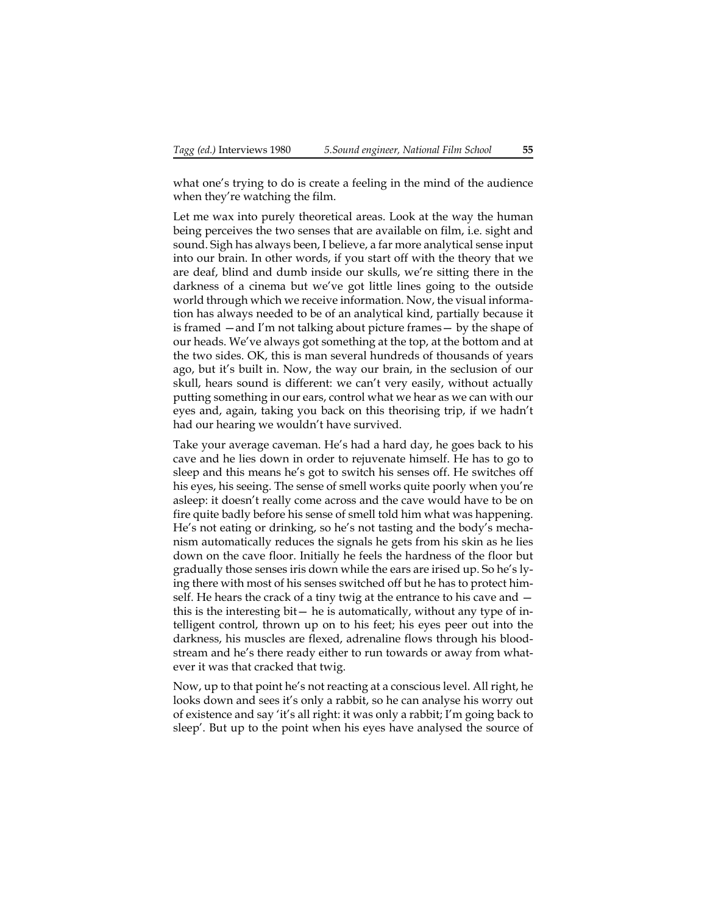what one's trying to do is create a feeling in the mind of the audience when they're watching the film.

Let me wax into purely theoretical areas. Look at the way the human being perceives the two senses that are available on film, i.e. sight and sound. Sigh has always been, I believe, a far more analytical sense input into our brain. In other words, if you start off with the theory that we are deaf, blind and dumb inside our skulls, we're sitting there in the darkness of a cinema but we've got little lines going to the outside world through which we receive information. Now, the visual information has always needed to be of an analytical kind, partially because it is framed —and I'm not talking about picture frames— by the shape of our heads. We've always got something at the top, at the bottom and at the two sides. OK, this is man several hundreds of thousands of years ago, but it's built in. Now, the way our brain, in the seclusion of our skull, hears sound is different: we can't very easily, without actually putting something in our ears, control what we hear as we can with our eyes and, again, taking you back on this theorising trip, if we hadn't had our hearing we wouldn't have survived.

Take your average caveman. He's had a hard day, he goes back to his cave and he lies down in order to rejuvenate himself. He has to go to sleep and this means he's got to switch his senses off. He switches off his eyes, his seeing. The sense of smell works quite poorly when you're asleep: it doesn't really come across and the cave would have to be on fire quite badly before his sense of smell told him what was happening. He's not eating or drinking, so he's not tasting and the body's mechanism automatically reduces the signals he gets from his skin as he lies down on the cave floor. Initially he feels the hardness of the floor but gradually those senses iris down while the ears are irised up. So he's lying there with most of his senses switched off but he has to protect himself. He hears the crack of a tiny twig at the entrance to his cave and — this is the interesting bit— he is automatically, without any type of intelligent control, thrown up on to his feet; his eyes peer out into the darkness, his muscles are flexed, adrenaline flows through his bloodstream and he's there ready either to run towards or away from whatever it was that cracked that twig.

Now, up to that point he's not reacting at a conscious level. All right, he looks down and sees it's only a rabbit, so he can analyse his worry out of existence and say 'it's all right: it was only a rabbit; I'm going back to sleep'. But up to the point when his eyes have analysed the source of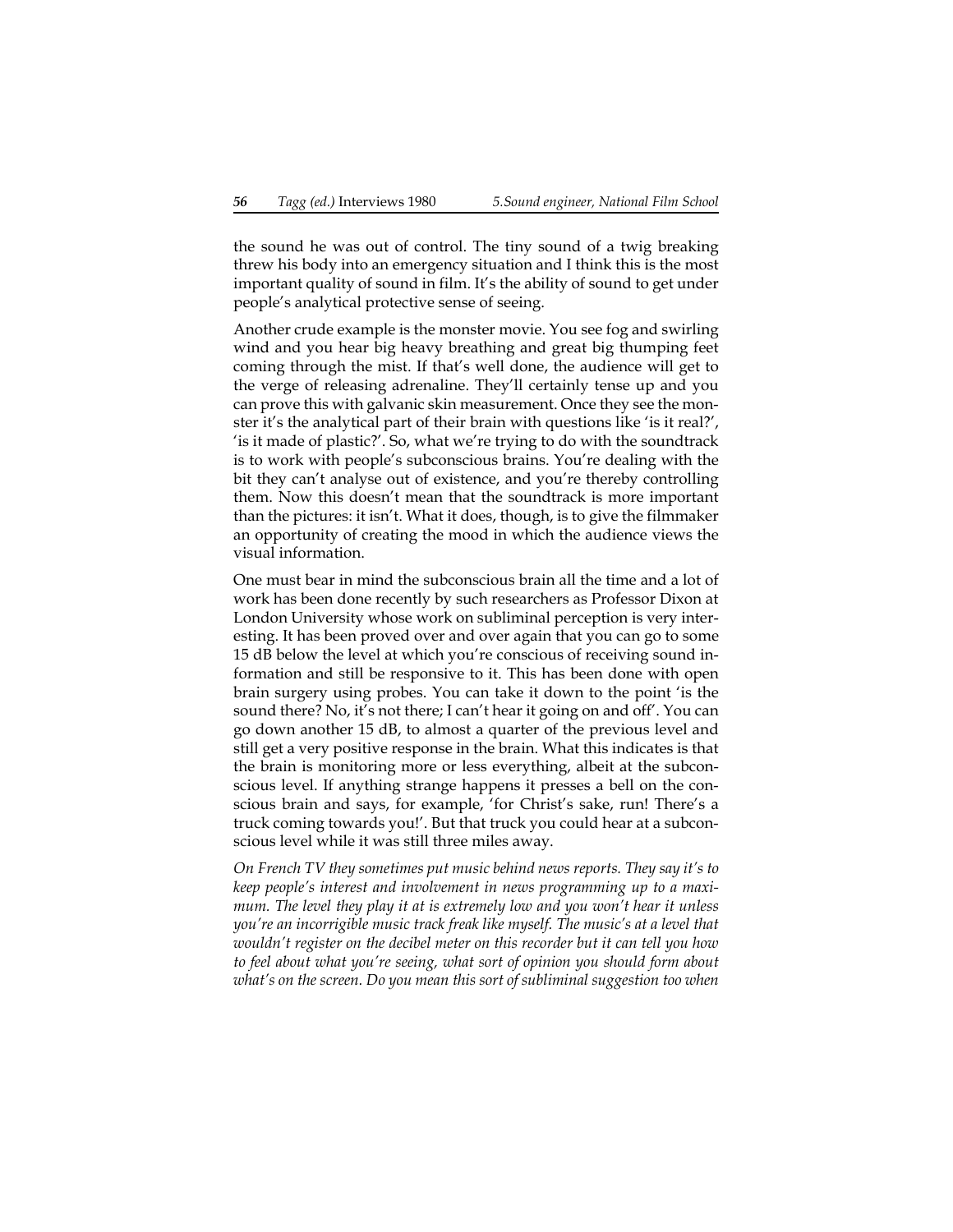the sound he was out of control. The tiny sound of a twig breaking threw his body into an emergency situation and I think this is the most important quality of sound in film. It's the ability of sound to get under people's analytical protective sense of seeing.

Another crude example is the monster movie. You see fog and swirling wind and you hear big heavy breathing and great big thumping feet coming through the mist. If that's well done, the audience will get to the verge of releasing adrenaline. They'll certainly tense up and you can prove this with galvanic skin measurement. Once they see the monster it's the analytical part of their brain with questions like 'is it real?', 'is it made of plastic?'. So, what we're trying to do with the soundtrack is to work with people's subconscious brains. You're dealing with the bit they can't analyse out of existence, and you're thereby controlling them. Now this doesn't mean that the soundtrack is more important than the pictures: it isn't. What it does, though, is to give the filmmaker an opportunity of creating the mood in which the audience views the visual information.

One must bear in mind the subconscious brain all the time and a lot of work has been done recently by such researchers as Professor Dixon at London University whose work on subliminal perception is very interesting. It has been proved over and over again that you can go to some 15 dB below the level at which you're conscious of receiving sound information and still be responsive to it. This has been done with open brain surgery using probes. You can take it down to the point 'is the sound there? No, it's not there; I can't hear it going on and off'. You can go down another 15 dB, to almost a quarter of the previous level and still get a very positive response in the brain. What this indicates is that the brain is monitoring more or less everything, albeit at the subconscious level. If anything strange happens it presses a bell on the conscious brain and says, for example, 'for Christ's sake, run! There's a truck coming towards you!'. But that truck you could hear at a subconscious level while it was still three miles away.

*On French TV they sometimes put music behind news reports. They say it's to keep people's interest and involvement in news programming up to a maximum. The level they play it at is extremely low and you won't hear it unless you're an incorrigible music track freak like myself. The music's at a level that wouldn't register on the decibel meter on this recorder but it can tell you how to feel about what you're seeing, what sort of opinion you should form about what's on the screen. Do you mean this sort of subliminal suggestion too when*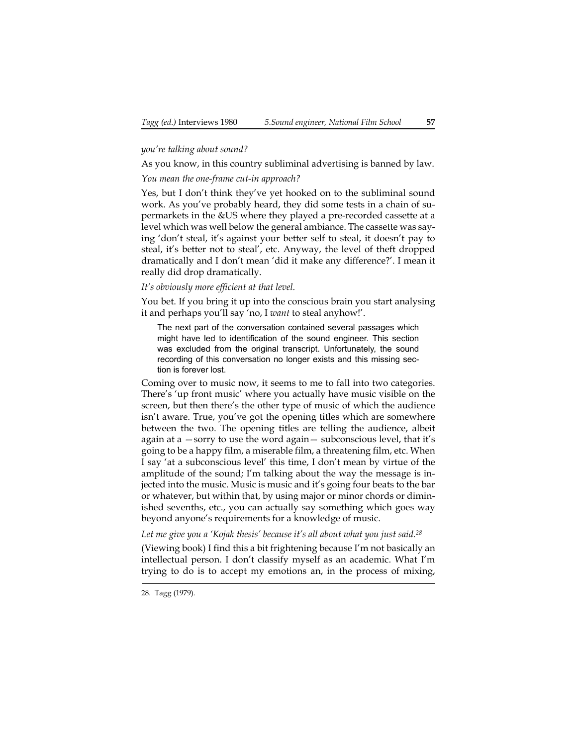*you're talking about sound?*

As you know, in this country subliminal advertising is banned by law.

*You mean the one-frame cut-in approach?*

Yes, but I don't think they've yet hooked on to the subliminal sound work. As you've probably heard, they did some tests in a chain of supermarkets in the &US where they played a pre-recorded cassette at a level which was well below the general ambiance. The cassette was saying 'don't steal, it's against your better self to steal, it doesn't pay to steal, it's better not to steal', etc. Anyway, the level of theft dropped dramatically and I don't mean 'did it make any difference?'. I mean it really did drop dramatically.

*It's obviously more efficient at that level.*

You bet. If you bring it up into the conscious brain you start analysing it and perhaps you'll say 'no, I *want* to steal anyhow!'.

> The next part of the conversation contained several passages which might have led to identification of the sound engineer. This section was excluded from the original transcript. Unfortunately, the sound recording of this conversation no longer exists and this missing section is forever lost.

Coming over to music now, it seems to me to fall into two categories. There's 'up front music' where you actually have music visible on the screen, but then there's the other type of music of which the audience isn't aware. True, you've got the opening titles which are somewhere between the two. The opening titles are telling the audience, albeit again at a —sorry to use the word again— subconscious level, that it's going to be a happy film, a miserable film, a threatening film, etc. When I say 'at a subconscious level' this time, I don't mean by virtue of the amplitude of the sound; I'm talking about the way the message is injected into the music. Music is music and it's going four beats to the bar or whatever, but within that, by using major or minor chords or diminished sevenths, etc., you can actually say something which goes way beyond anyone's requirements for a knowledge of music.

*Let me give you a 'Kojak thesis' because it's all about what you just said.*[28]

(Viewing book) I find this a bit frightening because I'm not basically an intellectual person. I don't classify myself as an academic. What I'm trying to do is to accept my emotions an, in the process of mixing,

28. Tagg (1979).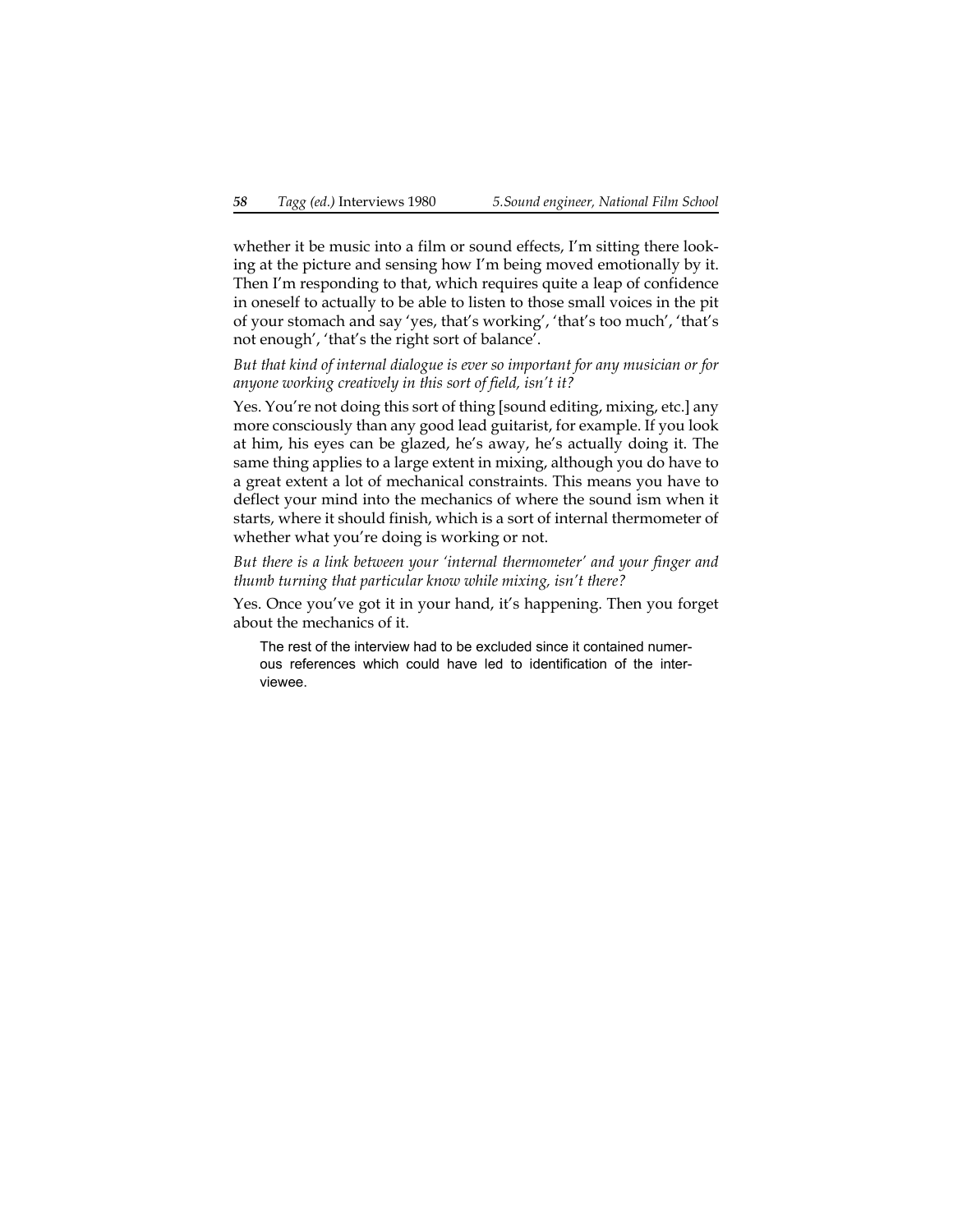whether it be music into a film or sound effects, I'm sitting there looking at the picture and sensing how I'm being moved emotionally by it. Then I'm responding to that, which requires quite a leap of confidence in oneself to actually to be able to listen to those small voices in the pit of your stomach and say 'yes, that's working', 'that's too much', 'that's not enough', 'that's the right sort of balance'.

*But that kind of internal dialogue is ever so important for any musician or for anyone working creatively in this sort of field, isn't it?*

Yes. You're not doing this sort of thing [sound editing, mixing, etc.] any more consciously than any good lead guitarist, for example. If you look at him, his eyes can be glazed, he's away, he's actually doing it. The same thing applies to a large extent in mixing, although you do have to a great extent a lot of mechanical constraints. This means you have to deflect your mind into the mechanics of where the sound ism when it starts, where it should finish, which is a sort of internal thermometer of whether what you're doing is working or not.

*But there is a link between your 'internal thermometer' and your finger and thumb turning that particular know while mixing, isn't there?*

Yes. Once you've got it in your hand, it's happening. Then you forget about the mechanics of it.

> The rest of the interview had to be excluded since it contained numerous references which could have led to identification of the interviewee.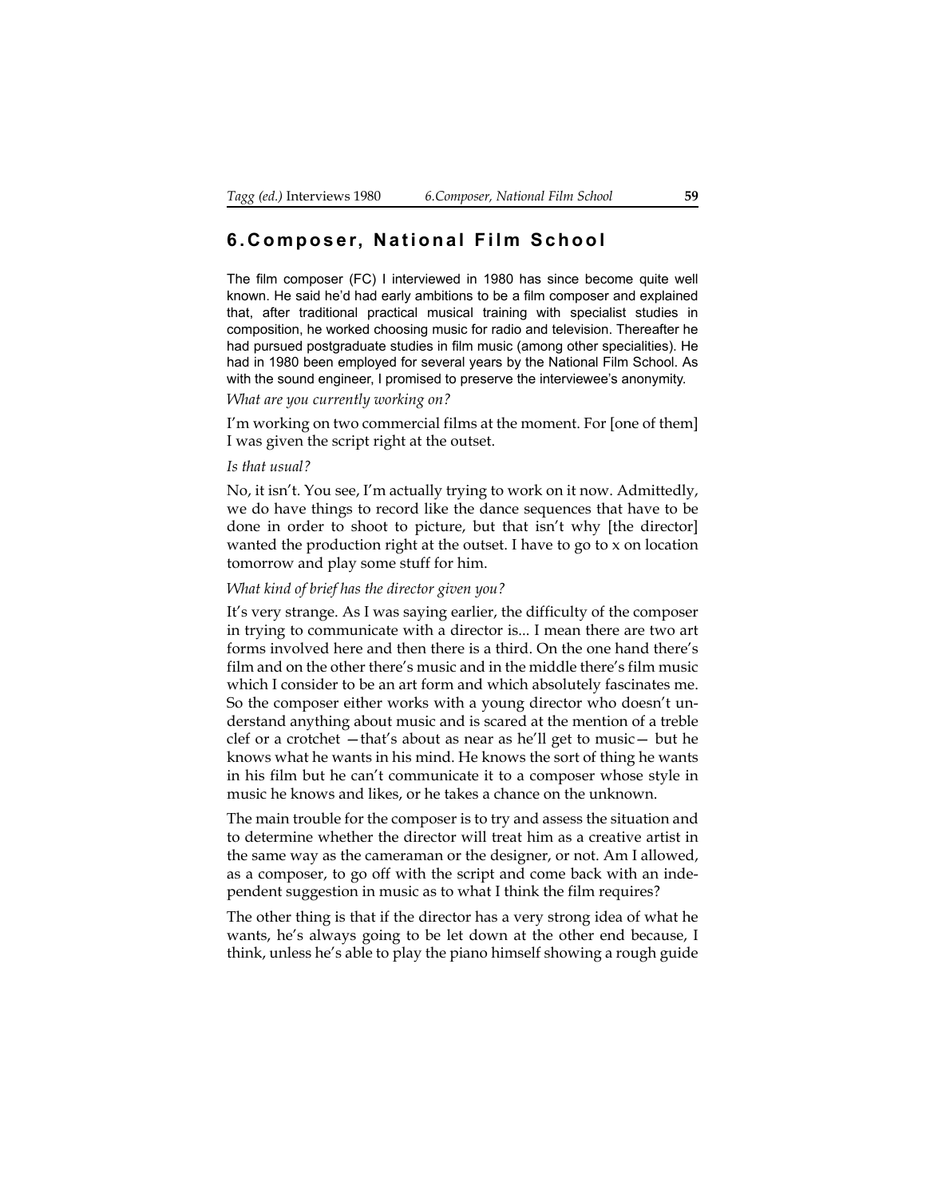## 6. Composer, National Film School

The film composer (FC) I interviewed in 1980 has since become quite well known. He said he'd had early ambitions to be a film composer and explained that, after traditional practical musical training with specialist studies in composition, he worked choosing music for radio and television. Thereafter he had pursued postgraduate studies in film music (among other specialities). He had in 1980 been employed for several years by the National Film School. As with the sound engineer, I promised to preserve the interviewee's anonymity.

*What are you currently working on?*

I'm working on two commercial films at the moment. For [one of them] I was given the script right at the outset.

*Is that usual?*

No, it isn't. You see, I'm actually trying to work on it now. Admittedly, we do have things to record like the dance sequences that have to be done in order to shoot to picture, but that isn't why [the director] wanted the production right at the outset. I have to go to x on location tomorrow and play some stuff for him.

*What kind of brief has the director given you?*

It's very strange. As I was saying earlier, the difficulty of the composer in trying to communicate with a director is... I mean there are two art forms involved here and then there is a third. On the one hand there's film and on the other there's music and in the middle there's film music which I consider to be an art form and which absolutely fascinates me. So the composer either works with a young director who doesn't understand anything about music and is scared at the mention of a treble clef or a crotchet —that's about as near as he'll get to music— but he knows what he wants in his mind. He knows the sort of thing he wants in his film but he can't communicate it to a composer whose style in music he knows and likes, or he takes a chance on the unknown.

The main trouble for the composer is to try and assess the situation and to determine whether the director will treat him as a creative artist in the same way as the cameraman or the designer, or not. Am I allowed, as a composer, to go off with the script and come back with an independent suggestion in music as to what I think the film requires?

The other thing is that if the director has a very strong idea of what he wants, he's always going to be let down at the other end because, I think, unless he's able to play the piano himself showing a rough guide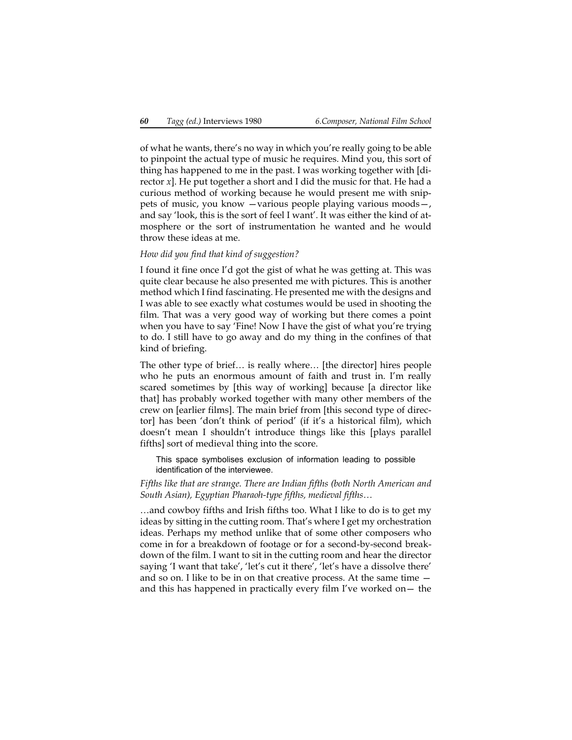of what he wants, there's no way in which you're really going to be able to pinpoint the actual type of music he requires. Mind you, this sort of thing has happened to me in the past. I was working together with [director *x*]. He put together a short and I did the music for that. He had a curious method of working because he would present me with snippets of music, you know —various people playing various moods—, and say 'look, this is the sort of feel I want'. It was either the kind of atmosphere or the sort of instrumentation he wanted and he would throw these ideas at me.

*How did you find that kind of suggestion?*

I found it fine once I'd got the gist of what he was getting at. This was quite clear because he also presented me with pictures. This is another method which I find fascinating. He presented me with the designs and I was able to see exactly what costumes would be used in shooting the film. That was a very good way of working but there comes a point when you have to say 'Fine! Now I have the gist of what you're trying to do. I still have to go away and do my thing in the confines of that kind of briefing.

The other type of brief… is really where… [the director] hires people who he puts an enormous amount of faith and trust in. I'm really scared sometimes by [this way of working] because [a director like that] has probably worked together with many other members of the crew on [earlier films]. The main brief from [this second type of director] has been 'don't think of period' (if it's a historical film), which doesn't mean I shouldn't introduce things like this [plays parallel fifths] sort of medieval thing into the score.

This space symbolises exclusion of information leading to possible identification of the interviewee.

*Fifths like that are strange. There are Indian fifths (both North American and South Asian), Egyptian Pharaoh-type fifths, medieval fifths…*

…and cowboy fifths and Irish fifths too. What I like to do is to get my ideas by sitting in the cutting room. That's where I get my orchestration ideas. Perhaps my method unlike that of some other composers who come in for a breakdown of footage or for a second-by-second breakdown of the film. I want to sit in the cutting room and hear the director saying 'I want that take', 'let's cut it there', 'let's have a dissolve there' and so on. I like to be in on that creative process. At the same time — and this has happened in practically every film I've worked on— the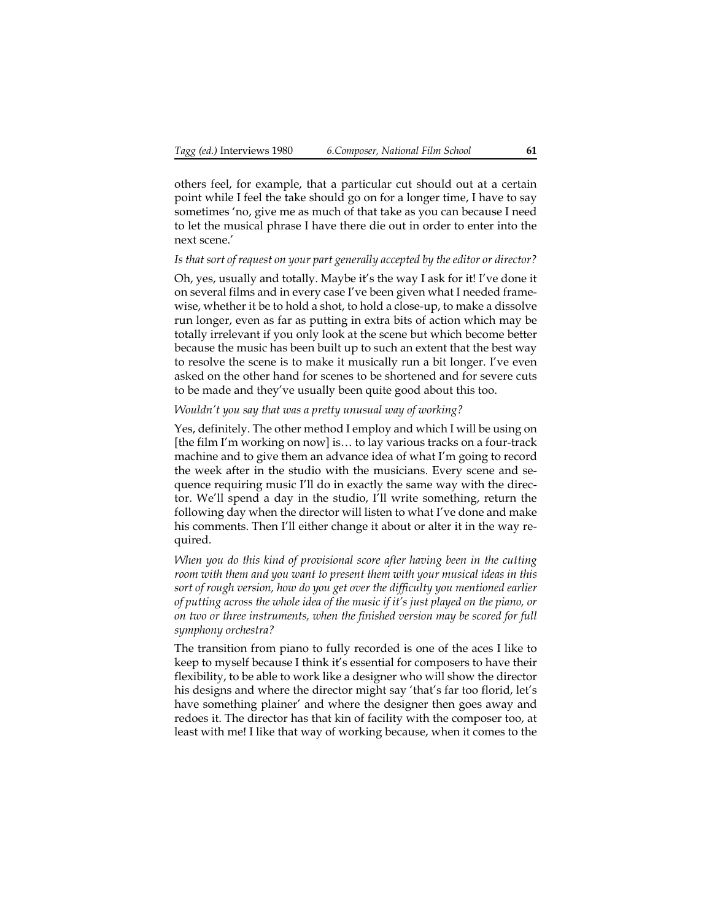others feel, for example, that a particular cut should out at a certain point while I feel the take should go on for a longer time, I have to say sometimes 'no, give me as much of that take as you can because I need to let the musical phrase I have there die out in order to enter into the next scene.'

*Is that sort of request on your part generally accepted by the editor or director?*

Oh, yes, usually and totally. Maybe it's the way I ask for it! I've done it on several films and in every case I've been given what I needed frame-wise, whether it be to hold a shot, to hold a close-up, to make a dissolve run longer, even as far as putting in extra bits of action which may be totally irrelevant if you only look at the scene but which become better because the music has been built up to such an extent that the best way to resolve the scene is to make it musically run a bit longer. I've even asked on the other hand for scenes to be shortened and for severe cuts to be made and they've usually been quite good about this too.

*Wouldn't you say that was a pretty unusual way of working?*

Yes, definitely. The other method I employ and which I will be using on [the film I'm working on now] is… to lay various tracks on a four-track machine and to give them an advance idea of what I'm going to record the week after in the studio with the musicians. Every scene and sequence requiring music I'll do in exactly the same way with the director. We'll spend a day in the studio, I'll write something, return the following day when the director will listen to what I've done and make his comments. Then I'll either change it about or alter it in the way required.

*When you do this kind of provisional score after having been in the cutting room with them and you want to present them with your musical ideas in this sort of rough version, how do you get over the difficulty you mentioned earlier of putting across the whole idea of the music if it's just played on the piano, or on two or three instruments, when the finished version may be scored for full symphony orchestra?*

The transition from piano to fully recorded is one of the aces I like to keep to myself because I think it's essential for composers to have their flexibility, to be able to work like a designer who will show the director his designs and where the director might say 'that's far too florid, let's have something plainer' and where the designer then goes away and redoes it. The director has that kin of facility with the composer too, at least with me! I like that way of working because, when it comes to the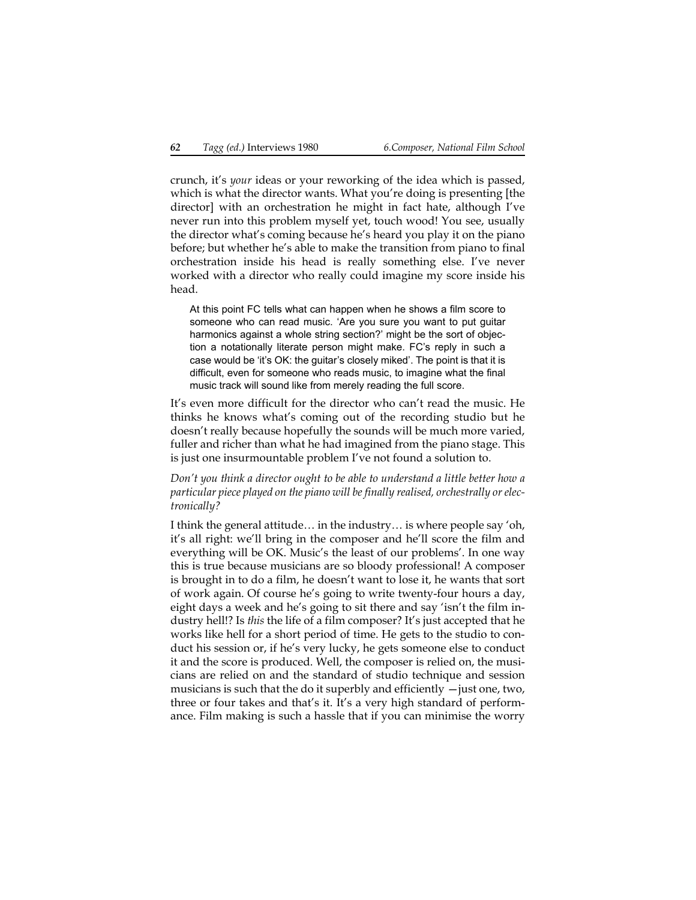crunch, it's *your* ideas or your reworking of the idea which is passed, which is what the director wants. What you're doing is presenting [the director] with an orchestration he might in fact hate, although I've never run into this problem myself yet, touch wood! You see, usually the director what's coming because he's heard you play it on the piano before; but whether he's able to make the transition from piano to final orchestration inside his head is really something else. I've never worked with a director who really could imagine my score inside his head.

> At this point FC tells what can happen when he shows a film score to someone who can read music. 'Are you sure you want to put guitar harmonics against a whole string section?' might be the sort of objection a notationally literate person might make. FC's reply in such a case would be 'it's OK: the guitar's closely miked'. The point is that it is difficult, even for someone who reads music, to imagine what the final music track will sound like from merely reading the full score.

It's even more difficult for the director who can't read the music. He thinks he knows what's coming out of the recording studio but he doesn't really because hopefully the sounds will be much more varied, fuller and richer than what he had imagined from the piano stage. This is just one insurmountable problem I've not found a solution to.

*Don't you think a director ought to be able to understand a little better how a particular piece played on the piano will be finally realised, orchestrally or electronically?*

I think the general attitude… in the industry… is where people say 'oh, it's all right: we'll bring in the composer and he'll score the film and everything will be OK. Music's the least of our problems'. In one way this is true because musicians are so bloody professional! A composer is brought in to do a film, he doesn't want to lose it, he wants that sort of work again. Of course he's going to write twenty-four hours a day, eight days a week and he's going to sit there and say 'isn't the film industry hell!? Is *this* the life of a film composer? It's just accepted that he works like hell for a short period of time. He gets to the studio to conduct his session or, if he's very lucky, he gets someone else to conduct it and the score is produced. Well, the composer is relied on, the musicians are relied on and the standard of studio technique and session musicians is such that the do it superbly and efficiently —just one, two, three or four takes and that's it. It's a very high standard of performance. Film making is such a hassle that if you can minimise the worry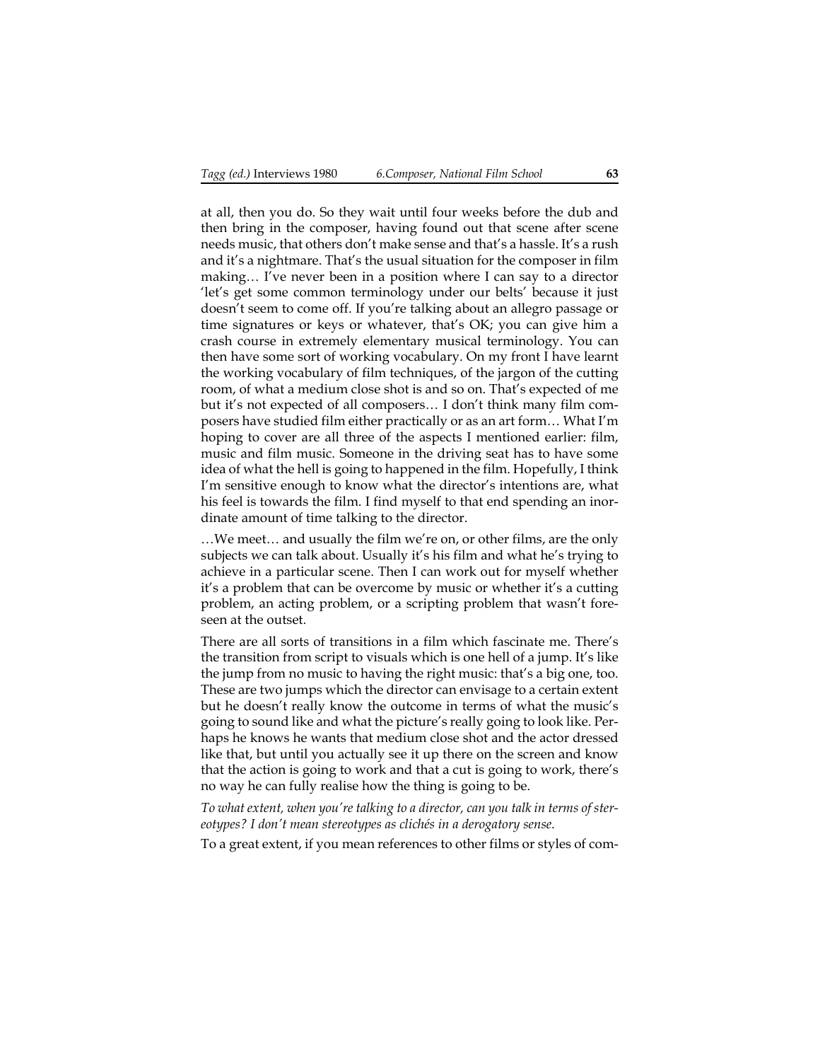at all, then you do. So they wait until four weeks before the dub and then bring in the composer, having found out that scene after scene needs music, that others don't make sense and that's a hassle. It's a rush and it's a nightmare. That's the usual situation for the composer in film making… I've never been in a position where I can say to a director 'let's get some common terminology under our belts' because it just doesn't seem to come off. If you're talking about an allegro passage or time signatures or keys or whatever, that's OK; you can give him a crash course in extremely elementary musical terminology. You can then have some sort of working vocabulary. On my front I have learnt the working vocabulary of film techniques, of the jargon of the cutting room, of what a medium close shot is and so on. That's expected of me but it's not expected of all composers… I don't think many film composers have studied film either practically or as an art form… What I'm hoping to cover are all three of the aspects I mentioned earlier: film, music and film music. Someone in the driving seat has to have some idea of what the hell is going to happened in the film. Hopefully, I think I'm sensitive enough to know what the director's intentions are, what his feel is towards the film. I find myself to that end spending an inordinate amount of time talking to the director.

…We meet… and usually the film we're on, or other films, are the only subjects we can talk about. Usually it's his film and what he's trying to achieve in a particular scene. Then I can work out for myself whether it's a problem that can be overcome by music or whether it's a cutting problem, an acting problem, or a scripting problem that wasn't foreseen at the outset.

There are all sorts of transitions in a film which fascinate me. There's the transition from script to visuals which is one hell of a jump. It's like the jump from no music to having the right music: that's a big one, too. These are two jumps which the director can envisage to a certain extent but he doesn't really know the outcome in terms of what the music's going to sound like and what the picture's really going to look like. Perhaps he knows he wants that medium close shot and the actor dressed like that, but until you actually see it up there on the screen and know that the action is going to work and that a cut is going to work, there's no way he can fully realise how the thing is going to be.

*To what extent, when you're talking to a director, can you talk in terms of stereotypes? I don't mean stereotypes as clichés in a derogatory sense.*

To a great extent, if you mean references to other films or styles of com-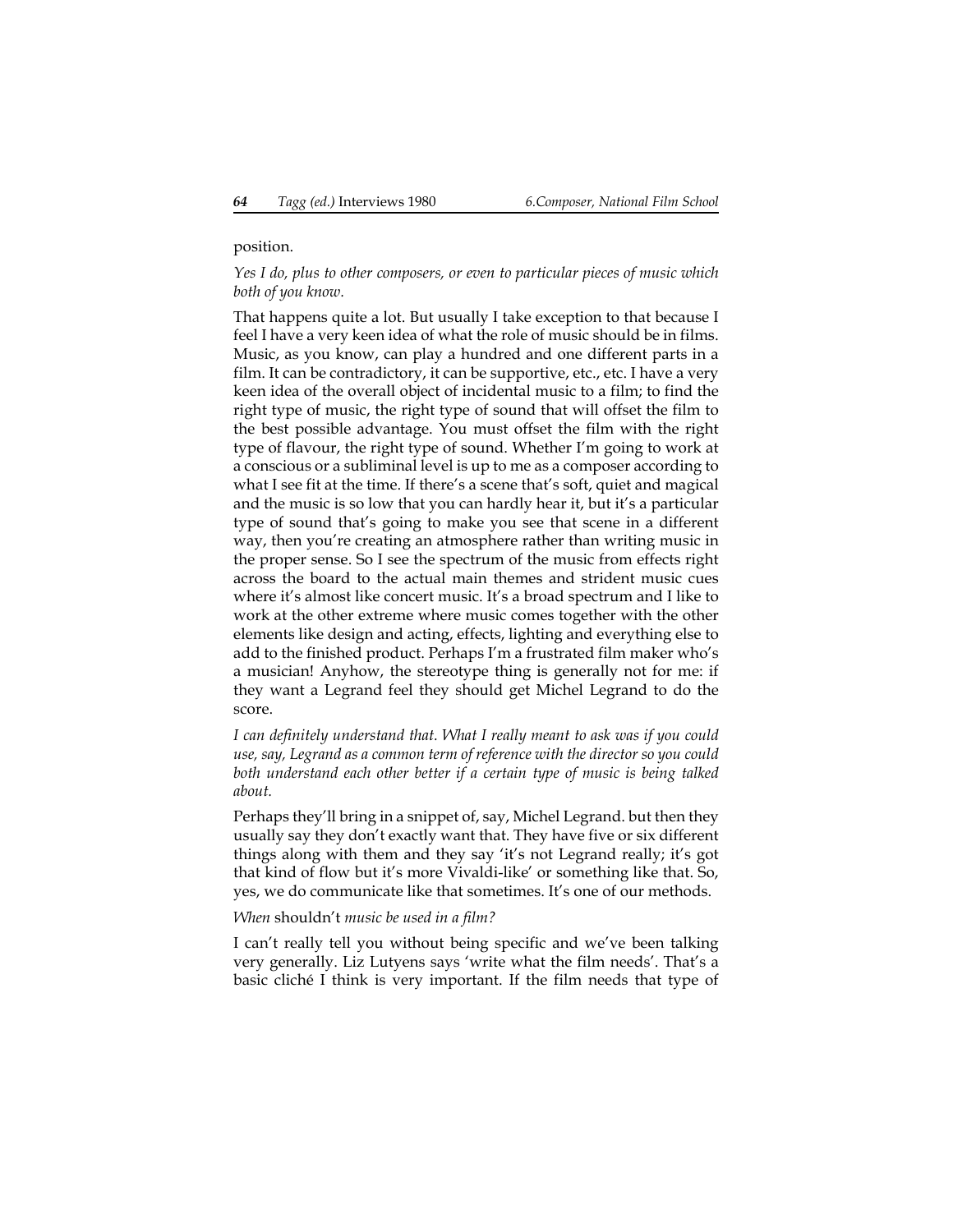position.

*Yes I do, plus to other composers, or even to particular pieces of music which both of you know.*

That happens quite a lot. But usually I take exception to that because I feel I have a very keen idea of what the role of music should be in films. Music, as you know, can play a hundred and one different parts in a film. It can be contradictory, it can be supportive, etc., etc. I have a very keen idea of the overall object of incidental music to a film; to find the right type of music, the right type of sound that will offset the film to the best possible advantage. You must offset the film with the right type of flavour, the right type of sound. Whether I'm going to work at a conscious or a subliminal level is up to me as a composer according to what I see fit at the time. If there's a scene that's soft, quiet and magical and the music is so low that you can hardly hear it, but it's a particular type of sound that's going to make you see that scene in a different way, then you're creating an atmosphere rather than writing music in the proper sense. So I see the spectrum of the music from effects right across the board to the actual main themes and strident music cues where it's almost like concert music. It's a broad spectrum and I like to work at the other extreme where music comes together with the other elements like design and acting, effects, lighting and everything else to add to the finished product. Perhaps I'm a frustrated film maker who's a musician! Anyhow, the stereotype thing is generally not for me: if they want a Legrand feel they should get Michel Legrand to do the score.

*I can definitely understand that. What I really meant to ask was if you could use, say, Legrand as a common term of reference with the director so you could both understand each other better if a certain type of music is being talked about.*

Perhaps they'll bring in a snippet of, say, Michel Legrand. but then they usually say they don't exactly want that. They have five or six different things along with them and they say 'it's not Legrand really; it's got that kind of flow but it's more Vivaldi-like' or something like that. So, yes, we do communicate like that sometimes. It's one of our methods.

*When* shouldn't *music be used in a film?*

I can't really tell you without being specific and we've been talking very generally. Liz Lutyens says 'write what the film needs'. That's a basic cliché I think is very important. If the film needs that type of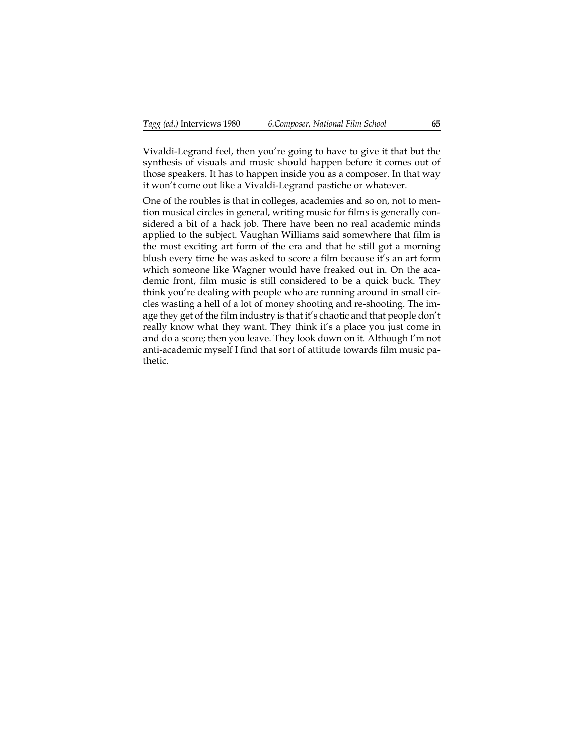Vivaldi-Legrand feel, then you're going to have to give it that but the synthesis of visuals and music should happen before it comes out of those speakers. It has to happen inside you as a composer. In that way it won't come out like a Vivaldi-Legrand pastiche or whatever.

One of the roubles is that in colleges, academies and so on, not to mention musical circles in general, writing music for films is generally considered a bit of a hack job. There have been no real academic minds applied to the subject. Vaughan Williams said somewhere that film is the most exciting art form of the era and that he still got a morning blush every time he was asked to score a film because it's an art form which someone like Wagner would have freaked out in. On the academic front, film music is still considered to be a quick buck. They think you're dealing with people who are running around in small circles wasting a hell of a lot of money shooting and re-shooting. The image they get of the film industry is that it's chaotic and that people don't really know what they want. They think it's a place you just come in and do a score; then you leave. They look down on it. Although I'm not anti-academic myself I find that sort of attitude towards film music pathetic.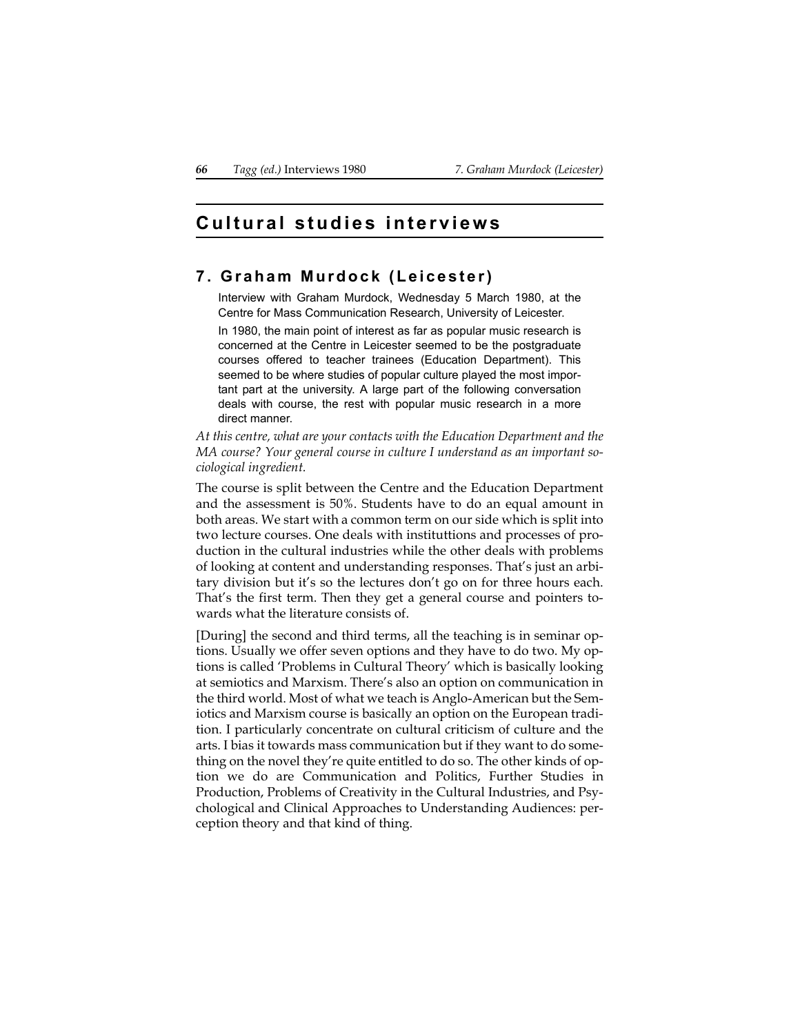# Cultural studies interviews

## 7. Graham Murdock (Leicester)

Interview with Graham Murdock, Wednesday 5 March 1980, at the Centre for Mass Communication Research, University of Leicester.

In 1980, the main point of interest as far as popular music research is concerned at the Centre in Leicester seemed to be the postgraduate courses offered to teacher trainees (Education Department). This seemed to be where studies of popular culture played the most important part at the university. A large part of the following conversation deals with course, the rest with popular music research in a more direct manner.

*At this centre, what are your contacts with the Education Department and the MA course? Your general course in culture I understand as an important sociological ingredient.*

The course is split between the Centre and the Education Department and the assessment is 50%. Students have to do an equal amount in both areas. We start with a common term on our side which is split into two lecture courses. One deals with instituttions and processes of production in the cultural industries while the other deals with problems of looking at content and understanding responses. That's just an arbitary division but it's so the lectures don't go on for three hours each. That's the first term. Then they get a general course and pointers towards what the literature consists of.

[During] the second and third terms, all the teaching is in seminar options. Usually we offer seven options and they have to do two. My options is called 'Problems in Cultural Theory' which is basically looking at semiotics and Marxism. There's also an option on communication in the third world. Most of what we teach is Anglo-American but the Semiotics and Marxism course is basically an option on the European tradition. I particularly concentrate on cultural criticism of culture and the arts. I bias it towards mass communication but if they want to do something on the novel they're quite entitled to do so. The other kinds of option we do are Communication and Politics, Further Studies in Production, Problems of Creativity in the Cultural Industries, and Psychological and Clinical Approaches to Understanding Audiences: perception theory and that kind of thing.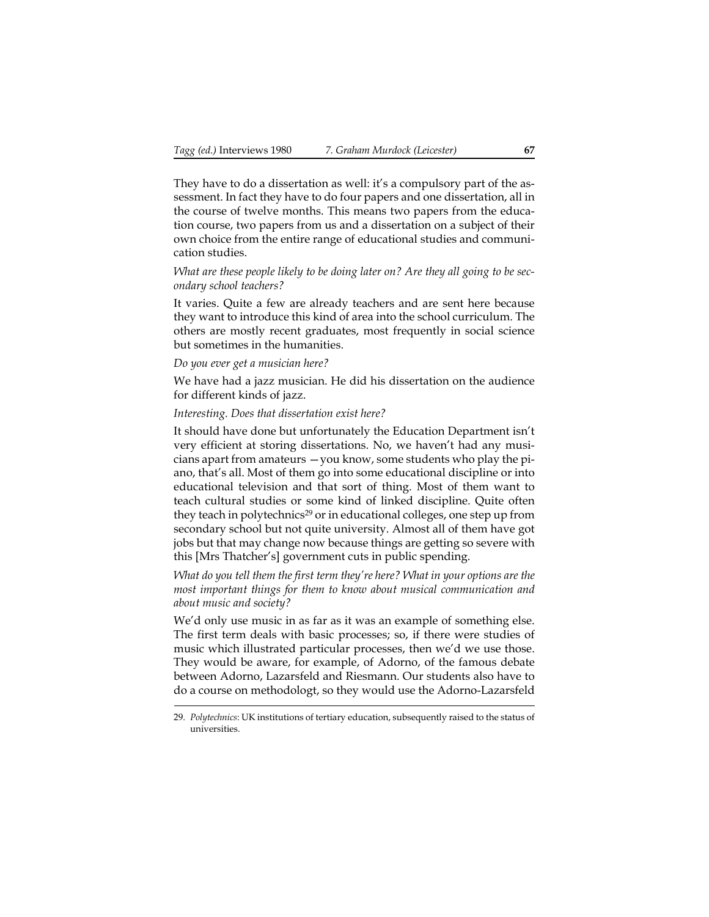They have to do a dissertation as well: it's a compulsory part of the assessment. In fact they have to do four papers and one dissertation, all in the course of twelve months. This means two papers from the education course, two papers from us and a dissertation on a subject of their own choice from the entire range of educational studies and communication studies.

*What are these people likely to be doing later on? Are they all going to be secondary school teachers?*

It varies. Quite a few are already teachers and are sent here because they want to introduce this kind of area into the school curriculum. The others are mostly recent graduates, most frequently in social science but sometimes in the humanities.

*Do you ever get a musician here?*

We have had a jazz musician. He did his dissertation on the audience for different kinds of jazz.

*Interesting. Does that dissertation exist here?*

It should have done but unfortunately the Education Department isn't very efficient at storing dissertations. No, we haven't had any musicians apart from amateurs —you know, some students who play the piano, that's all. Most of them go into some educational discipline or into educational television and that sort of thing. Most of them want to teach cultural studies or some kind of linked discipline. Quite often they teach in polytechnics[29] or in educational colleges, one step up from secondary school but not quite university. Almost all of them have got jobs but that may change now because things are getting so severe with this [Mrs Thatcher's] government cuts in public spending.

*What do you tell them the first term they're here? What in your options are the most important things for them to know about musical communication and about music and society?*

We'd only use music in as far as it was an example of something else. The first term deals with basic processes; so, if there were studies of music which illustrated particular processes, then we'd we use those. They would be aware, for example, of Adorno, of the famous debate between Adorno, Lazarsfeld and Riesmann. Our students also have to do a course on methodologt, so they would use the Adorno-Lazarsfeld

---

29. *Polytechnics*: UK institutions of tertiary education, subsequently raised to the status of universities.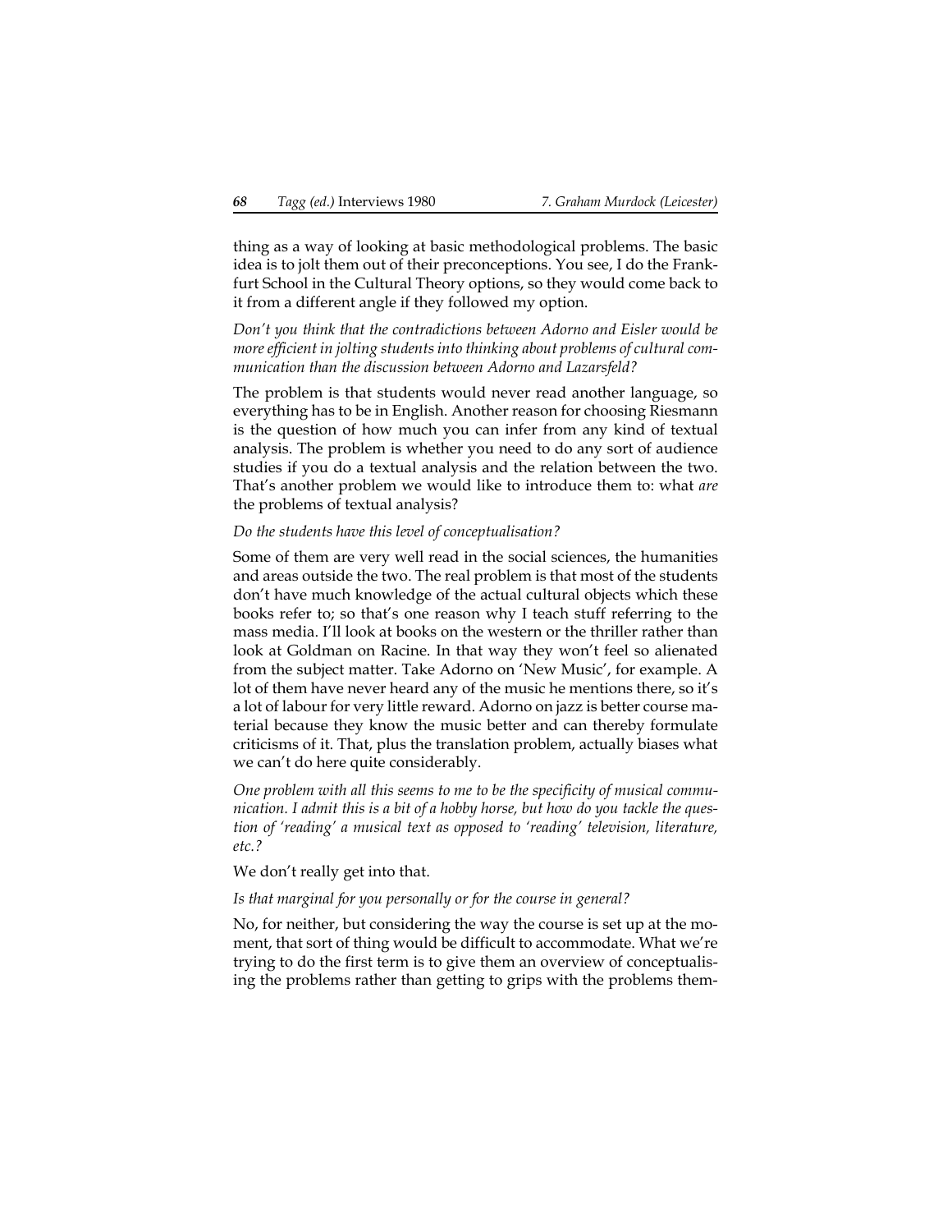thing as a way of looking at basic methodological problems. The basic idea is to jolt them out of their preconceptions. You see, I do the Frankfurt School in the Cultural Theory options, so they would come back to it from a different angle if they followed my option.

*Don't you think that the contradictions between Adorno and Eisler would be more efficient in jolting students into thinking about problems of cultural communication than the discussion between Adorno and Lazarsfeld?*

The problem is that students would never read another language, so everything has to be in English. Another reason for choosing Riesmann is the question of how much you can infer from any kind of textual analysis. The problem is whether you need to do any sort of audience studies if you do a textual analysis and the relation between the two. That's another problem we would like to introduce them to: what *are* the problems of textual analysis?

*Do the students have this level of conceptualisation?*

Some of them are very well read in the social sciences, the humanities and areas outside the two. The real problem is that most of the students don't have much knowledge of the actual cultural objects which these books refer to; so that's one reason why I teach stuff referring to the mass media. I'll look at books on the western or the thriller rather than look at Goldman on Racine. In that way they won't feel so alienated from the subject matter. Take Adorno on 'New Music', for example. A lot of them have never heard any of the music he mentions there, so it's a lot of labour for very little reward. Adorno on jazz is better course material because they know the music better and can thereby formulate criticisms of it. That, plus the translation problem, actually biases what we can't do here quite considerably.

*One problem with all this seems to me to be the specificity of musical communication. I admit this is a bit of a hobby horse, but how do you tackle the question of 'reading' a musical text as opposed to 'reading' television, literature, etc.?*

We don't really get into that.

*Is that marginal for you personally or for the course in general?*

No, for neither, but considering the way the course is set up at the moment, that sort of thing would be difficult to accommodate. What we're trying to do the first term is to give them an overview of conceptualising the problems rather than getting to grips with the problems them-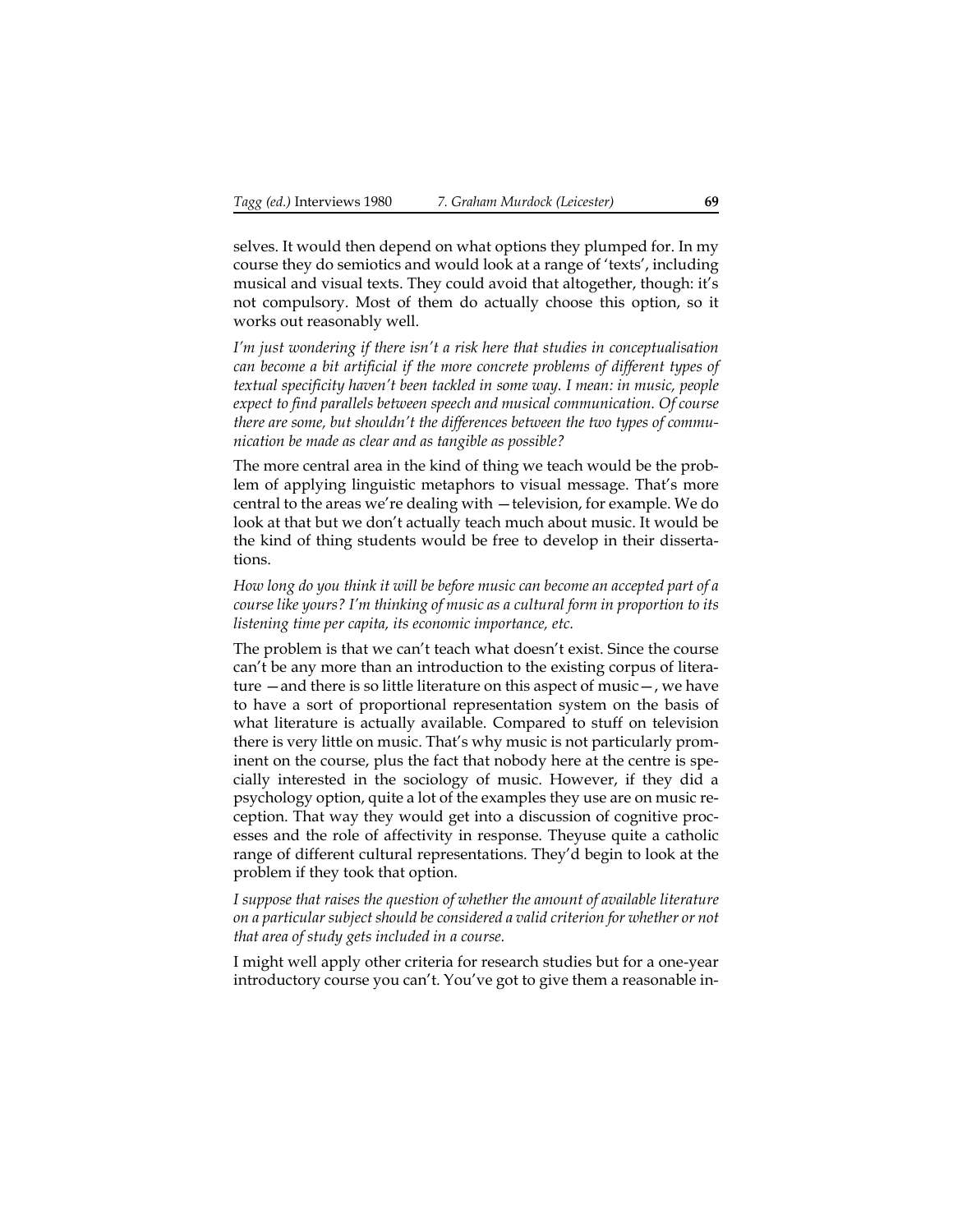selves. It would then depend on what options they plumped for. In my course they do semiotics and would look at a range of 'texts', including musical and visual texts. They could avoid that altogether, though: it's not compulsory. Most of them do actually choose this option, so it works out reasonably well.

*I'm just wondering if there isn't a risk here that studies in conceptualisation can become a bit artificial if the more concrete problems of different types of textual specificity haven't been tackled in some way. I mean: in music, people expect to find parallels between speech and musical communication. Of course there are some, but shouldn't the differences between the two types of communication be made as clear and as tangible as possible?*

The more central area in the kind of thing we teach would be the problem of applying linguistic metaphors to visual message. That's more central to the areas we're dealing with —television, for example. We do look at that but we don't actually teach much about music. It would be the kind of thing students would be free to develop in their dissertations.

*How long do you think it will be before music can become an accepted part of a course like yours? I'm thinking of music as a cultural form in proportion to its listening time per capita, its economic importance, etc.*

The problem is that we can't teach what doesn't exist. Since the course can't be any more than an introduction to the existing corpus of literature —and there is so little literature on this aspect of music—, we have to have a sort of proportional representation system on the basis of what literature is actually available. Compared to stuff on television there is very little on music. That's why music is not particularly prominent on the course, plus the fact that nobody here at the centre is specially interested in the sociology of music. However, if they did a psychology option, quite a lot of the examples they use are on music reception. That way they would get into a discussion of cognitive processes and the role of affectivity in response. Theyuse quite a catholic range of different cultural representations. They'd begin to look at the problem if they took that option.

*I suppose that raises the question of whether the amount of available literature on a particular subject should be considered a valid criterion for whether or not that area of study gets included in a course.*

I might well apply other criteria for research studies but for a one-year introductory course you can't. You've got to give them a reasonable in-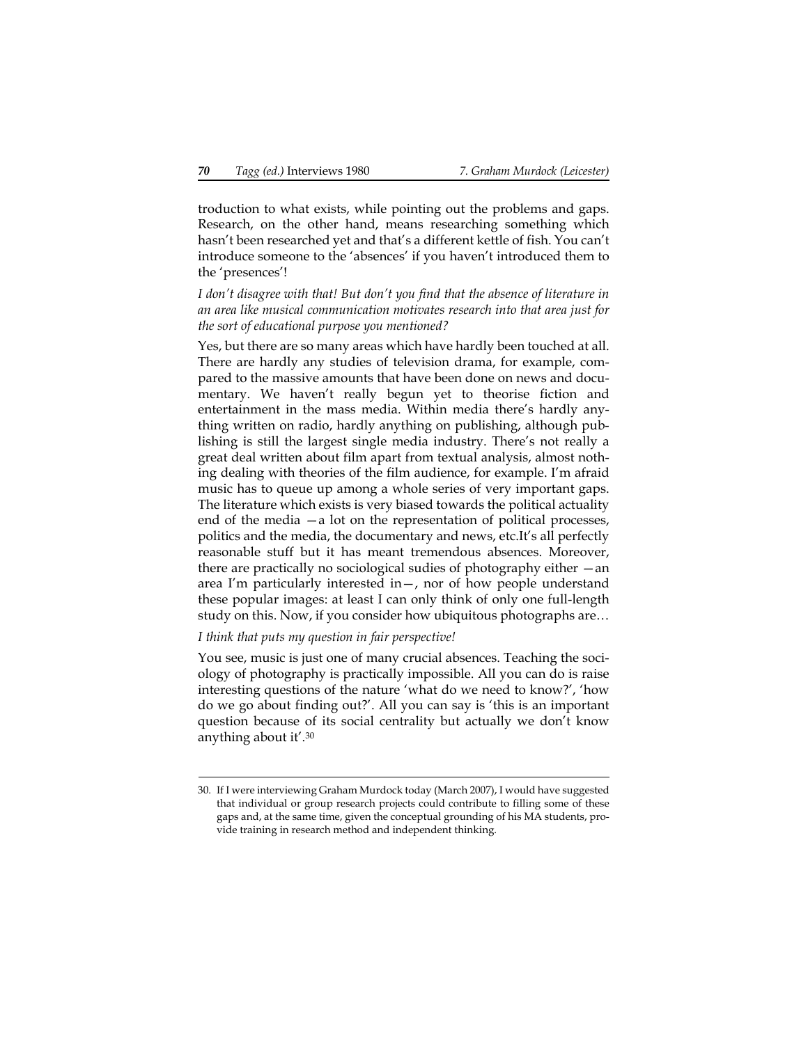troduction to what exists, while pointing out the problems and gaps. Research, on the other hand, means researching something which hasn't been researched yet and that's a different kettle of fish. You can't introduce someone to the 'absences' if you haven't introduced them to the 'presences'!

*I don't disagree with that! But don't you find that the absence of literature in an area like musical communication motivates research into that area just for the sort of educational purpose you mentioned?*

Yes, but there are so many areas which have hardly been touched at all. There are hardly any studies of television drama, for example, compared to the massive amounts that have been done on news and documentary. We haven't really begun yet to theorise fiction and entertainment in the mass media. Within media there's hardly anything written on radio, hardly anything on publishing, although publishing is still the largest single media industry. There's not really a great deal written about film apart from textual analysis, almost nothing dealing with theories of the film audience, for example. I'm afraid music has to queue up among a whole series of very important gaps. The literature which exists is very biased towards the political actuality end of the media —a lot on the representation of political processes, politics and the media, the documentary and news, etc.It's all perfectly reasonable stuff but it has meant tremendous absences. Moreover, there are practically no sociological sudies of photography either —an area I'm particularly interested in—, nor of how people understand these popular images: at least I can only think of only one full-length study on this. Now, if you consider how ubiquitous photographs are…

*I think that puts my question in fair perspective!*

You see, music is just one of many crucial absences. Teaching the sociology of photography is practically impossible. All you can do is raise interesting questions of the nature 'what do we need to know?', 'how do we go about finding out?'. All you can say is 'this is an important question because of its social centrality but actually we don't know anything about it'.[30]

30. If I were interviewing Graham Murdock today (March 2007), I would have suggested that individual or group research projects could contribute to filling some of these gaps and, at the same time, given the conceptual grounding of his MA students, provide training in research method and independent thinking.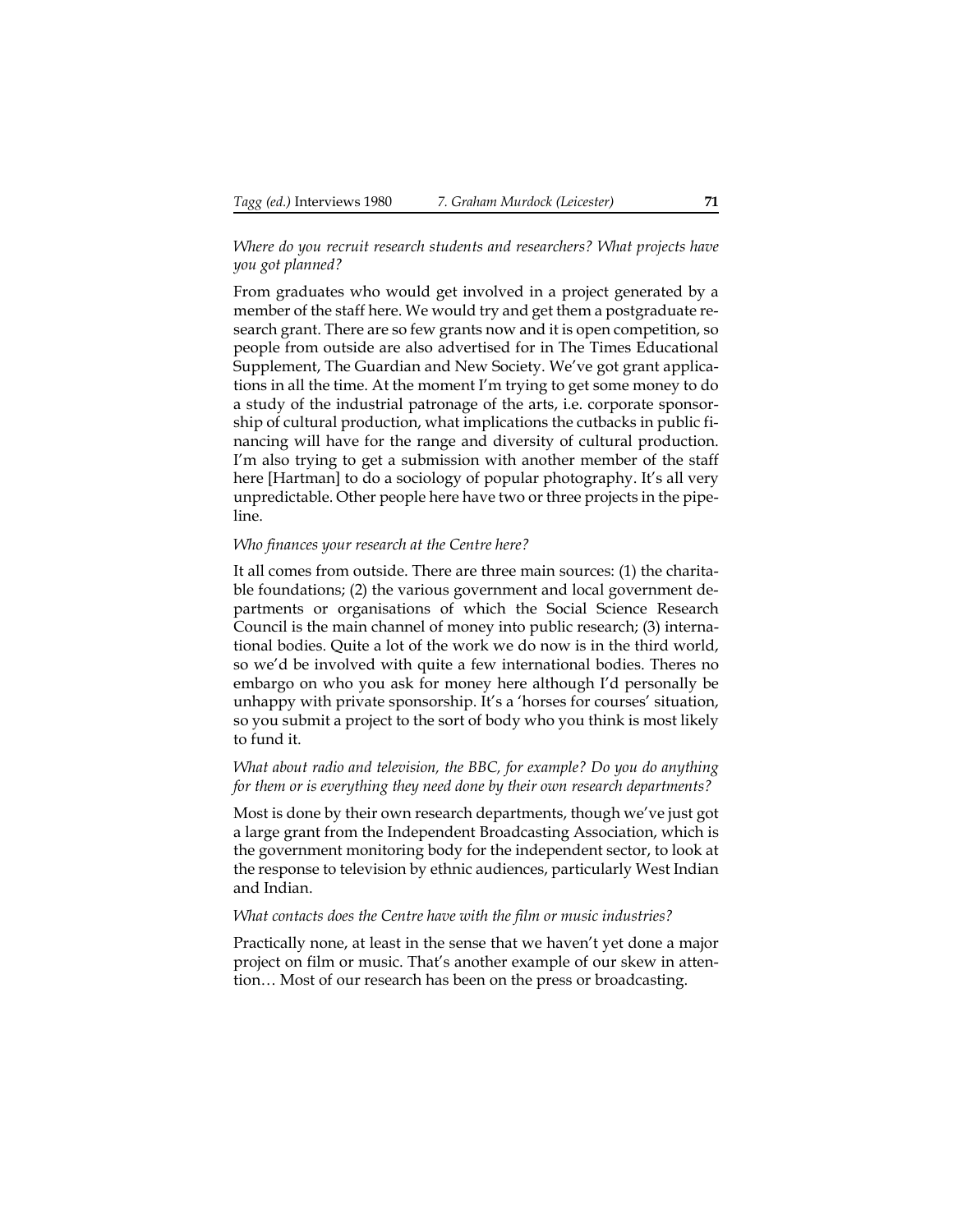*Where do you recruit research students and researchers? What projects have you got planned?*

From graduates who would get involved in a project generated by a member of the staff here. We would try and get them a postgraduate research grant. There are so few grants now and it is open competition, so people from outside are also advertised for in The Times Educational Supplement, The Guardian and New Society. We've got grant applications in all the time. At the moment I'm trying to get some money to do a study of the industrial patronage of the arts, i.e. corporate sponsorship of cultural production, what implications the cutbacks in public financing will have for the range and diversity of cultural production. I'm also trying to get a submission with another member of the staff here [Hartman] to do a sociology of popular photography. It's all very unpredictable. Other people here have two or three projects in the pipeline.

*Who finances your research at the Centre here?*

It all comes from outside. There are three main sources: (1) the charitable foundations; (2) the various government and local government departments or organisations of which the Social Science Research Council is the main channel of money into public research; (3) international bodies. Quite a lot of the work we do now is in the third world, so we'd be involved with quite a few international bodies. Theres no embargo on who you ask for money here although I'd personally be unhappy with private sponsorship. It's a 'horses for courses' situation, so you submit a project to the sort of body who you think is most likely to fund it.

*What about radio and television, the BBC, for example? Do you do anything for them or is everything they need done by their own research departments?*

Most is done by their own research departments, though we've just got a large grant from the Independent Broadcasting Association, which is the government monitoring body for the independent sector, to look at the response to television by ethnic audiences, particularly West Indian and Indian.

*What contacts does the Centre have with the film or music industries?*

Practically none, at least in the sense that we haven't yet done a major project on film or music. That's another example of our skew in attention… Most of our research has been on the press or broadcasting.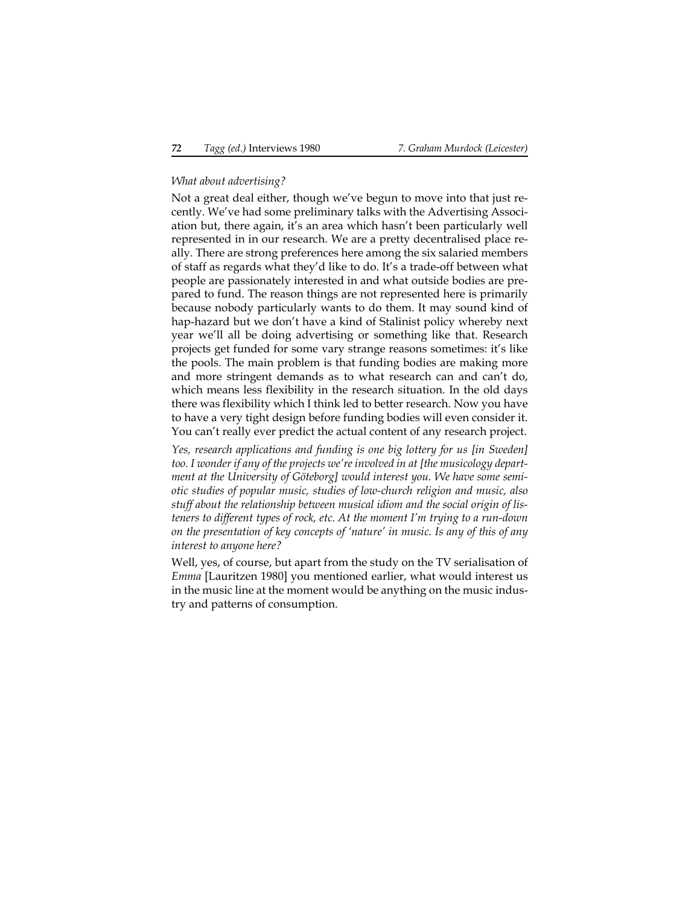*What about advertising?*

Not a great deal either, though we've begun to move into that just recently. We've had some preliminary talks with the Advertising Association but, there again, it's an area which hasn't been particularly well represented in in our research. We are a pretty decentralised place really. There are strong preferences here among the six salaried members of staff as regards what they'd like to do. It's a trade-off between what people are passionately interested in and what outside bodies are prepared to fund. The reason things are not represented here is primarily because nobody particularly wants to do them. It may sound kind of hap-hazard but we don't have a kind of Stalinist policy whereby next year we'll all be doing advertising or something like that. Research projects get funded for some vary strange reasons sometimes: it's like the pools. The main problem is that funding bodies are making more and more stringent demands as to what research can and can't do, which means less flexibility in the research situation. In the old days there was flexibility which I think led to better research. Now you have to have a very tight design before funding bodies will even consider it. You can't really ever predict the actual content of any research project.

*Yes, research applications and funding is one big lottery for us [in Sweden] too. I wonder if any of the projects we're involved in at [the musicology department at the University of Göteborg] would interest you. We have some semiotic studies of popular music, studies of low-church religion and music, also stuff about the relationship between musical idiom and the social origin of listeners to different types of rock, etc. At the moment I'm trying to a run-down on the presentation of key concepts of 'nature' in music. Is any of this of any interest to anyone here?*

Well, yes, of course, but apart from the study on the TV serialisation of *Emma* [Lauritzen 1980] you mentioned earlier, what would interest us in the music line at the moment would be anything on the music industry and patterns of consumption.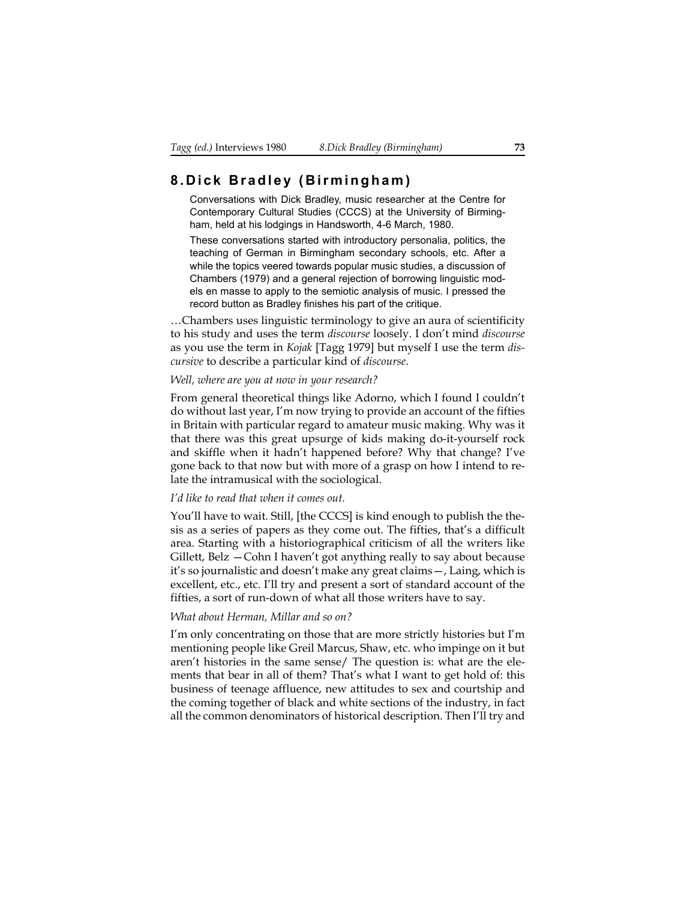## 8. Dick Bradley (Birmingham)

Conversations with Dick Bradley, music researcher at the Centre for Contemporary Cultural Studies (CCCS) at the University of Birmingham, held at his lodgings in Handsworth, 4-6 March, 1980.

These conversations started with introductory personalia, politics, the teaching of German in Birmingham secondary schools, etc. After a while the topics veered towards popular music studies, a discussion of Chambers (1979) and a general rejection of borrowing linguistic models en masse to apply to the semiotic analysis of music. I pressed the record button as Bradley finishes his part of the critique.

…Chambers uses linguistic terminology to give an aura of scientificity to his study and uses the term *discourse* loosely. I don't mind *discourse* as you use the term in *Kojak* [Tagg 1979] but myself I use the term *discursive* to describe a particular kind of *discourse*.

*Well, where are you at now in your research?*

From general theoretical things like Adorno, which I found I couldn't do without last year, I'm now trying to provide an account of the fifties in Britain with particular regard to amateur music making. Why was it that there was this great upsurge of kids making do-it-yourself rock and skiffle when it hadn't happened before? Why that change? I've gone back to that now but with more of a grasp on how I intend to relate the intramusical with the sociological.

*I'd like to read that when it comes out.*

You'll have to wait. Still, [the CCCS] is kind enough to publish the thesis as a series of papers as they come out. The fifties, that's a difficult area. Starting with a historiographical criticism of all the writers like Gillett, Belz —Cohn I haven't got anything really to say about because it's so journalistic and doesn't make any great claims—, Laing, which is excellent, etc., etc. I'll try and present a sort of standard account of the fifties, a sort of run-down of what all those writers have to say.

*What about Herman, Millar and so on?*

I'm only concentrating on those that are more strictly histories but I'm mentioning people like Greil Marcus, Shaw, etc. who impinge on it but aren't histories in the same sense/ The question is: what are the elements that bear in all of them? That's what I want to get hold of: this business of teenage affluence, new attitudes to sex and courtship and the coming together of black and white sections of the industry, in fact all the common denominators of historical description. Then I'll try and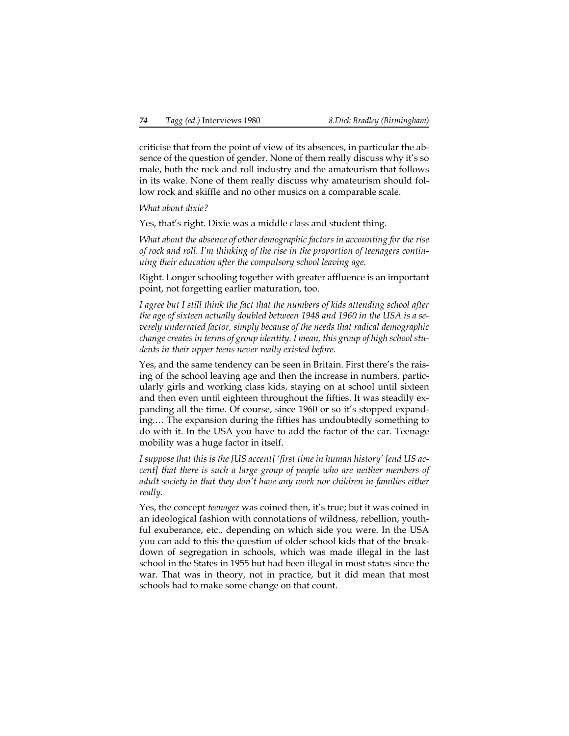criticise that from the point of view of its absences, in particular the absence of the question of gender. None of them really discuss why it's so male, both the rock and roll industry and the amateurism that follows in its wake. None of them really discuss why amateurism should follow rock and skiffle and no other musics on a comparable scale.

*What about dixie?*

Yes, that's right. Dixie was a middle class and student thing.

*What about the absence of other demographic factors in accounting for the rise of rock and roll. I'm thinking of the rise in the proportion of teenagers continuing their education after the compulsory school leaving age.*

Right. Longer schooling together with greater affluence is an important point, not forgetting earlier maturation, too.

*I agree but I still think the fact that the numbers of kids attending school after the age of sixteen actually doubled between 1948 and 1960 in the USA is a severely underrated factor, simply because of the needs that radical demographic change creates in terms of group identity. I mean, this group of high school students in their upper teens never really existed before.*

Yes, and the same tendency can be seen in Britain. First there's the raising of the school leaving age and then the increase in numbers, particularly girls and working class kids, staying on at school until sixteen and then even until eighteen throughout the fifties. It was steadily expanding all the time. Of course, since 1960 or so it's stopped expanding.… The expansion during the fifties has undoubtedly something to do with it. In the USA you have to add the factor of the car. Teenage mobility was a huge factor in itself.

*I suppose that this is the [US accent] 'first time in human history' [end US accent] that there is such a large group of people who are neither members of adult society in that they don't have any work nor children in families either really.*

Yes, the concept *teenager* was coined then, it's true; but it was coined in an ideological fashion with connotations of wildness, rebellion, youthful exuberance, etc., depending on which side you were. In the USA you can add to this the question of older school kids that of the breakdown of segregation in schools, which was made illegal in the last school in the States in 1955 but had been illegal in most states since the war. That was in theory, not in practice, but it did mean that most schools had to make some change on that count.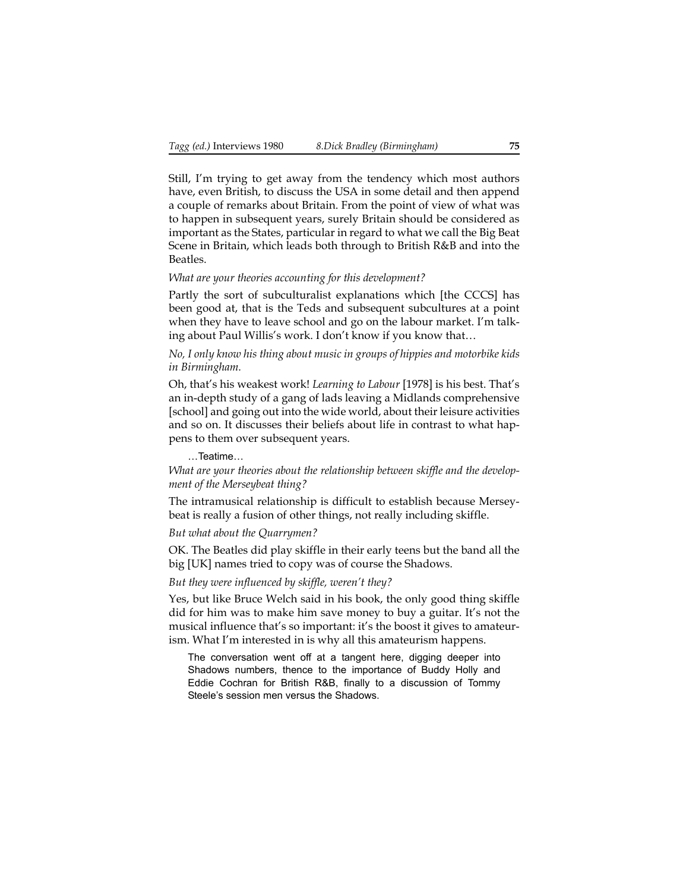Still, I'm trying to get away from the tendency which most authors have, even British, to discuss the USA in some detail and then append a couple of remarks about Britain. From the point of view of what was to happen in subsequent years, surely Britain should be considered as important as the States, particular in regard to what we call the Big Beat Scene in Britain, which leads both through to British R&B and into the Beatles.

*What are your theories accounting for this development?*

Partly the sort of subculturalist explanations which [the CCCS] has been good at, that is the Teds and subsequent subcultures at a point when they have to leave school and go on the labour market. I'm talking about Paul Willis's work. I don't know if you know that…

*No, I only know his thing about music in groups of hippies and motorbike kids in Birmingham.*

Oh, that's his weakest work! *Learning to Labour* [1978] is his best. That's an in-depth study of a gang of lads leaving a Midlands comprehensive [school] and going out into the wide world, about their leisure activities and so on. It discusses their beliefs about life in contrast to what happens to them over subsequent years.

…Teatime…

*What are your theories about the relationship between skiffle and the development of the Merseybeat thing?*

The intramusical relationship is difficult to establish because Merseybeat is really a fusion of other things, not really including skiffle.

*But what about the Quarrymen?*

OK. The Beatles did play skiffle in their early teens but the band all the big [UK] names tried to copy was of course the Shadows.

*But they were influenced by skiffle, weren't they?*

Yes, but like Bruce Welch said in his book, the only good thing skiffle did for him was to make him save money to buy a guitar. It's not the musical influence that's so important: it's the boost it gives to amateurism. What I'm interested in is why all this amateurism happens.

The conversation went off at a tangent here, digging deeper into Shadows numbers, thence to the importance of Buddy Holly and Eddie Cochran for British R&B, finally to a discussion of Tommy Steele's session men versus the Shadows.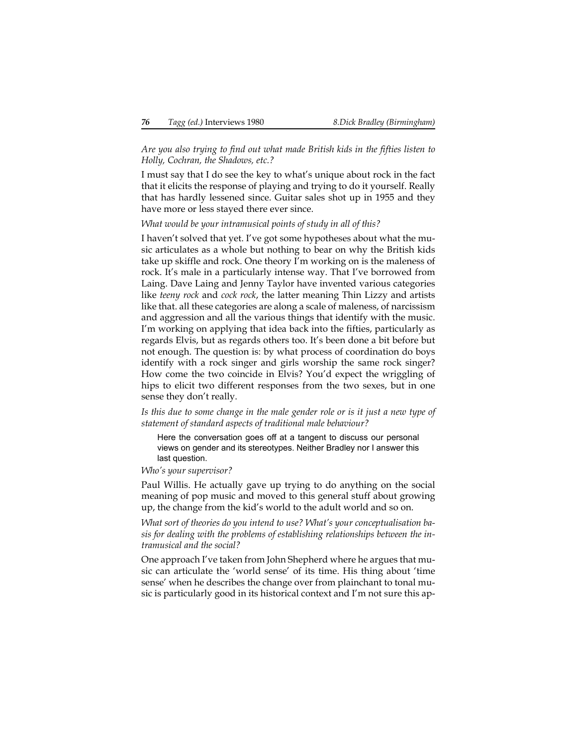*Are you also trying to find out what made British kids in the fifties listen to Holly, Cochran, the Shadows, etc.?*

I must say that I do see the key to what's unique about rock in the fact that it elicits the response of playing and trying to do it yourself. Really that has hardly lessened since. Guitar sales shot up in 1955 and they have more or less stayed there ever since.

*What would be your intramusical points of study in all of this?*

I haven't solved that yet. I've got some hypotheses about what the music articulates as a whole but nothing to bear on why the British kids take up skiffle and rock. One theory I'm working on is the maleness of rock. It's male in a particularly intense way. That I've borrowed from Laing. Dave Laing and Jenny Taylor have invented various categories like *teeny rock* and *cock rock*, the latter meaning Thin Lizzy and artists like that. all these categories are along a scale of maleness, of narcissism and aggression and all the various things that identify with the music. I'm working on applying that idea back into the fifties, particularly as regards Elvis, but as regards others too. It's been done a bit before but not enough. The question is: by what process of coordination do boys identify with a rock singer and girls worship the same rock singer? How come the two coincide in Elvis? You'd expect the wriggling of hips to elicit two different responses from the two sexes, but in one sense they don't really.

*Is this due to some change in the male gender role or is it just a new type of statement of standard aspects of traditional male behaviour?*

> Here the conversation goes off at a tangent to discuss our personal views on gender and its stereotypes. Neither Bradley nor I answer this last question.

*Who's your supervisor?*

Paul Willis. He actually gave up trying to do anything on the social meaning of pop music and moved to this general stuff about growing up, the change from the kid's world to the adult world and so on.

*What sort of theories do you intend to use? What's your conceptualisation basis for dealing with the problems of establishing relationships between the intramusical and the social?*

One approach I've taken from John Shepherd where he argues that music can articulate the 'world sense' of its time. His thing about 'time sense' when he describes the change over from plainchant to tonal music is particularly good in its historical context and I'm not sure this ap-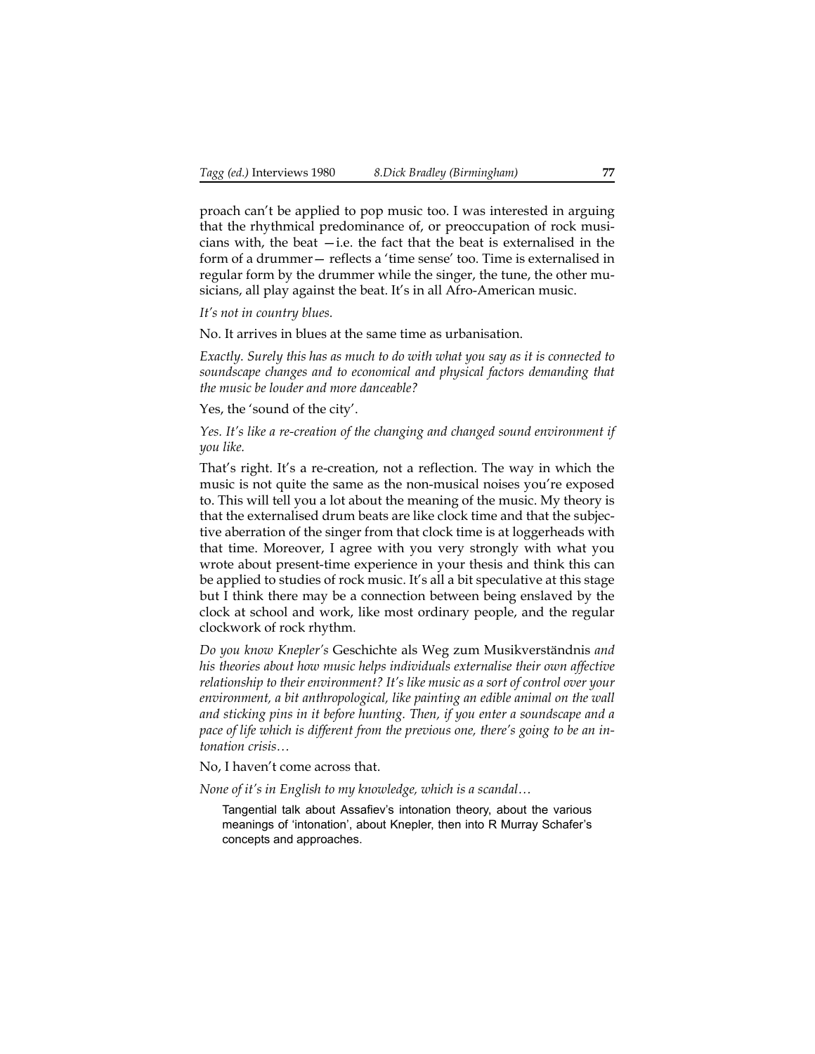proach can't be applied to pop music too. I was interested in arguing that the rhythmical predominance of, or preoccupation of rock musicians with, the beat —i.e. the fact that the beat is externalised in the form of a drummer— reflects a 'time sense' too. Time is externalised in regular form by the drummer while the singer, the tune, the other musicians, all play against the beat. It's in all Afro-American music.

*It's not in country blues.*

No. It arrives in blues at the same time as urbanisation.

*Exactly. Surely this has as much to do with what you say as it is connected to soundscape changes and to economical and physical factors demanding that the music be louder and more danceable?*

Yes, the 'sound of the city'.

*Yes. It's like a re-creation of the changing and changed sound environment if you like.*

That's right. It's a re-creation, not a reflection. The way in which the music is not quite the same as the non-musical noises you're exposed to. This will tell you a lot about the meaning of the music. My theory is that the externalised drum beats are like clock time and that the subjective aberration of the singer from that clock time is at loggerheads with that time. Moreover, I agree with you very strongly with what you wrote about present-time experience in your thesis and think this can be applied to studies of rock music. It's all a bit speculative at this stage but I think there may be a connection between being enslaved by the clock at school and work, like most ordinary people, and the regular clockwork of rock rhythm.

*Do you know Knepler's* Geschichte als Weg zum Musikverständnis *and his theories about how music helps individuals externalise their own affective relationship to their environment? It's like music as a sort of control over your environment, a bit anthropological, like painting an edible animal on the wall and sticking pins in it before hunting. Then, if you enter a soundscape and a pace of life which is different from the previous one, there's going to be an intonation crisis…*

No, I haven't come across that.

*None of it's in English to my knowledge, which is a scandal…*

> Tangential talk about Assafiev's intonation theory, about the various meanings of 'intonation', about Knepler, then into R Murray Schafer's concepts and approaches.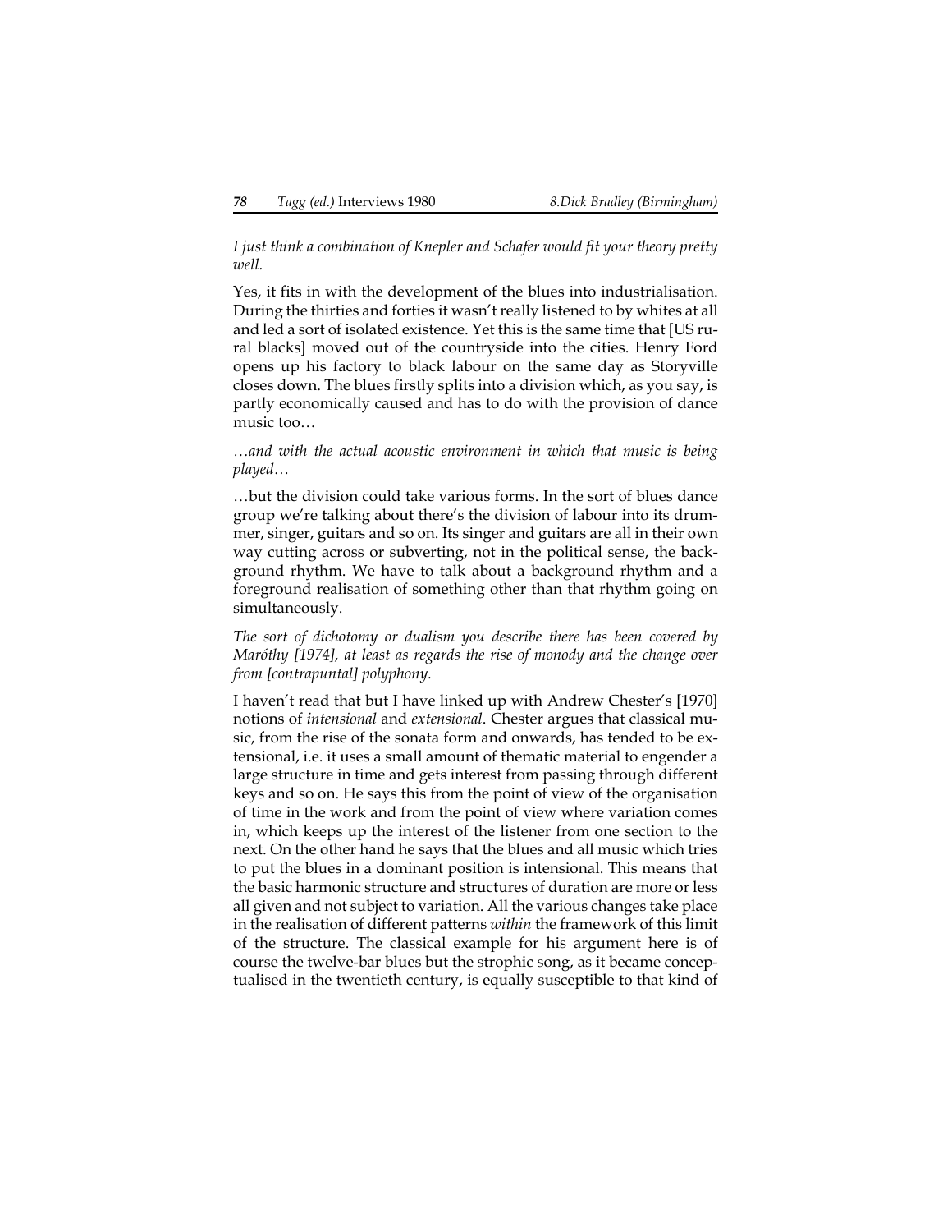*I just think a combination of Knepler and Schafer would fit your theory pretty well.*

Yes, it fits in with the development of the blues into industrialisation. During the thirties and forties it wasn't really listened to by whites at all and led a sort of isolated existence. Yet this is the same time that [US rural blacks] moved out of the countryside into the cities. Henry Ford opens up his factory to black labour on the same day as Storyville closes down. The blues firstly splits into a division which, as you say, is partly economically caused and has to do with the provision of dance music too…

*…and with the actual acoustic environment in which that music is being played…*

…but the division could take various forms. In the sort of blues dance group we're talking about there's the division of labour into its drummer, singer, guitars and so on. Its singer and guitars are all in their own way cutting across or subverting, not in the political sense, the background rhythm. We have to talk about a background rhythm and a foreground realisation of something other than that rhythm going on simultaneously.

*The sort of dichotomy or dualism you describe there has been covered by Maróthy [1974], at least as regards the rise of monody and the change over from [contrapuntal] polyphony.*

I haven't read that but I have linked up with Andrew Chester's [1970] notions of *intensional* and *extensional*. Chester argues that classical music, from the rise of the sonata form and onwards, has tended to be extensional, i.e. it uses a small amount of thematic material to engender a large structure in time and gets interest from passing through different keys and so on. He says this from the point of view of the organisation of time in the work and from the point of view where variation comes in, which keeps up the interest of the listener from one section to the next. On the other hand he says that the blues and all music which tries to put the blues in a dominant position is intensional. This means that the basic harmonic structure and structures of duration are more or less all given and not subject to variation. All the various changes take place in the realisation of different patterns *within* the framework of this limit of the structure. The classical example for his argument here is of course the twelve-bar blues but the strophic song, as it became conceptualised in the twentieth century, is equally susceptible to that kind of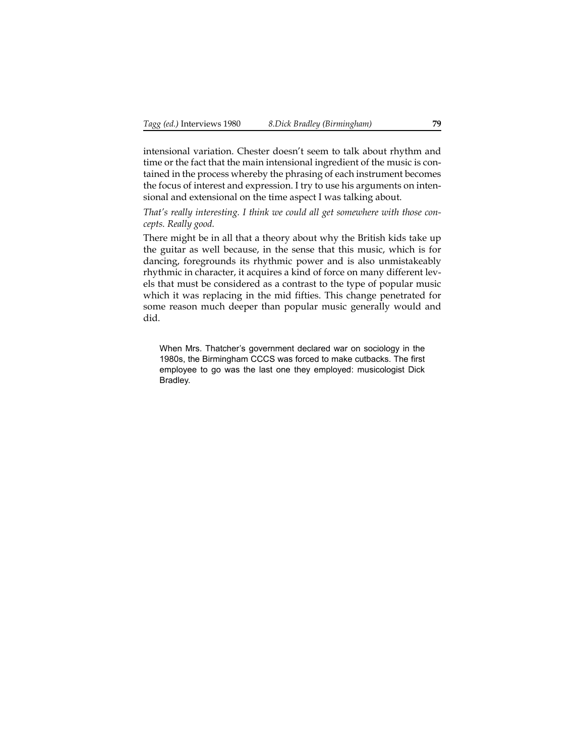intensional variation. Chester doesn't seem to talk about rhythm and time or the fact that the main intensional ingredient of the music is contained in the process whereby the phrasing of each instrument becomes the focus of interest and expression. I try to use his arguments on intensional and extensional on the time aspect I was talking about.

*That's really interesting. I think we could all get somewhere with those concepts. Really good.*

There might be in all that a theory about why the British kids take up the guitar as well because, in the sense that this music, which is for dancing, foregrounds its rhythmic power and is also unmistakeably rhythmic in character, it acquires a kind of force on many different levels that must be considered as a contrast to the type of popular music which it was replacing in the mid fifties. This change penetrated for some reason much deeper than popular music generally would and did.

> When Mrs. Thatcher's government declared war on sociology in the 1980s, the Birmingham CCCS was forced to make cutbacks. The first employee to go was the last one they employed: musicologist Dick Bradley.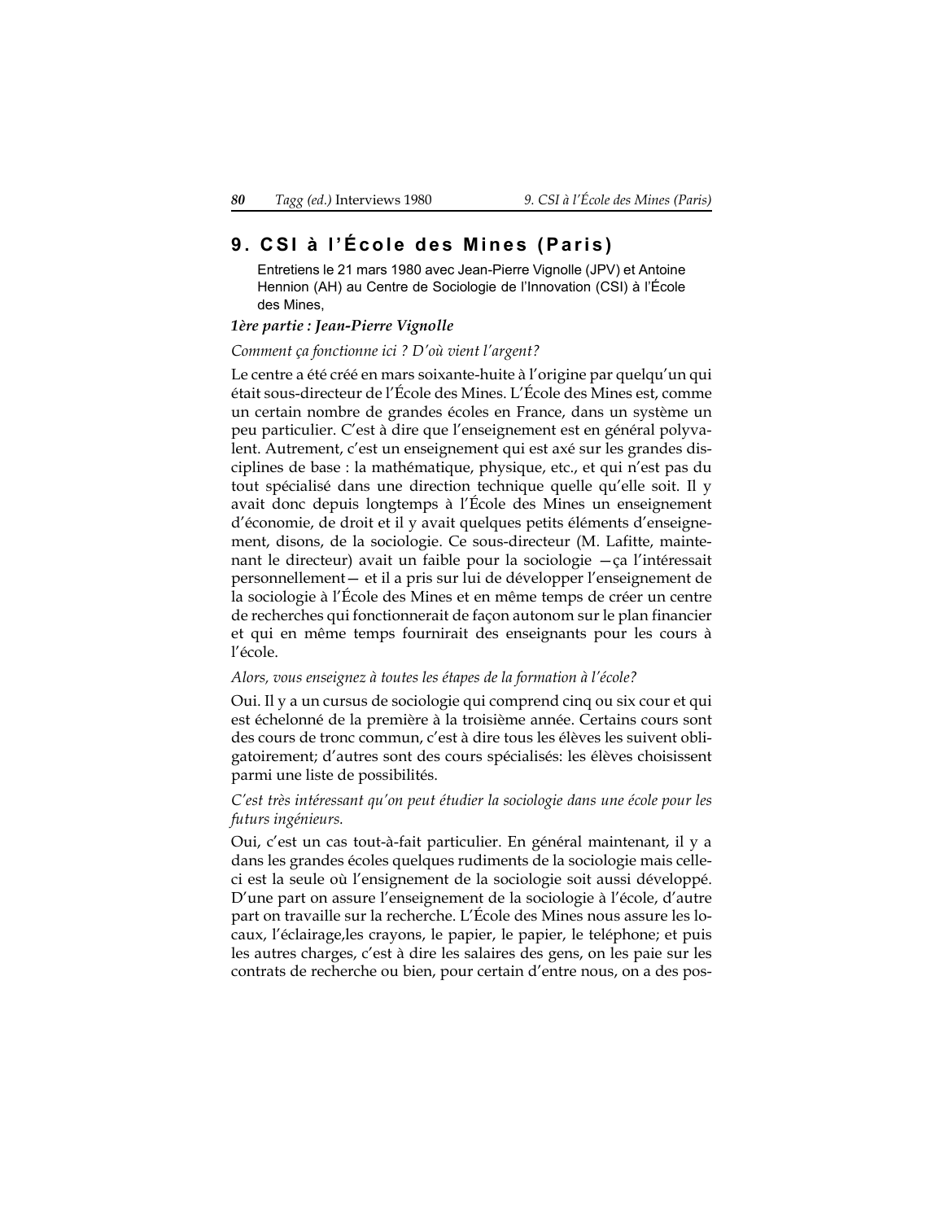# 9. CSI à l'École des Mines (Paris)

Entretiens le 21 mars 1980 avec Jean-Pierre Vignolle (JPV) et Antoine Hennion (AH) au Centre de Sociologie de l'Innovation (CSI) à l'École des Mines,

***1ère partie : Jean-Pierre Vignolle***

*Comment ça fonctionne ici ? D'où vient l'argent?*

Le centre a été créé en mars soixante-huite à l'origine par quelqu'un qui était sous-directeur de l'École des Mines. L'École des Mines est, comme un certain nombre de grandes écoles en France, dans un système un peu particulier. C'est à dire que l'enseignement est en général polyvalent. Autrement, c'est un enseignement qui est axé sur les grandes disciplines de base : la mathématique, physique, etc., et qui n'est pas du tout spécialisé dans une direction technique quelle qu'elle soit. Il y avait donc depuis longtemps à l'École des Mines un enseignement d'économie, de droit et il y avait quelques petits éléments d'enseignement, disons, de la sociologie. Ce sous-directeur (M. Lafitte, maintenant le directeur) avait un faible pour la sociologie —ça l'intéressait personnellement— et il a pris sur lui de développer l'enseignement de la sociologie à l'École des Mines et en même temps de créer un centre de recherches qui fonctionnerait de façon autonom sur le plan financier et qui en même temps fournirait des enseignants pour les cours à l'école.

*Alors, vous enseignez à toutes les étapes de la formation à l'école?*

Oui. Il y a un cursus de sociologie qui comprend cinq ou six cour et qui est échelonné de la première à la troisième année. Certains cours sont des cours de tronc commun, c'est à dire tous les élèves les suivent obligatoirement; d'autres sont des cours spécialisés: les élèves choisissent parmi une liste de possibilités.

*C'est très intéressant qu'on peut étudier la sociologie dans une école pour les futurs ingénieurs.*

Oui, c'est un cas tout-à-fait particulier. En général maintenant, il y a dans les grandes écoles quelques rudiments de la sociologie mais celle-ci est la seule où l'enseignement de la sociologie soit aussi développé. D'une part on assure l'enseignement de la sociologie à l'école, d'autre part on travaille sur la recherche. L'École des Mines nous assure les locaux, l'éclairage,les crayons, le papier, le papier, le teléphone; et puis les autres charges, c'est à dire les salaires des gens, on les paie sur les contrats de recherche ou bien, pour certain d'entre nous, on a des pos-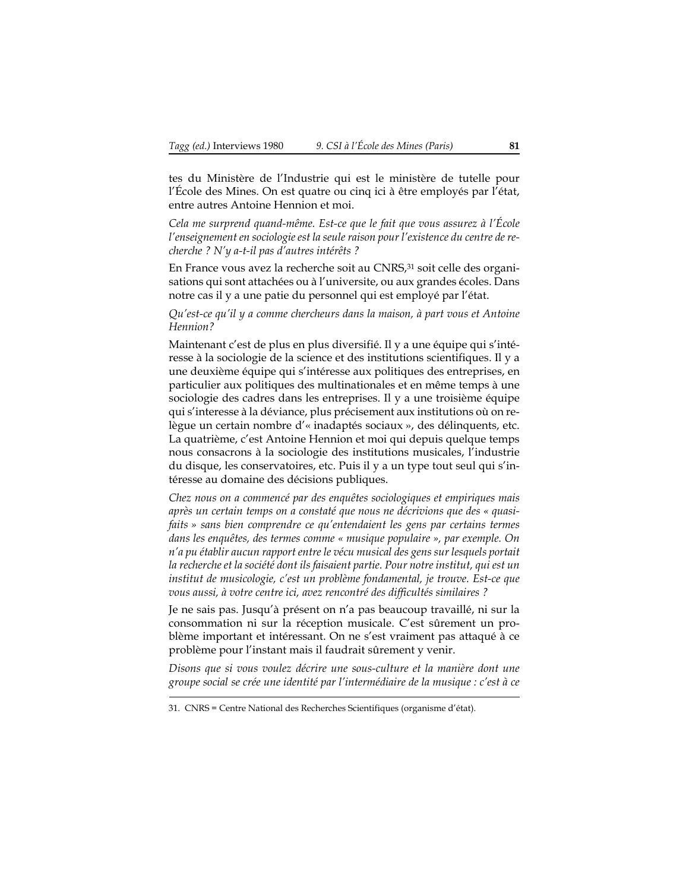tes du Ministère de l'Industrie qui est le ministère de tutelle pour l'École des Mines. On est quatre ou cinq ici à être employés par l'état, entre autres Antoine Hennion et moi.

*Cela me surprend quand-même. Est-ce que le fait que vous assurez à l'École l'enseignement en sociologie est la seule raison pour l'existence du centre de recherche ? N'y a-t-il pas d'autres intérêts ?*

En France vous avez la recherche soit au CNRS,[31] soit celle des organisations qui sont attachées ou à l'universite, ou aux grandes écoles. Dans notre cas il y a une patie du personnel qui est employé par l'état.

*Qu'est-ce qu'il y a comme chercheurs dans la maison, à part vous et Antoine Hennion?*

Maintenant c'est de plus en plus diversifié. Il y a une équipe qui s'intéresse à la sociologie de la science et des institutions scientifiques. Il y a une deuxième équipe qui s'intéresse aux politiques des entreprises, en particulier aux politiques des multinationales et en même temps à une sociologie des cadres dans les entreprises. Il y a une troisième équipe qui s'interesse à la déviance, plus précisement aux institutions où on relègue un certain nombre d'« inadaptés sociaux », des délinquents, etc. La quatrième, c'est Antoine Hennion et moi qui depuis quelque temps nous consacrons à la sociologie des institutions musicales, l'industrie du disque, les conservatoires, etc. Puis il y a un type tout seul qui s'intéresse au domaine des décisions publiques.

*Chez nous on a commencé par des enquêtes sociologiques et empiriques mais après un certain temps on a constaté que nous ne décrivions que des « quasi-faits » sans bien comprendre ce qu'entendaient les gens par certains termes dans les enquêtes, des termes comme « musique populaire », par exemple. On n'a pu établir aucun rapport entre le vécu musical des gens sur lesquels portait la recherche et la société dont ils faisaient partie. Pour notre institut, qui est un institut de musicologie, c'est un problème fondamental, je trouve. Est-ce que vous aussi, à votre centre ici, avez rencontré des difficultés similaires ?*

Je ne sais pas. Jusqu'à présent on n'a pas beaucoup travaillé, ni sur la consommation ni sur la réception musicale. C'est sûrement un problème important et intéressant. On ne s'est vraiment pas attaqué à ce problème pour l'instant mais il faudrait sûrement y venir.

*Disons que si vous voulez décrire une sous-culture et la manière dont une groupe social se crée une identité par l'intermédiaire de la musique : c'est à ce*

31. CNRS = Centre National des Recherches Scientifiques (organisme d'état).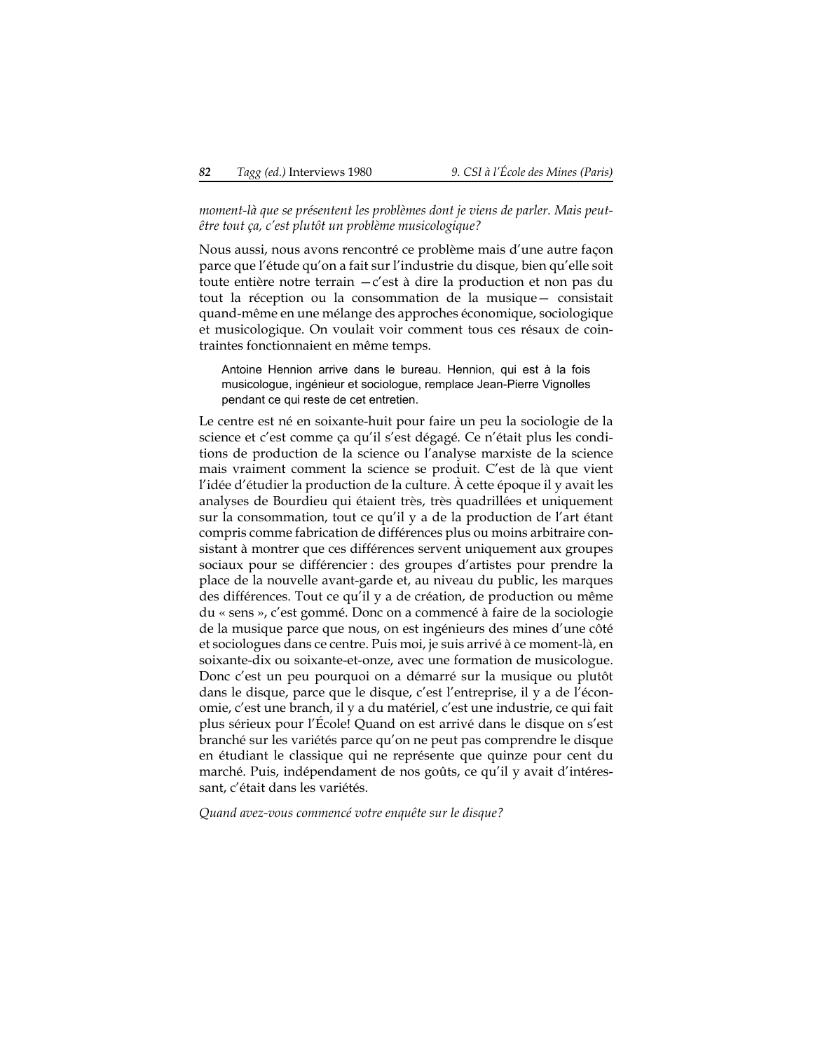*moment-là que se présentent les problèmes dont je viens de parler. Mais peut-être tout ça, c'est plutôt un problème musicologique?*

Nous aussi, nous avons rencontré ce problème mais d'une autre façon parce que l'étude qu'on a fait sur l'industrie du disque, bien qu'elle soit toute entière notre terrain —c'est à dire la production et non pas du tout la réception ou la consommation de la musique— consistait quand-même en une mélange des approches économique, sociologique et musicologique. On voulait voir comment tous ces résaux de cointraintes fonctionnaient en même temps.

> Antoine Hennion arrive dans le bureau. Hennion, qui est à la fois musicologue, ingénieur et sociologue, remplace Jean-Pierre Vignolles pendant ce qui reste de cet entretien.

Le centre est né en soixante-huit pour faire un peu la sociologie de la science et c'est comme ça qu'il s'est dégagé. Ce n'était plus les conditions de production de la science ou l'analyse marxiste de la science mais vraiment comment la science se produit. C'est de là que vient l'idée d'étudier la production de la culture. À cette époque il y avait les analyses de Bourdieu qui étaient très, très quadrillées et uniquement sur la consommation, tout ce qu'il y a de la production de l'art étant compris comme fabrication de différences plus ou moins arbitraire consistant à montrer que ces différences servent uniquement aux groupes sociaux pour se différencier : des groupes d'artistes pour prendre la place de la nouvelle avant-garde et, au niveau du public, les marques des différences. Tout ce qu'il y a de création, de production ou même du « sens », c'est gommé. Donc on a commencé à faire de la sociologie de la musique parce que nous, on est ingénieurs des mines d'une côté et sociologues dans ce centre. Puis moi, je suis arrivé à ce moment-là, en soixante-dix ou soixante-et-onze, avec une formation de musicologue. Donc c'est un peu pourquoi on a démarré sur la musique ou plutôt dans le disque, parce que le disque, c'est l'entreprise, il y a de l'économie, c'est une branch, il y a du matériel, c'est une industrie, ce qui fait plus sérieux pour l'École! Quand on est arrivé dans le disque on s'est branché sur les variétés parce qu'on ne peut pas comprendre le disque en étudiant le classique qui ne représente que quinze pour cent du marché. Puis, indépendament de nos goûts, ce qu'il y avait d'intéressant, c'était dans les variétés.

*Quand avez-vous commencé votre enquête sur le disque?*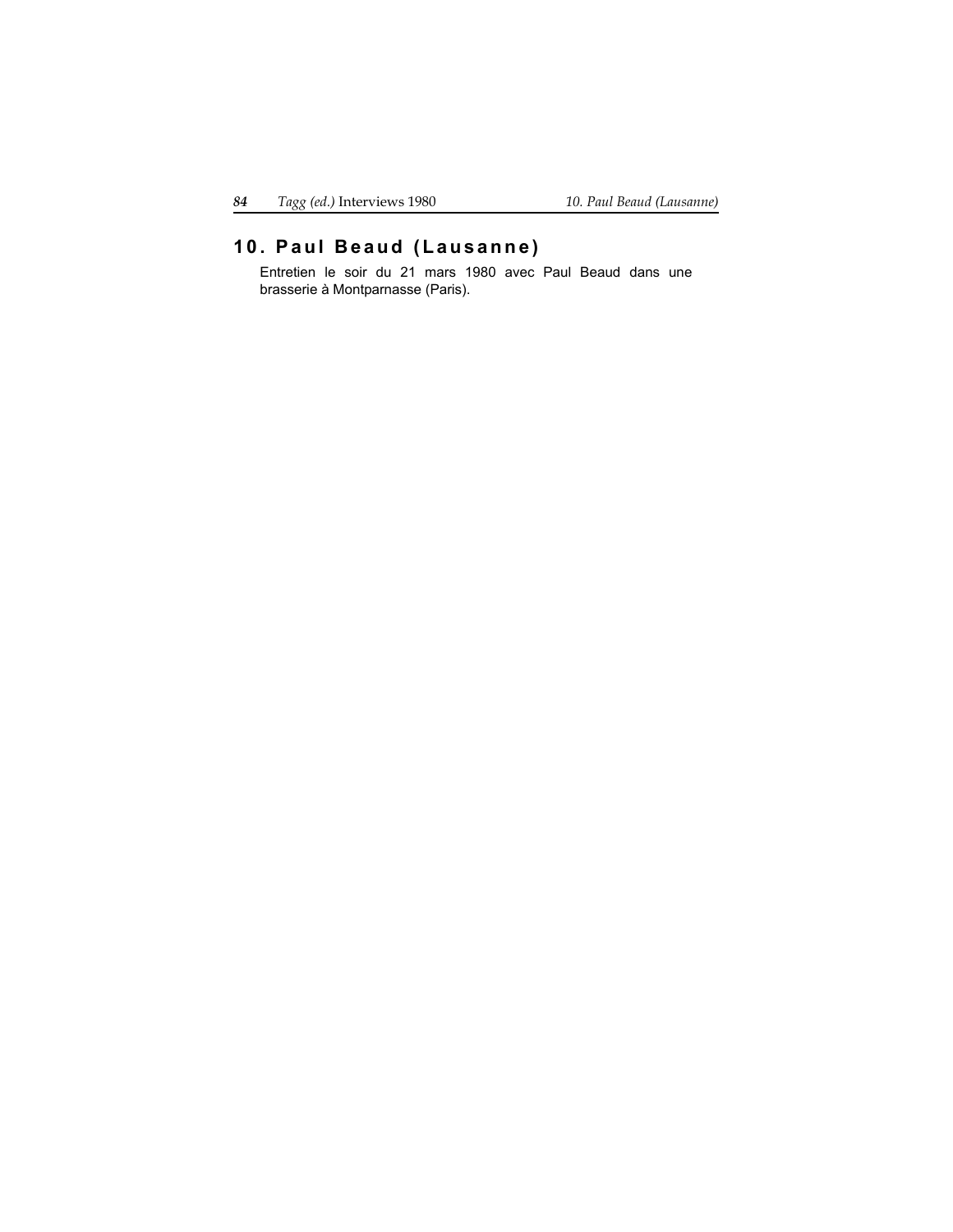## 10. Paul Beaud (Lausanne)

Entretien le soir du 21 mars 1980 avec Paul Beaud dans une brasserie à Montparnasse (Paris).